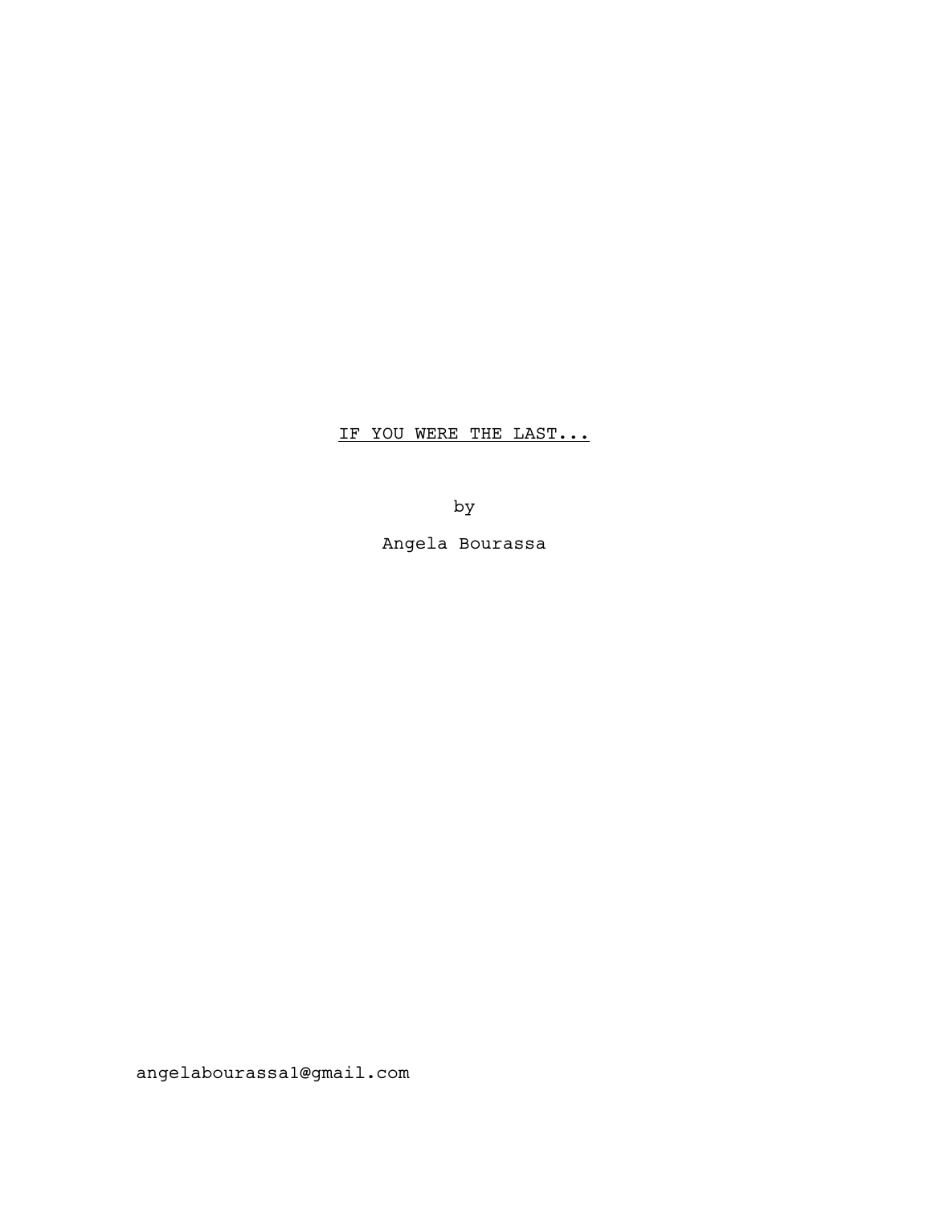<u>IF YOU WERE THE LAST...</u>

by

Angela Bourassa

angelabourassa1@gmail.com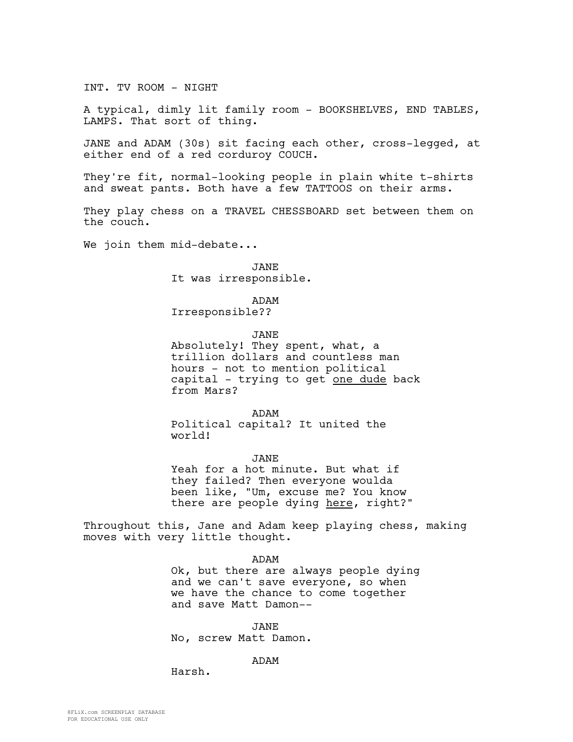INT. TV ROOM - NIGHT

A typical, dimly lit family room - BOOKSHELVES, END TABLES, LAMPS. That sort of thing.

JANE and ADAM (30s) sit facing each other, cross-legged, at either end of a red corduroy COUCH.

They're fit, normal-looking people in plain white t-shirts and sweat pants. Both have a few TATTOOS on their arms.

They play chess on a TRAVEL CHESSBOARD set between them on the couch.

We join them mid-debate...

JANE
It was irresponsible.

ADAM
Irresponsible??

JANE
Absolutely! They spent, what, a trillion dollars and countless man hours - not to mention political capital - trying to get <u>one dude</u> back from Mars?

ADAM
Political capital? It united the world!

JANE
Yeah for a hot minute. But what if they failed? Then everyone woulda been like, "Um, excuse me? You know there are people dying <u>here</u>, right?"

Throughout this, Jane and Adam keep playing chess, making moves with very little thought.

ADAM
Ok, but there are always people dying and we can't save everyone, so when we have the chance to come together and save Matt Damon--

JANE
No, screw Matt Damon.

ADAM
Harsh.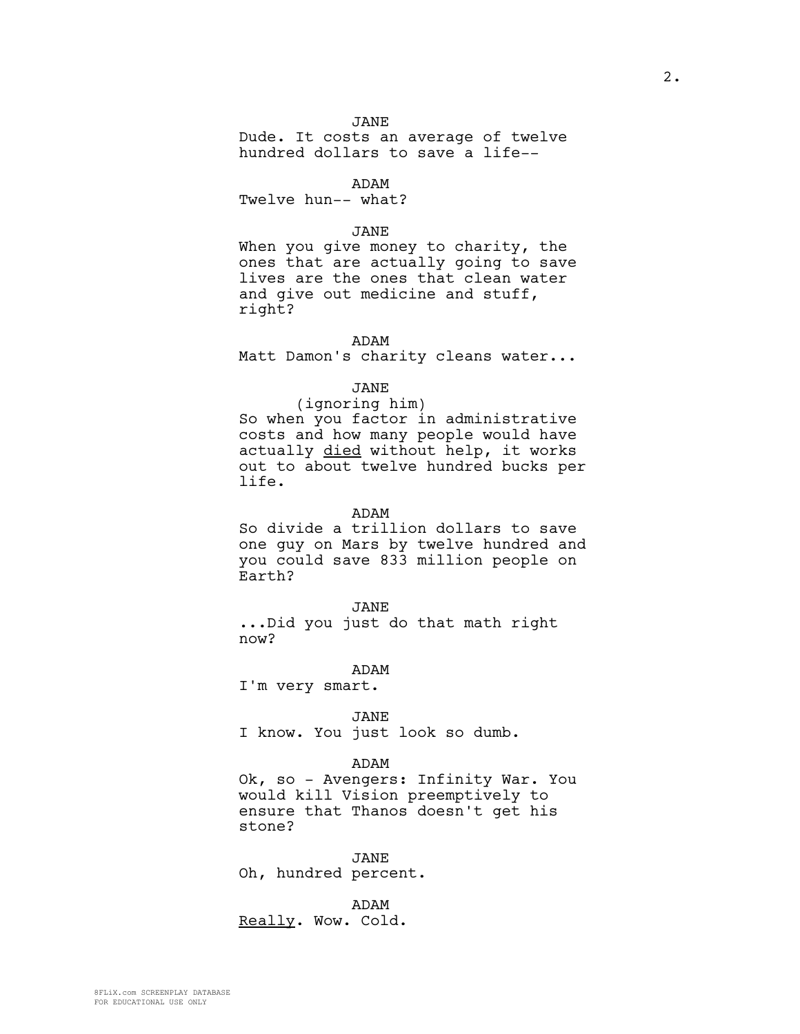JANE

Dude. It costs an average of twelve hundred dollars to save a life--

ADAM

Twelve hun-- what?

JANE

When you give money to charity, the ones that are actually going to save lives are the ones that clean water and give out medicine and stuff, right?

ADAM

Matt Damon's charity cleans water...

JANE

(ignoring him)

So when you factor in administrative costs and how many people would have actually <u>died</u> without help, it works out to about twelve hundred bucks per life.

ADAM

So divide a trillion dollars to save one guy on Mars by twelve hundred and you could save 833 million people on Earth?

JANE

...Did you just do that math right now?

ADAM

I'm very smart.

JANE

I know. You just look so dumb.

ADAM

Ok, so - Avengers: Infinity War. You would kill Vision preemptively to ensure that Thanos doesn't get his stone?

JANE

Oh, hundred percent.

ADAM

<u>Really</u>. Wow. Cold.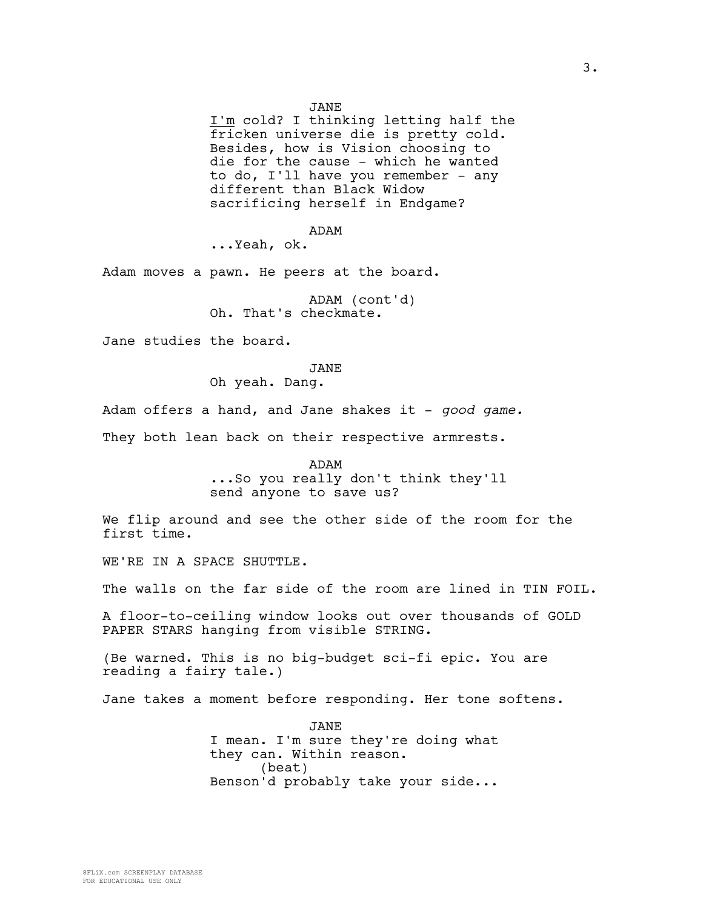JANE

<u>I'm</u> cold? I thinking letting half the fricken universe die is pretty cold. Besides, how is Vision choosing to die for the cause - which he wanted to do, I'll have you remember - any different than Black Widow sacrificing herself in Endgame?

ADAM

...Yeah, ok.

Adam moves a pawn. He peers at the board.

ADAM (cont'd)

Oh. That's checkmate.

Jane studies the board.

JANE

Oh yeah. Dang.

Adam offers a hand, and Jane shakes it - *good game.*

They both lean back on their respective armrests.

ADAM

...So you really don't think they'll send anyone to save us?

We flip around and see the other side of the room for the first time.

WE'RE IN A SPACE SHUTTLE.

The walls on the far side of the room are lined in TIN FOIL.

A floor-to-ceiling window looks out over thousands of GOLD PAPER STARS hanging from visible STRING.

(Be warned. This is no big-budget sci-fi epic. You are reading a fairy tale.)

Jane takes a moment before responding. Her tone softens.

JANE

I mean. I'm sure they're doing what they can. Within reason.

(beat)

Benson'd probably take your side...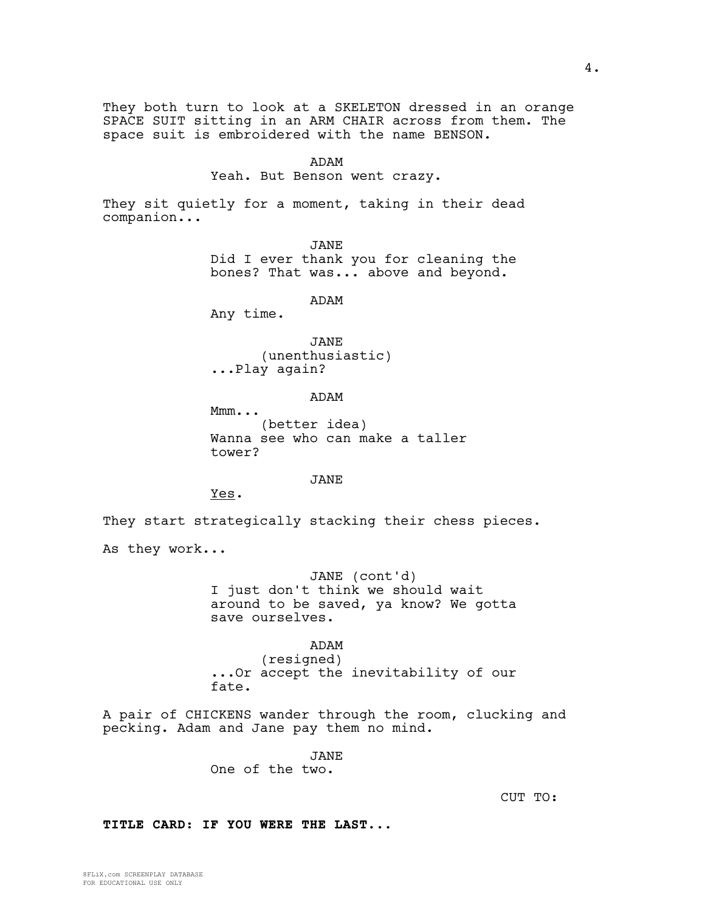They both turn to look at a SKELETON dressed in an orange SPACE SUIT sitting in an ARM CHAIR across from them. The space suit is embroidered with the name BENSON.

ADAM
Yeah. But Benson went crazy.

They sit quietly for a moment, taking in their dead companion...

JANE
Did I ever thank you for cleaning the bones? That was... above and beyond.

ADAM
Any time.

JANE
(unenthusiastic)
...Play again?

ADAM
Mmm...
(better idea)
Wanna see who can make a taller tower?

JANE
Yes.

They start strategically stacking their chess pieces.

As they work...

JANE (cont'd)
I just don't think we should wait around to be saved, ya know? We gotta save ourselves.

ADAM
(resigned)
...Or accept the inevitability of our fate.

A pair of CHICKENS wander through the room, clucking and pecking. Adam and Jane pay them no mind.

JANE
One of the two.

CUT TO:

**TITLE CARD: IF YOU WERE THE LAST...**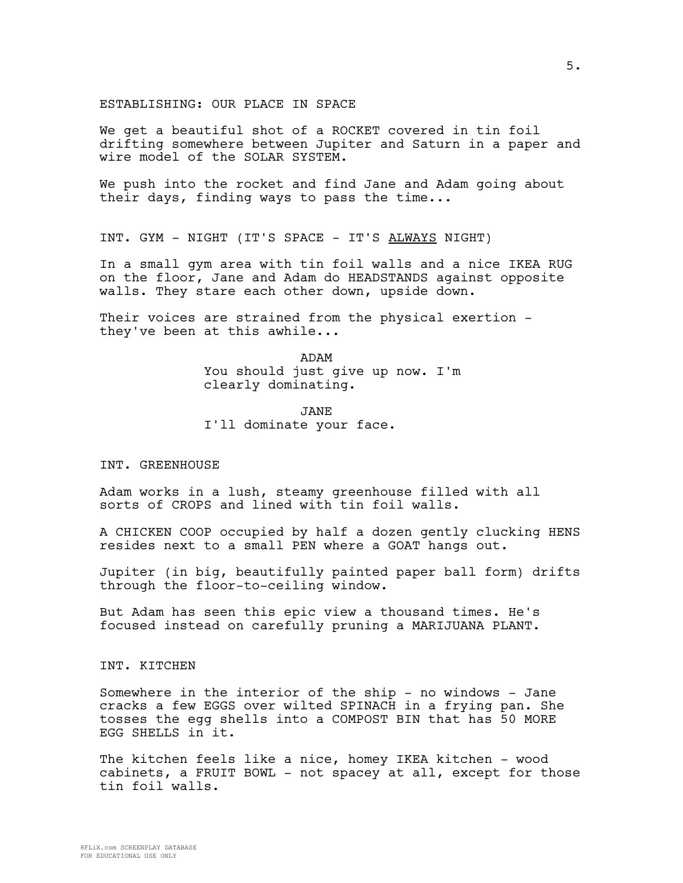ESTABLISHING: OUR PLACE IN SPACE

We get a beautiful shot of a ROCKET covered in tin foil drifting somewhere between Jupiter and Saturn in a paper and wire model of the SOLAR SYSTEM.

We push into the rocket and find Jane and Adam going about their days, finding ways to pass the time...

INT. GYM - NIGHT (IT'S SPACE - IT'S ALWAYS NIGHT)

In a small gym area with tin foil walls and a nice IKEA RUG on the floor, Jane and Adam do HEADSTANDS against opposite walls. They stare each other down, upside down.

Their voices are strained from the physical exertion - they've been at this awhile...

ADAM
You should just give up now. I'm clearly dominating.

JANE
I'll dominate your face.

INT. GREENHOUSE

Adam works in a lush, steamy greenhouse filled with all sorts of CROPS and lined with tin foil walls.

A CHICKEN COOP occupied by half a dozen gently clucking HENS resides next to a small PEN where a GOAT hangs out.

Jupiter (in big, beautifully painted paper ball form) drifts through the floor-to-ceiling window.

But Adam has seen this epic view a thousand times. He's focused instead on carefully pruning a MARIJUANA PLANT.

INT. KITCHEN

Somewhere in the interior of the ship - no windows - Jane cracks a few EGGS over wilted SPINACH in a frying pan. She tosses the egg shells into a COMPOST BIN that has 50 MORE EGG SHELLS in it.

The kitchen feels like a nice, homey IKEA kitchen - wood cabinets, a FRUIT BOWL - not spacey at all, except for those tin foil walls.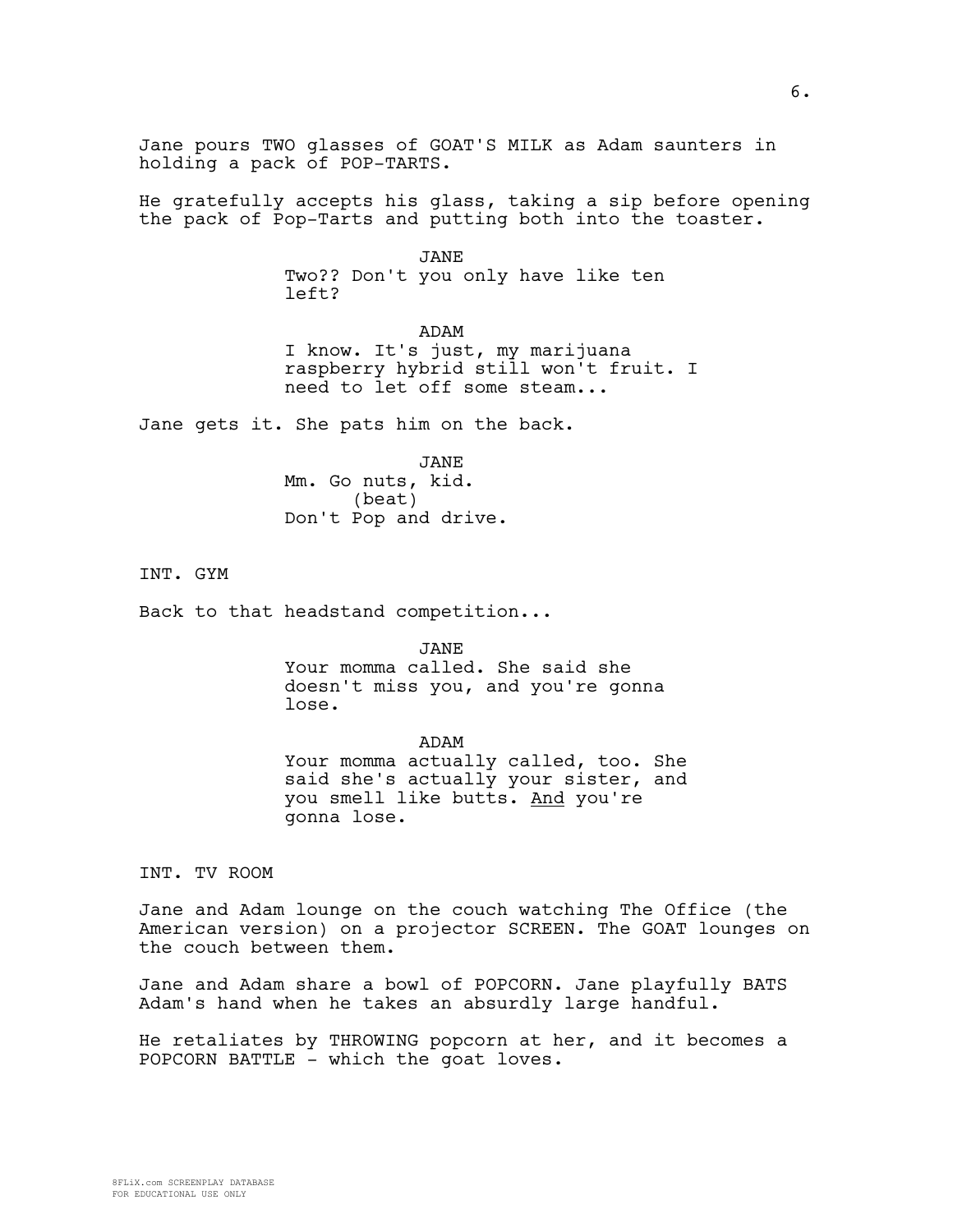Jane pours TWO glasses of GOAT'S MILK as Adam saunters in holding a pack of POP-TARTS.

He gratefully accepts his glass, taking a sip before opening the pack of Pop-Tarts and putting both into the toaster.

JANE
Two?? Don't you only have like ten left?

ADAM
I know. It's just, my marijuana raspberry hybrid still won't fruit. I need to let off some steam...

Jane gets it. She pats him on the back.

JANE
Mm. Go nuts, kid.
(beat)
Don't Pop and drive.

INT. GYM

Back to that headstand competition...

JANE
Your momma called. She said she doesn't miss you, and you're gonna lose.

ADAM
Your momma actually called, too. She said she's actually your sister, and you smell like butts. <u>And</u> you're gonna lose.

INT. TV ROOM

Jane and Adam lounge on the couch watching The Office (the American version) on a projector SCREEN. The GOAT lounges on the couch between them.

Jane and Adam share a bowl of POPCORN. Jane playfully BATS Adam's hand when he takes an absurdly large handful.

He retaliates by THROWING popcorn at her, and it becomes a POPCORN BATTLE - which the goat loves.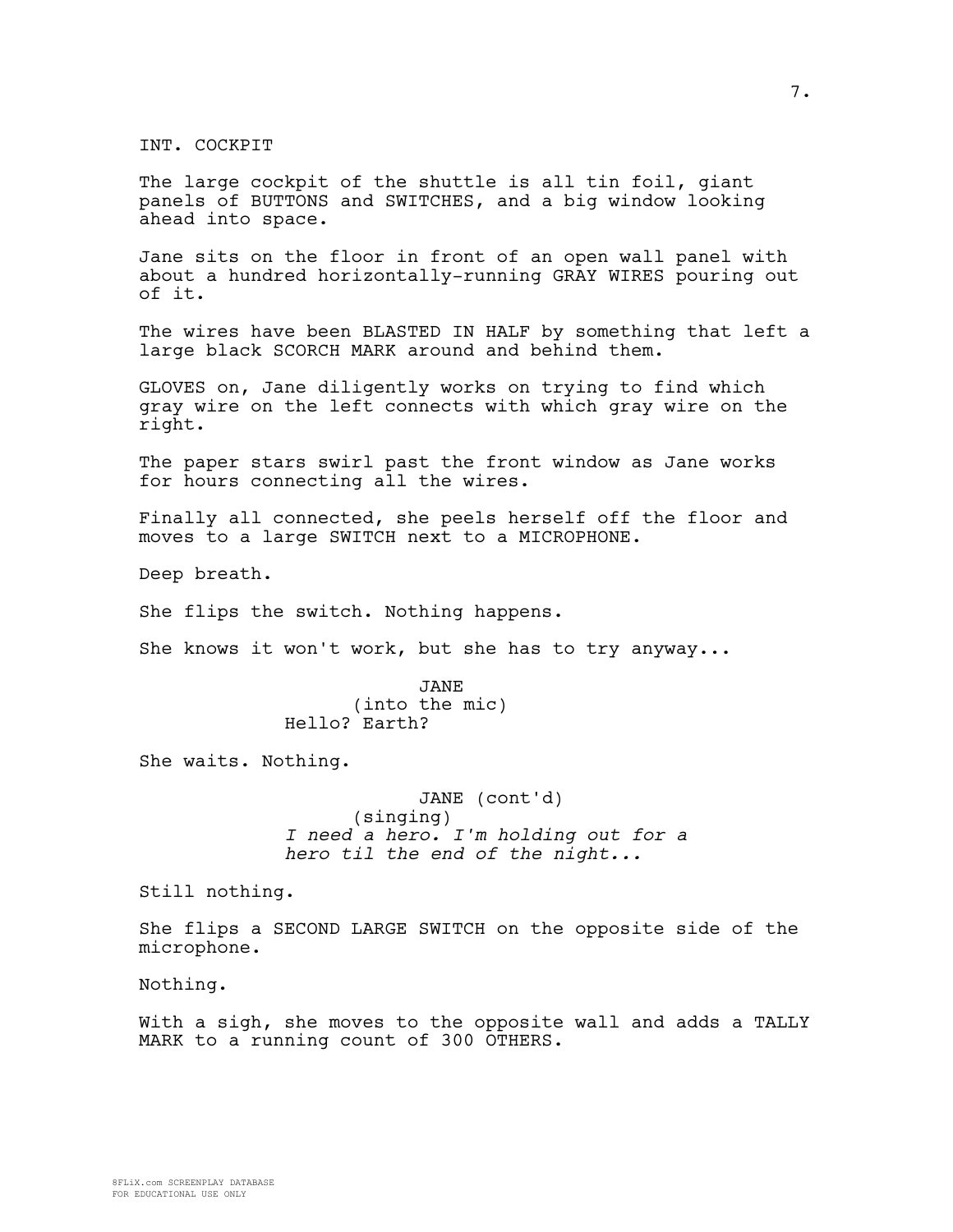INT. COCKPIT

The large cockpit of the shuttle is all tin foil, giant panels of BUTTONS and SWITCHES, and a big window looking ahead into space.

Jane sits on the floor in front of an open wall panel with about a hundred horizontally-running GRAY WIRES pouring out of it.

The wires have been BLASTED IN HALF by something that left a large black SCORCH MARK around and behind them.

GLOVES on, Jane diligently works on trying to find which gray wire on the left connects with which gray wire on the right.

The paper stars swirl past the front window as Jane works for hours connecting all the wires.

Finally all connected, she peels herself off the floor and moves to a large SWITCH next to a MICROPHONE.

Deep breath.

She flips the switch. Nothing happens.

She knows it won't work, but she has to try anyway...

JANE
(into the mic)
Hello? Earth?

She waits. Nothing.

JANE (cont'd)
(singing)
*I need a hero. I'm holding out for a hero til the end of the night...*

Still nothing.

She flips a SECOND LARGE SWITCH on the opposite side of the microphone.

Nothing.

With a sigh, she moves to the opposite wall and adds a TALLY MARK to a running count of 300 OTHERS.

8FLiX.com SCREENPLAY DATABASE
FOR EDUCATIONAL USE ONLY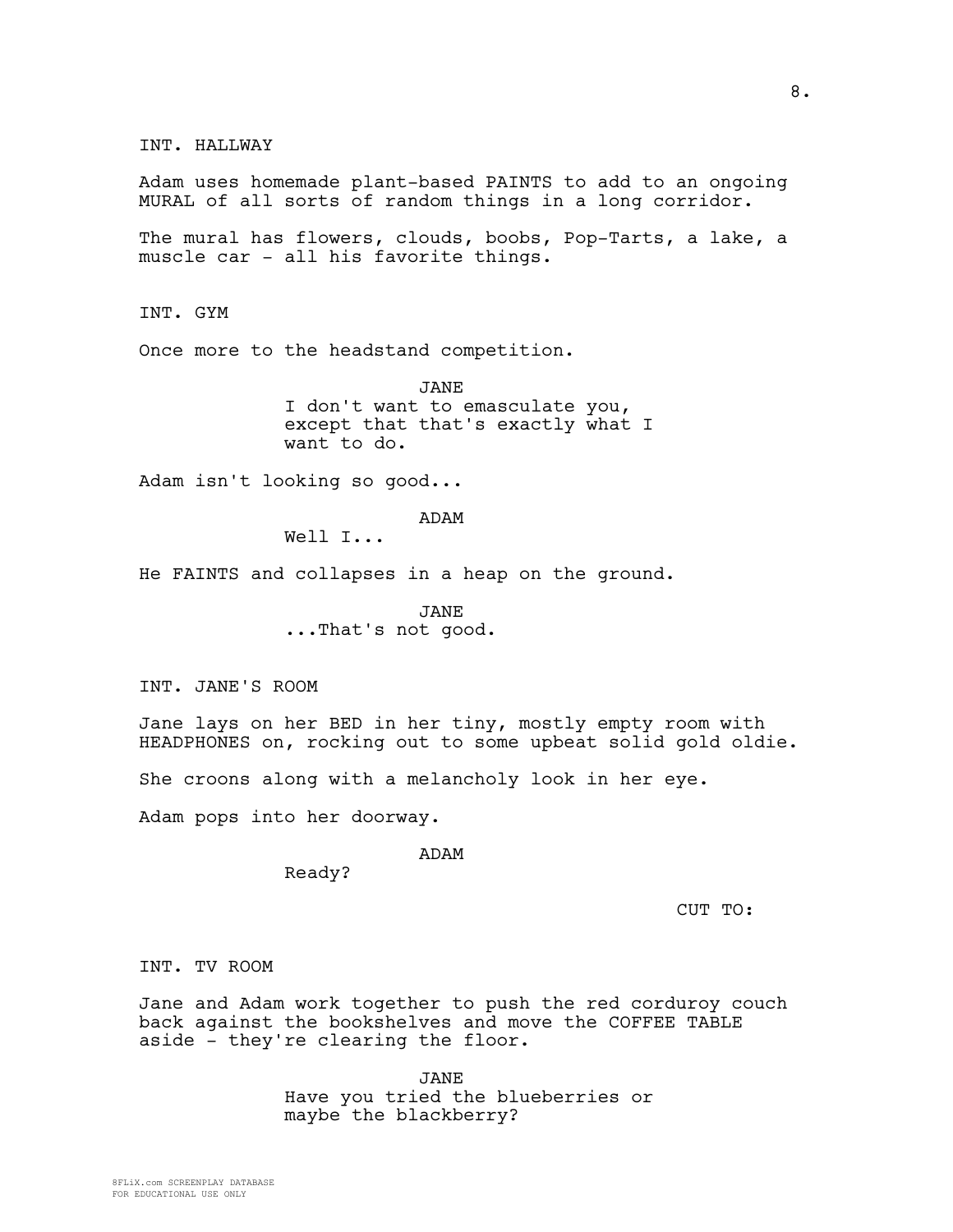INT. HALLWAY

Adam uses homemade plant-based PAINTS to add to an ongoing MURAL of all sorts of random things in a long corridor.

The mural has flowers, clouds, boobs, Pop-Tarts, a lake, a muscle car - all his favorite things.

INT. GYM

Once more to the headstand competition.

JANE
I don't want to emasculate you, except that that's exactly what I want to do.

Adam isn't looking so good...

ADAM
Well I...

He FAINTS and collapses in a heap on the ground.

JANE
...That's not good.

INT. JANE'S ROOM

Jane lays on her BED in her tiny, mostly empty room with HEADPHONES on, rocking out to some upbeat solid gold oldie.

She croons along with a melancholy look in her eye.

Adam pops into her doorway.

ADAM
Ready?

CUT TO:

INT. TV ROOM

Jane and Adam work together to push the red corduroy couch back against the bookshelves and move the COFFEE TABLE aside - they're clearing the floor.

JANE
Have you tried the blueberries or maybe the blackberry?

8FLiX.com SCREENPLAY DATABASE
FOR EDUCATIONAL USE ONLY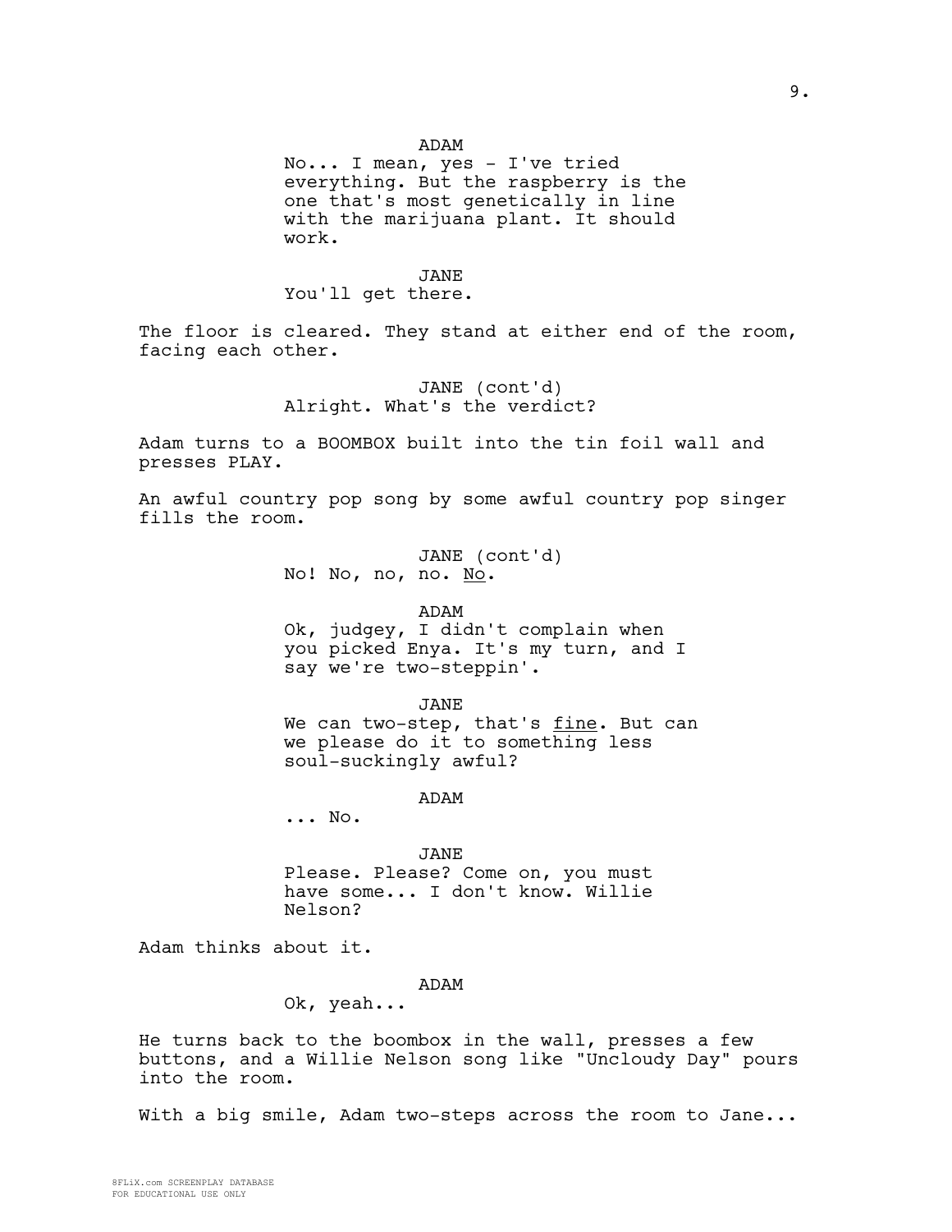ADAM
No... I mean, yes - I've tried everything. But the raspberry is the one that's most genetically in line with the marijuana plant. It should work.

JANE
You'll get there.

The floor is cleared. They stand at either end of the room, facing each other.

JANE (cont'd)
Alright. What's the verdict?

Adam turns to a BOOMBOX built into the tin foil wall and presses PLAY.

An awful country pop song by some awful country pop singer fills the room.

JANE (cont'd)
No! No, no, no. <u>No</u>.

ADAM
Ok, judgey, I didn't complain when you picked Enya. It's my turn, and I say we're two-steppin'.

JANE
We can two-step, that's <u>fine</u>. But can we please do it to something less soul-suckingly awful?

ADAM
... No.

JANE
Please. Please? Come on, you must have some... I don't know. Willie Nelson?

Adam thinks about it.

ADAM
Ok, yeah...

He turns back to the boombox in the wall, presses a few buttons, and a Willie Nelson song like "Uncloudy Day" pours into the room.

With a big smile, Adam two-steps across the room to Jane...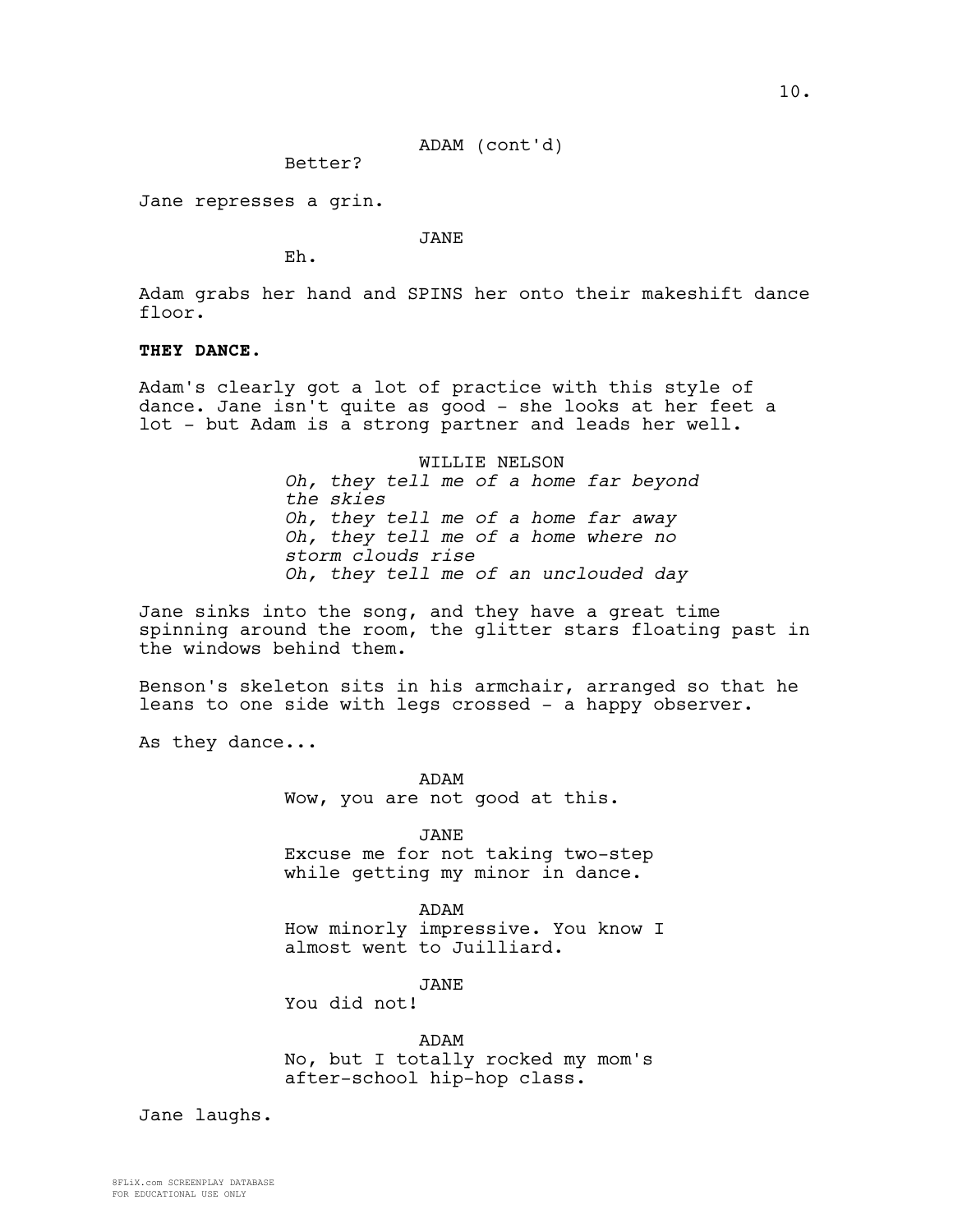ADAM (cont'd)

Better?

Jane represses a grin.

JANE

Eh.

Adam grabs her hand and SPINS her onto their makeshift dance floor.

**THEY DANCE.**

Adam's clearly got a lot of practice with this style of dance. Jane isn't quite as good - she looks at her feet a lot - but Adam is a strong partner and leads her well.

WILLIE NELSON

*Oh, they tell me of a home far beyond the skies*
*Oh, they tell me of a home far away*
*Oh, they tell me of a home where no storm clouds rise*
*Oh, they tell me of an unclouded day*

Jane sinks into the song, and they have a great time spinning around the room, the glitter stars floating past in the windows behind them.

Benson's skeleton sits in his armchair, arranged so that he leans to one side with legs crossed - a happy observer.

As they dance...

ADAM

Wow, you are not good at this.

JANE

Excuse me for not taking two-step while getting my minor in dance.

ADAM

How minorly impressive. You know I almost went to Juilliard.

JANE

You did not!

ADAM

No, but I totally rocked my mom's after-school hip-hop class.

Jane laughs.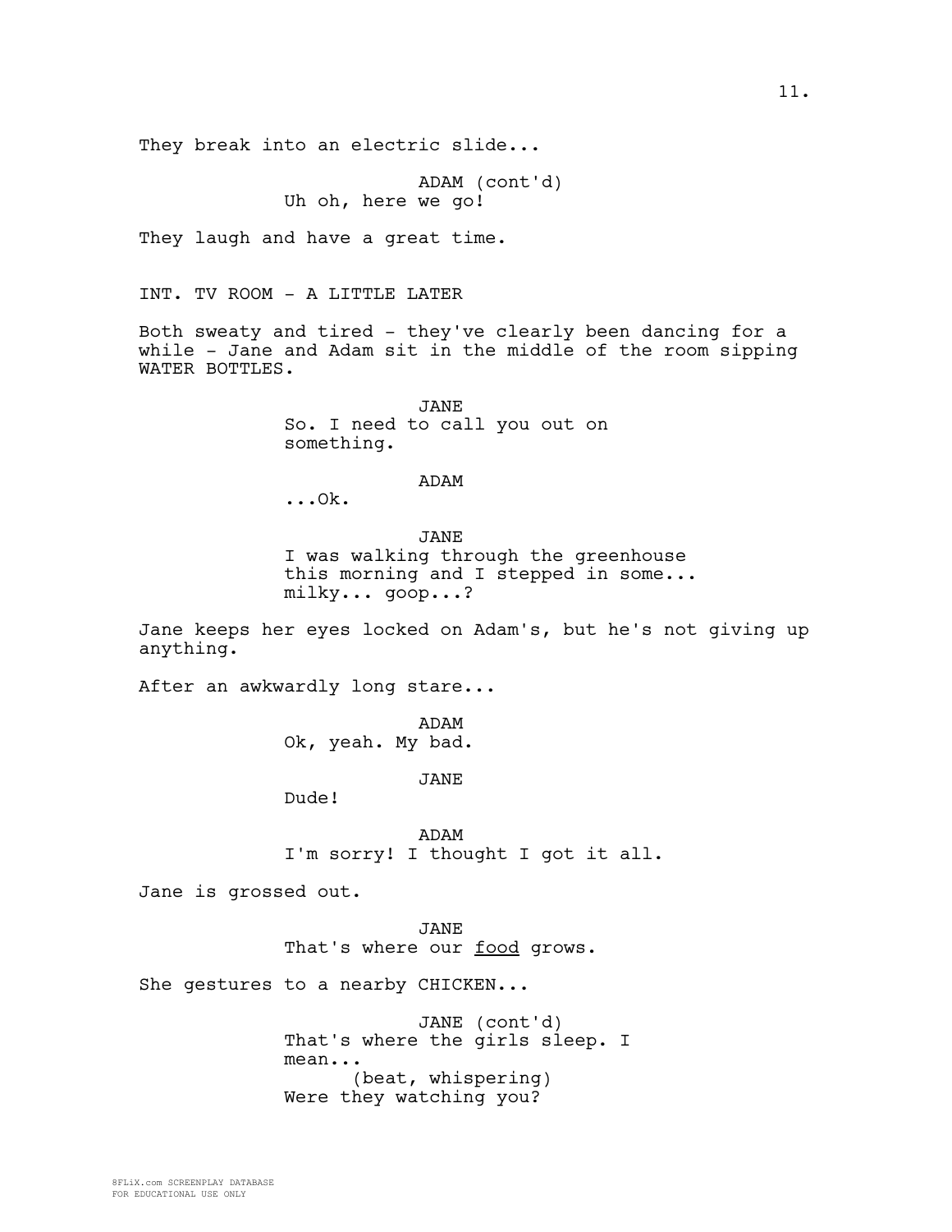They break into an electric slide...

ADAM (cont'd)
Uh oh, here we go!

They laugh and have a great time.

INT. TV ROOM - A LITTLE LATER

Both sweaty and tired - they've clearly been dancing for a while - Jane and Adam sit in the middle of the room sipping WATER BOTTLES.

JANE
So. I need to call you out on something.

ADAM
...Ok.

JANE
I was walking through the greenhouse this morning and I stepped in some... milky... goop...?

Jane keeps her eyes locked on Adam's, but he's not giving up anything.

After an awkwardly long stare...

ADAM
Ok, yeah. My bad.

JANE
Dude!

ADAM
I'm sorry! I thought I got it all.

Jane is grossed out.

JANE
That's where our <u>food</u> grows.

She gestures to a nearby CHICKEN...

JANE (cont'd)
That's where the girls sleep. I mean...
(beat, whispering)
Were they watching you?

8FLiX.com SCREENPLAY DATABASE
FOR EDUCATIONAL USE ONLY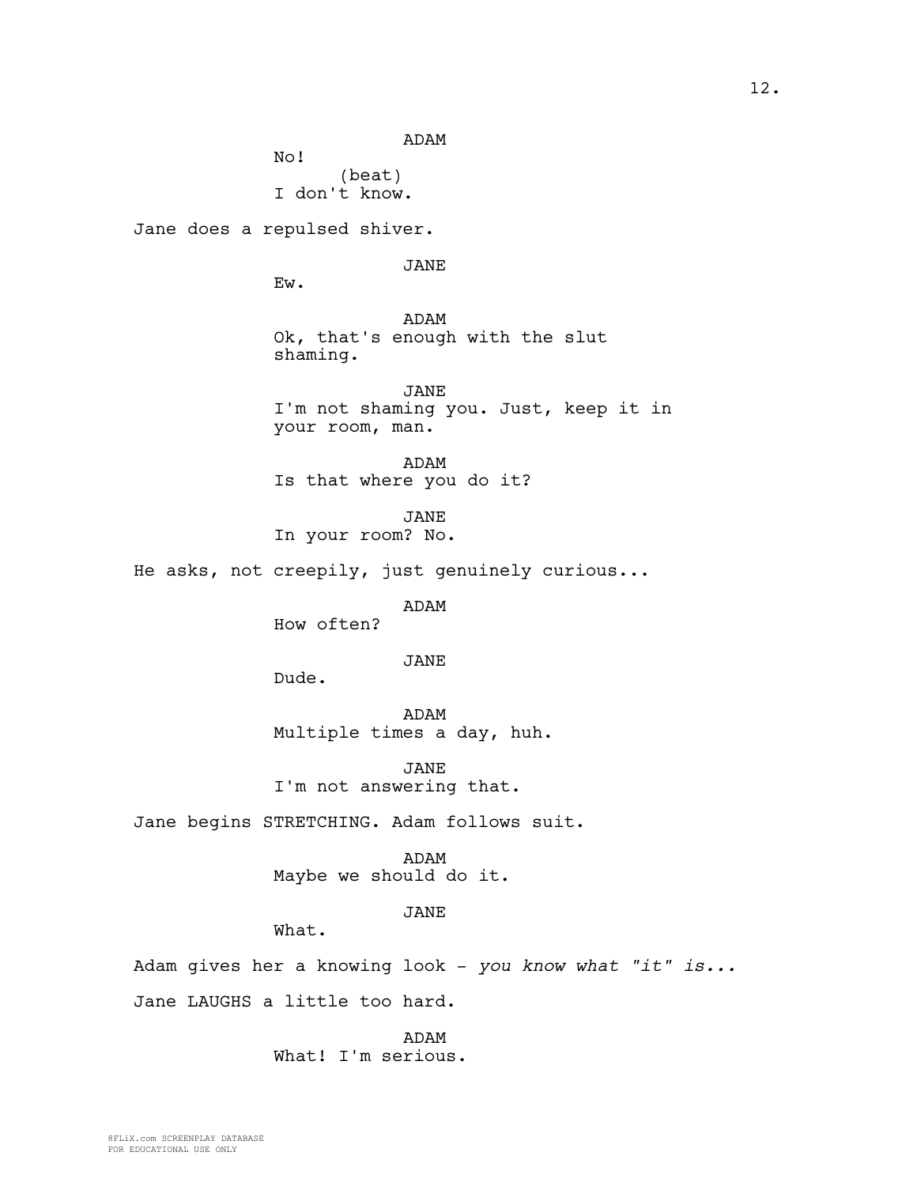ADAM
No!
(beat)
I don't know.

Jane does a repulsed shiver.

JANE
Ew.

ADAM
Ok, that's enough with the slut shaming.

JANE
I'm not shaming you. Just, keep it in your room, man.

ADAM
Is that where you do it?

JANE
In your room? No.

He asks, not creepily, just genuinely curious...

ADAM
How often?

JANE
Dude.

ADAM
Multiple times a day, huh.

JANE
I'm not answering that.

Jane begins STRETCHING. Adam follows suit.

ADAM
Maybe we should do it.

JANE
What.

Adam gives her a knowing look - *you know what "it" is...*

Jane LAUGHS a little too hard.

ADAM
What! I'm serious.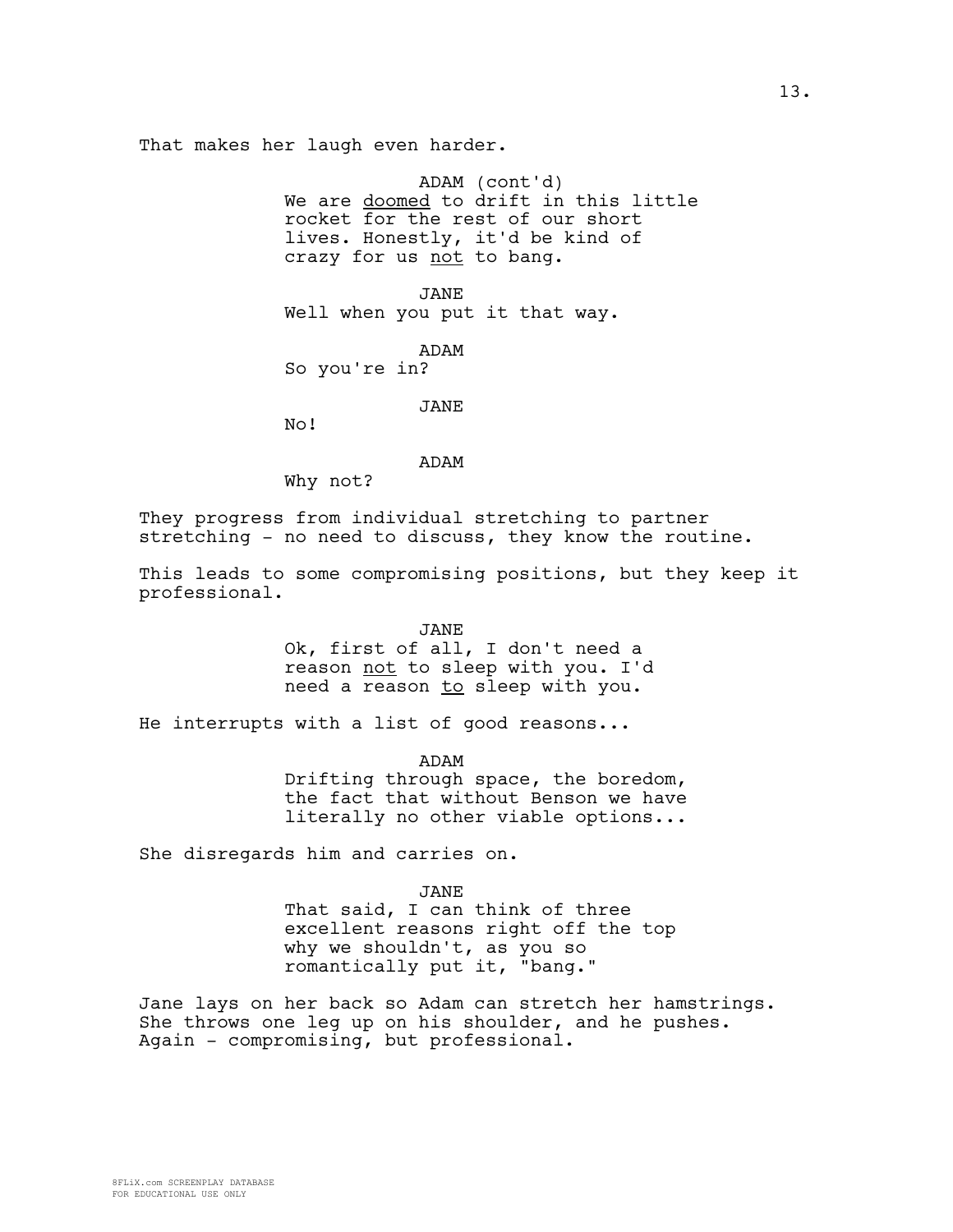That makes her laugh even harder.

ADAM (cont'd)
We are _doomed_ to drift in this little rocket for the rest of our short lives. Honestly, it'd be kind of crazy for us _not_ to bang.

JANE
Well when you put it that way.

ADAM
So you're in?

JANE
No!

ADAM
Why not?

They progress from individual stretching to partner stretching - no need to discuss, they know the routine.

This leads to some compromising positions, but they keep it professional.

JANE
Ok, first of all, I don't need a reason _not_ to sleep with you. I'd need a reason _to_ sleep with you.

He interrupts with a list of good reasons...

ADAM
Drifting through space, the boredom, the fact that without Benson we have literally no other viable options...

She disregards him and carries on.

JANE
That said, I can think of three excellent reasons right off the top why we shouldn't, as you so romantically put it, "bang."

Jane lays on her back so Adam can stretch her hamstrings. She throws one leg up on his shoulder, and he pushes. Again - compromising, but professional.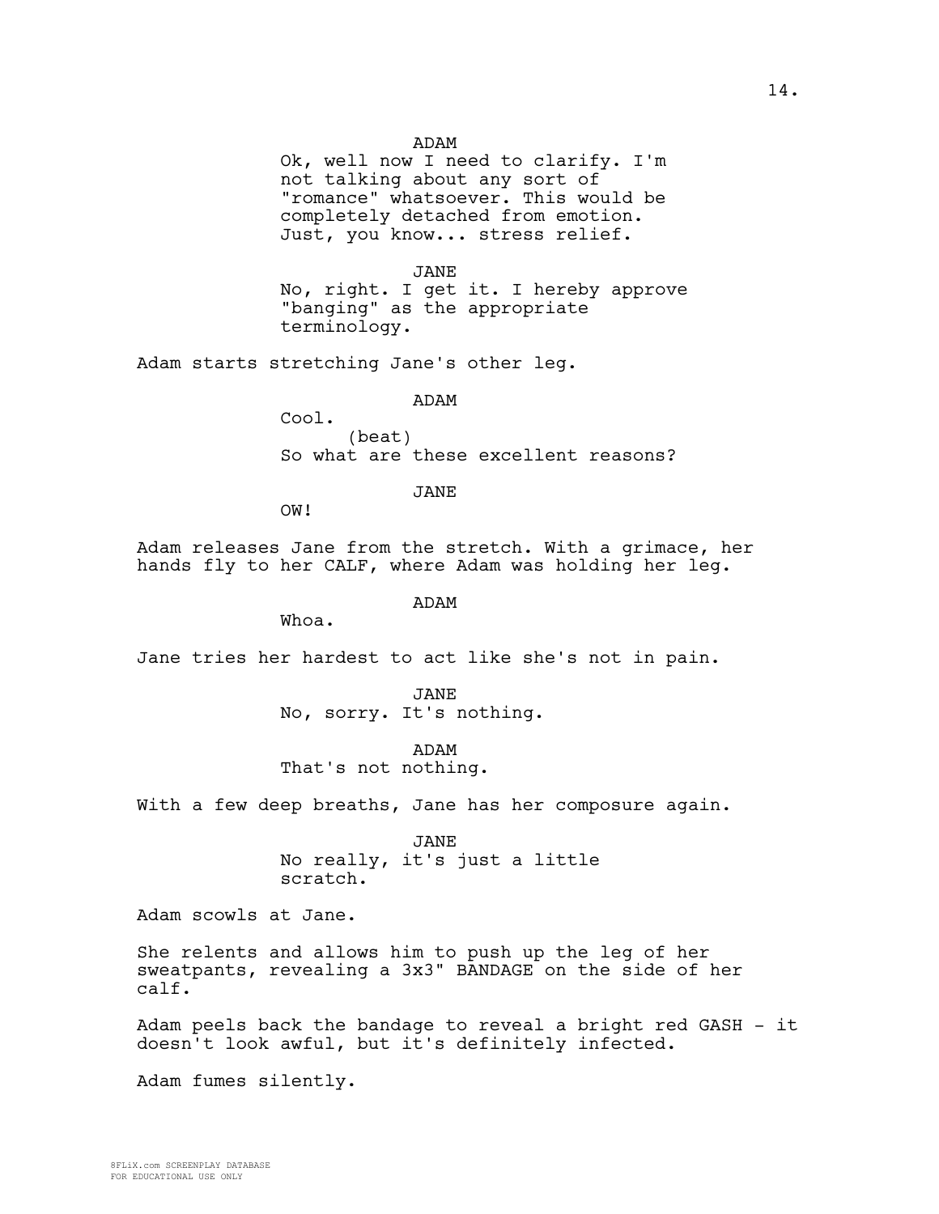ADAM

Ok, well now I need to clarify. I'm not talking about any sort of "romance" whatsoever. This would be completely detached from emotion. Just, you know... stress relief.

JANE

No, right. I get it. I hereby approve "banging" as the appropriate terminology.

Adam starts stretching Jane's other leg.

ADAM

Cool.
(beat)
So what are these excellent reasons?

JANE

OW!

Adam releases Jane from the stretch. With a grimace, her hands fly to her CALF, where Adam was holding her leg.

ADAM

Whoa.

Jane tries her hardest to act like she's not in pain.

JANE

No, sorry. It's nothing.

ADAM

That's not nothing.

With a few deep breaths, Jane has her composure again.

JANE

No really, it's just a little scratch.

Adam scowls at Jane.

She relents and allows him to push up the leg of her sweatpants, revealing a 3x3" BANDAGE on the side of her calf.

Adam peels back the bandage to reveal a bright red GASH - it doesn't look awful, but it's definitely infected.

Adam fumes silently.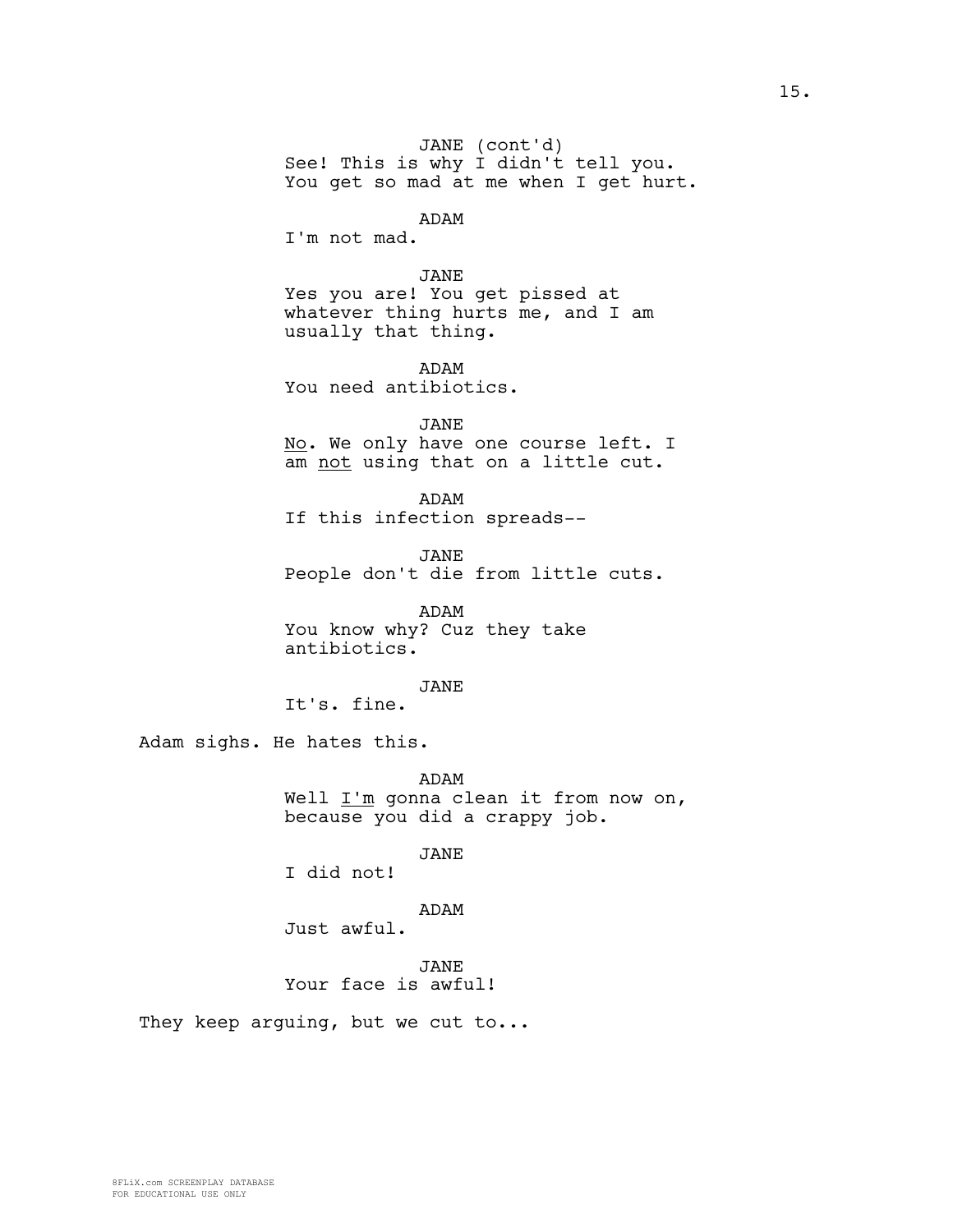JANE (cont'd)
See! This is why I didn't tell you. You get so mad at me when I get hurt.

ADAM
I'm not mad.

JANE
Yes you are! You get pissed at whatever thing hurts me, and I am usually that thing.

ADAM
You need antibiotics.

JANE
No. We only have one course left. I am not using that on a little cut.

ADAM
If this infection spreads--

JANE
People don't die from little cuts.

ADAM
You know why? Cuz they take antibiotics.

JANE
It's. fine.

Adam sighs. He hates this.

ADAM
Well I'm gonna clean it from now on, because you did a crappy job.

JANE
I did not!

ADAM
Just awful.

JANE
Your face is awful!

They keep arguing, but we cut to...

8FLiX.com SCREENPLAY DATABASE
FOR EDUCATIONAL USE ONLY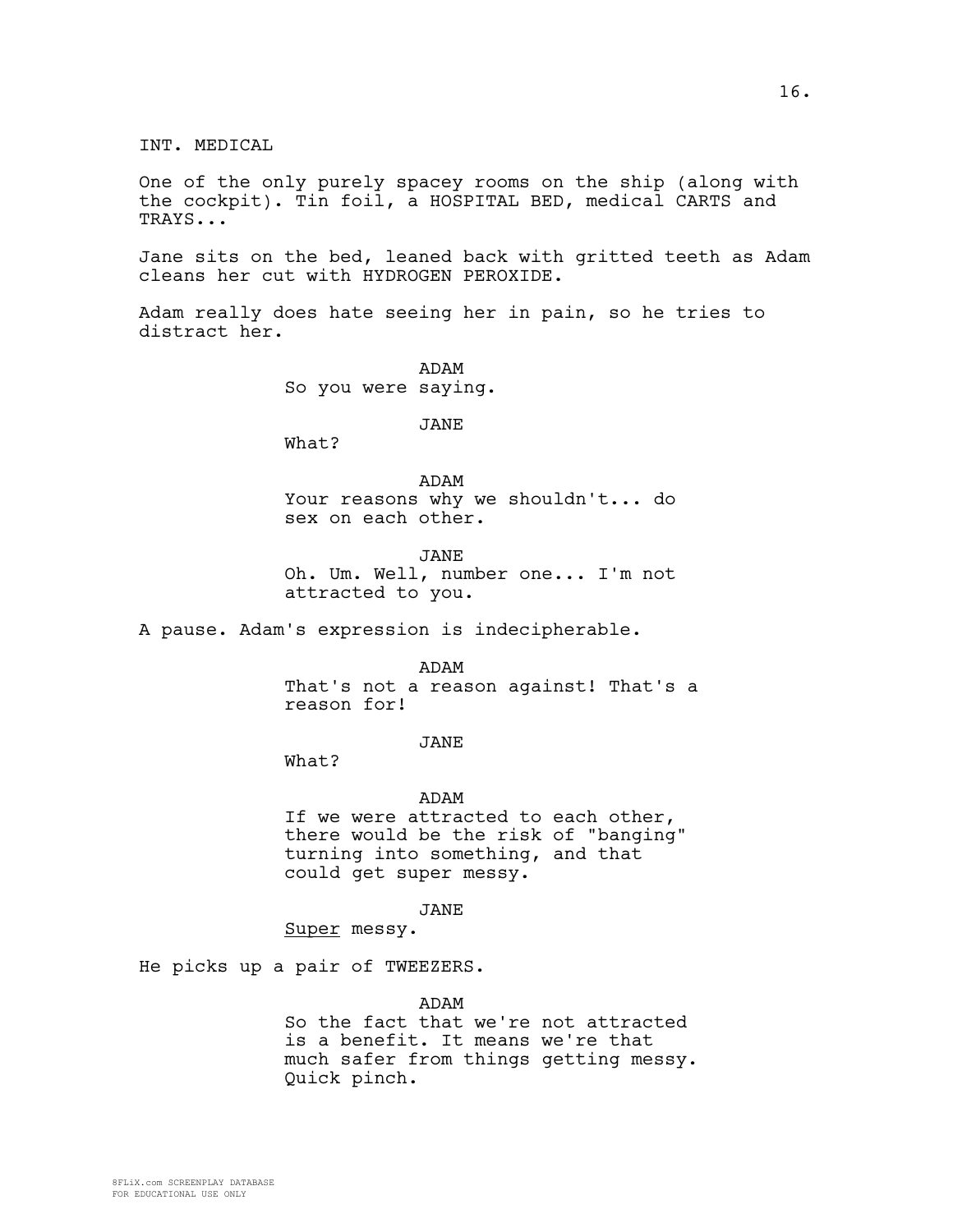INT. MEDICAL

One of the only purely spacey rooms on the ship (along with the cockpit). Tin foil, a HOSPITAL BED, medical CARTS and TRAYS...

Jane sits on the bed, leaned back with gritted teeth as Adam cleans her cut with HYDROGEN PEROXIDE.

Adam really does hate seeing her in pain, so he tries to distract her.

ADAM
So you were saying.

JANE
What?

ADAM
Your reasons why we shouldn't... do sex on each other.

JANE
Oh. Um. Well, number one... I'm not attracted to you.

A pause. Adam's expression is indecipherable.

ADAM
That's not a reason against! That's a reason for!

JANE
What?

ADAM
If we were attracted to each other, there would be the risk of "banging" turning into something, and that could get super messy.

JANE
<u>Super</u> messy.

He picks up a pair of TWEEZERS.

ADAM
So the fact that we're not attracted is a benefit. It means we're that much safer from things getting messy. Quick pinch.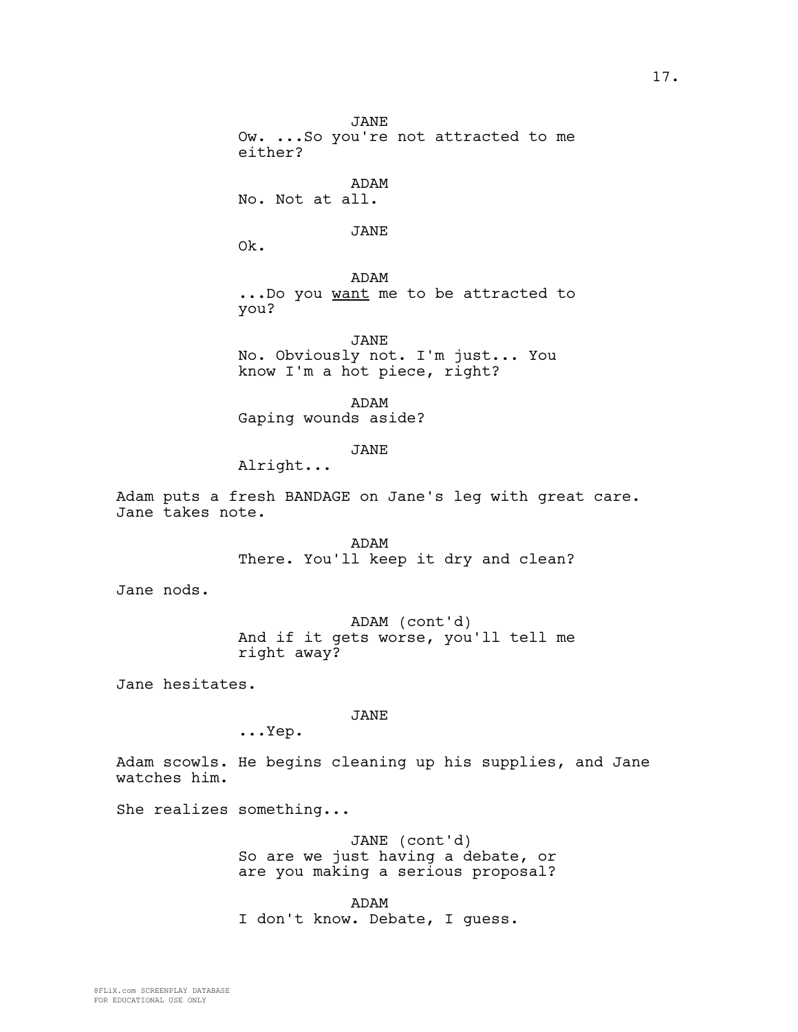JANE
Ow. ...So you're not attracted to me either?

ADAM
No. Not at all.

JANE
Ok.

ADAM
...Do you <u>want</u> me to be attracted to you?

JANE
No. Obviously not. I'm just... You know I'm a hot piece, right?

ADAM
Gaping wounds aside?

JANE
Alright...

Adam puts a fresh BANDAGE on Jane's leg with great care. Jane takes note.

ADAM
There. You'll keep it dry and clean?

Jane nods.

ADAM (cont'd)
And if it gets worse, you'll tell me right away?

Jane hesitates.

JANE
...Yep.

Adam scowls. He begins cleaning up his supplies, and Jane watches him.

She realizes something...

JANE (cont'd)
So are we just having a debate, or are you making a serious proposal?

ADAM
I don't know. Debate, I guess.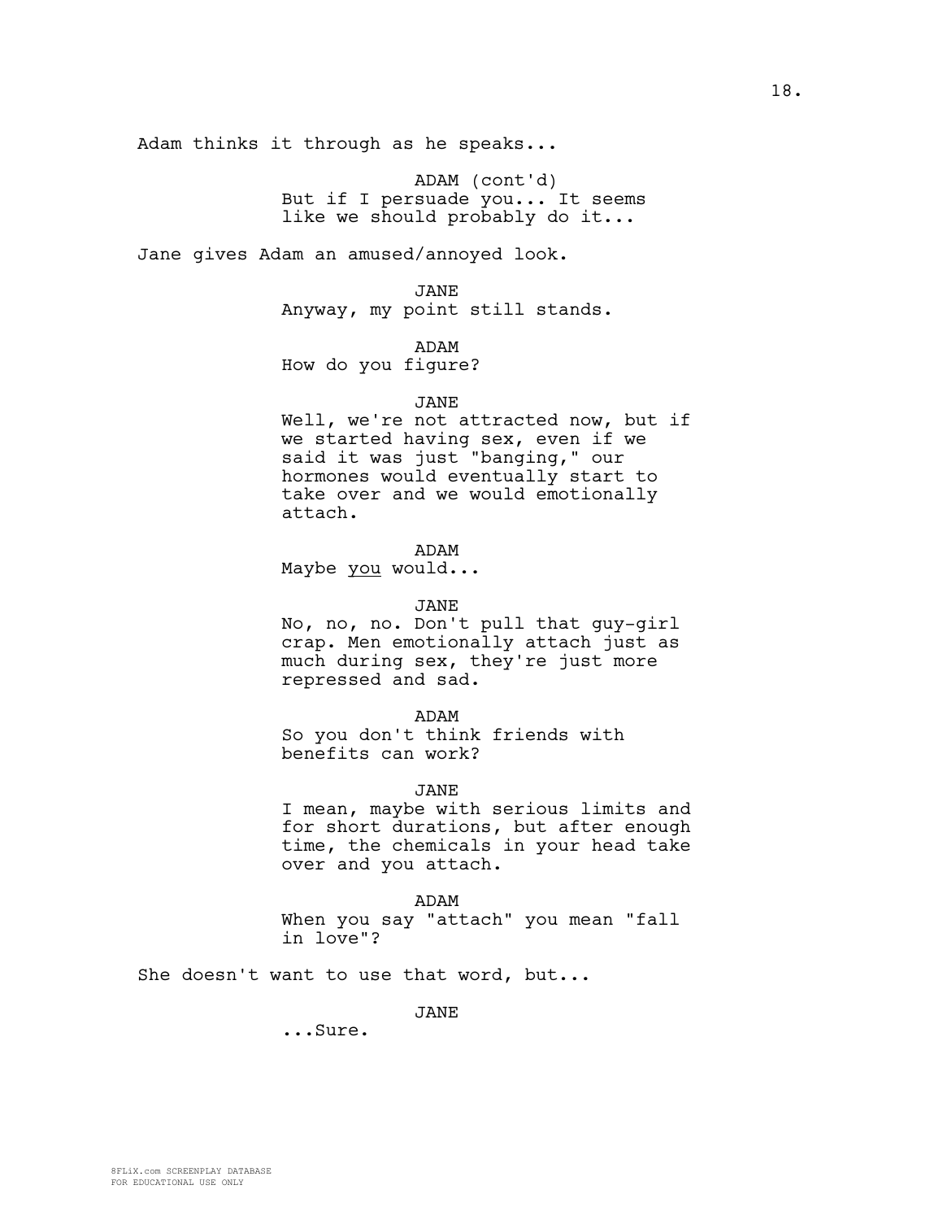Adam thinks it through as he speaks...

ADAM (cont'd)
But if I persuade you... It seems like we should probably do it...

Jane gives Adam an amused/annoyed look.

JANE
Anyway, my point still stands.

ADAM
How do you figure?

JANE
Well, we're not attracted now, but if we started having sex, even if we said it was just "banging," our hormones would eventually start to take over and we would emotionally attach.

ADAM
Maybe _you_ would...

JANE
No, no, no. Don't pull that guy-girl crap. Men emotionally attach just as much during sex, they're just more repressed and sad.

ADAM
So you don't think friends with benefits can work?

JANE
I mean, maybe with serious limits and for short durations, but after enough time, the chemicals in your head take over and you attach.

ADAM
When you say "attach" you mean "fall in love"?

She doesn't want to use that word, but...

JANE
...Sure.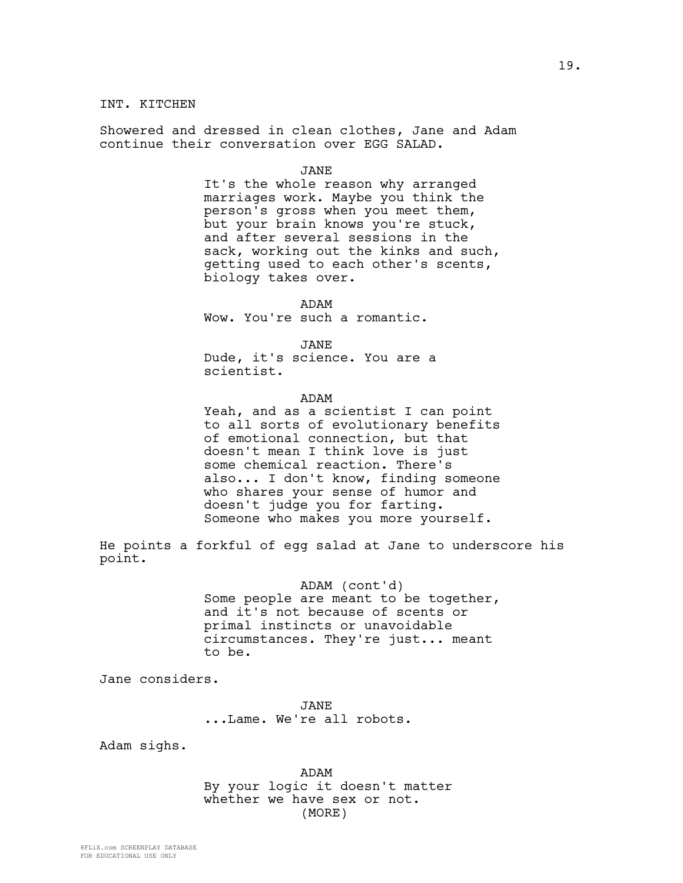INT. KITCHEN

Showered and dressed in clean clothes, Jane and Adam continue their conversation over EGG SALAD.

JANE
It's the whole reason why arranged marriages work. Maybe you think the person's gross when you meet them, but your brain knows you're stuck, and after several sessions in the sack, working out the kinks and such, getting used to each other's scents, biology takes over.

ADAM
Wow. You're such a romantic.

JANE
Dude, it's science. You are a scientist.

ADAM
Yeah, and as a scientist I can point to all sorts of evolutionary benefits of emotional connection, but that doesn't mean I think love is just some chemical reaction. There's also... I don't know, finding someone who shares your sense of humor and doesn't judge you for farting. Someone who makes you more yourself.

He points a forkful of egg salad at Jane to underscore his point.

ADAM (cont'd)
Some people are meant to be together, and it's not because of scents or primal instincts or unavoidable circumstances. They're just... meant to be.

Jane considers.

JANE
...Lame. We're all robots.

Adam sighs.

ADAM
By your logic it doesn't matter whether we have sex or not.
(MORE)

8FLiX.com SCREENPLAY DATABASE
FOR EDUCATIONAL USE ONLY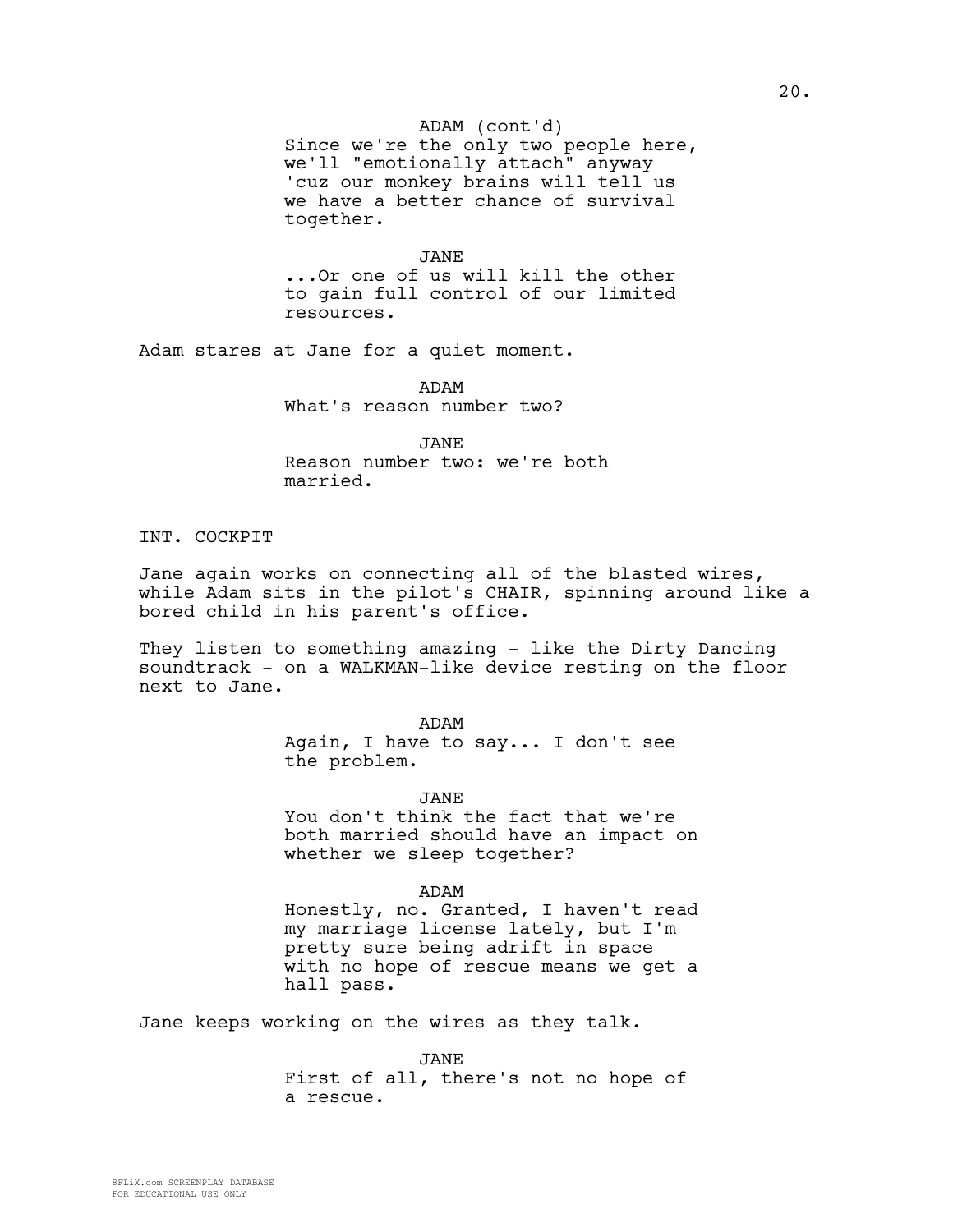ADAM (cont'd)
Since we're the only two people here, we'll "emotionally attach" anyway 'cuz our monkey brains will tell us we have a better chance of survival together.

JANE
...Or one of us will kill the other to gain full control of our limited resources.

Adam stares at Jane for a quiet moment.

ADAM
What's reason number two?

JANE
Reason number two: we're both married.

INT. COCKPIT

Jane again works on connecting all of the blasted wires, while Adam sits in the pilot's CHAIR, spinning around like a bored child in his parent's office.

They listen to something amazing - like the Dirty Dancing soundtrack - on a WALKMAN-like device resting on the floor next to Jane.

ADAM
Again, I have to say... I don't see the problem.

JANE
You don't think the fact that we're both married should have an impact on whether we sleep together?

ADAM
Honestly, no. Granted, I haven't read my marriage license lately, but I'm pretty sure being adrift in space with no hope of rescue means we get a hall pass.

Jane keeps working on the wires as they talk.

JANE
First of all, there's not no hope of a rescue.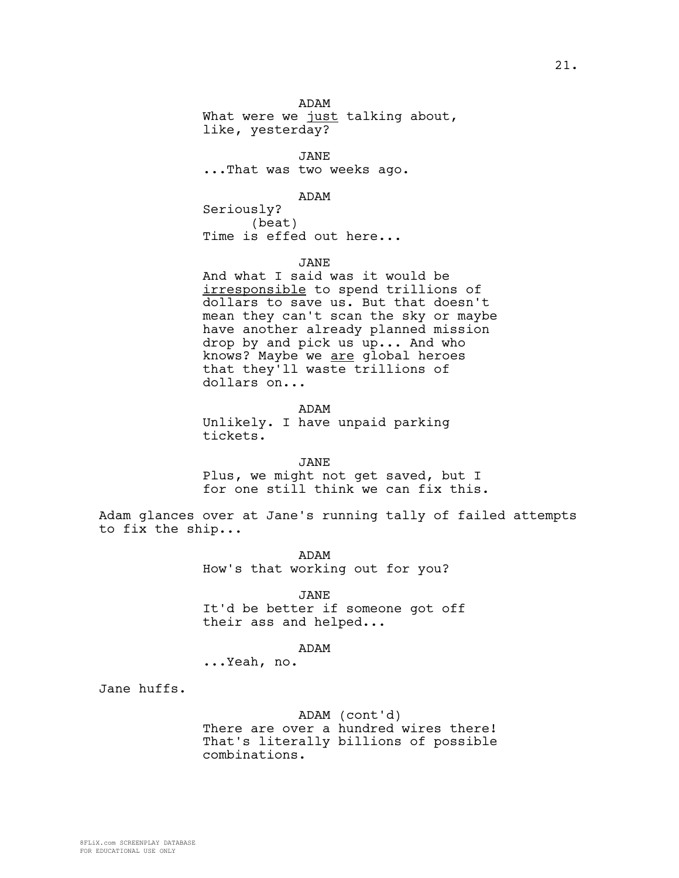ADAM
What were we _just_ talking about, like, yesterday?

JANE
...That was two weeks ago.

ADAM
Seriously?
(beat)
Time is effed out here...

JANE
And what I said was it would be _irresponsible_ to spend trillions of dollars to save us. But that doesn't mean they can't scan the sky or maybe have another already planned mission drop by and pick us up... And who knows? Maybe we _are_ global heroes that they'll waste trillions of dollars on...

ADAM
Unlikely. I have unpaid parking tickets.

JANE
Plus, we might not get saved, but I for one still think we can fix this.

Adam glances over at Jane's running tally of failed attempts to fix the ship...

ADAM
How's that working out for you?

JANE
It'd be better if someone got off their ass and helped...

ADAM
...Yeah, no.

Jane huffs.

ADAM (cont'd)
There are over a hundred wires there! That's literally billions of possible combinations.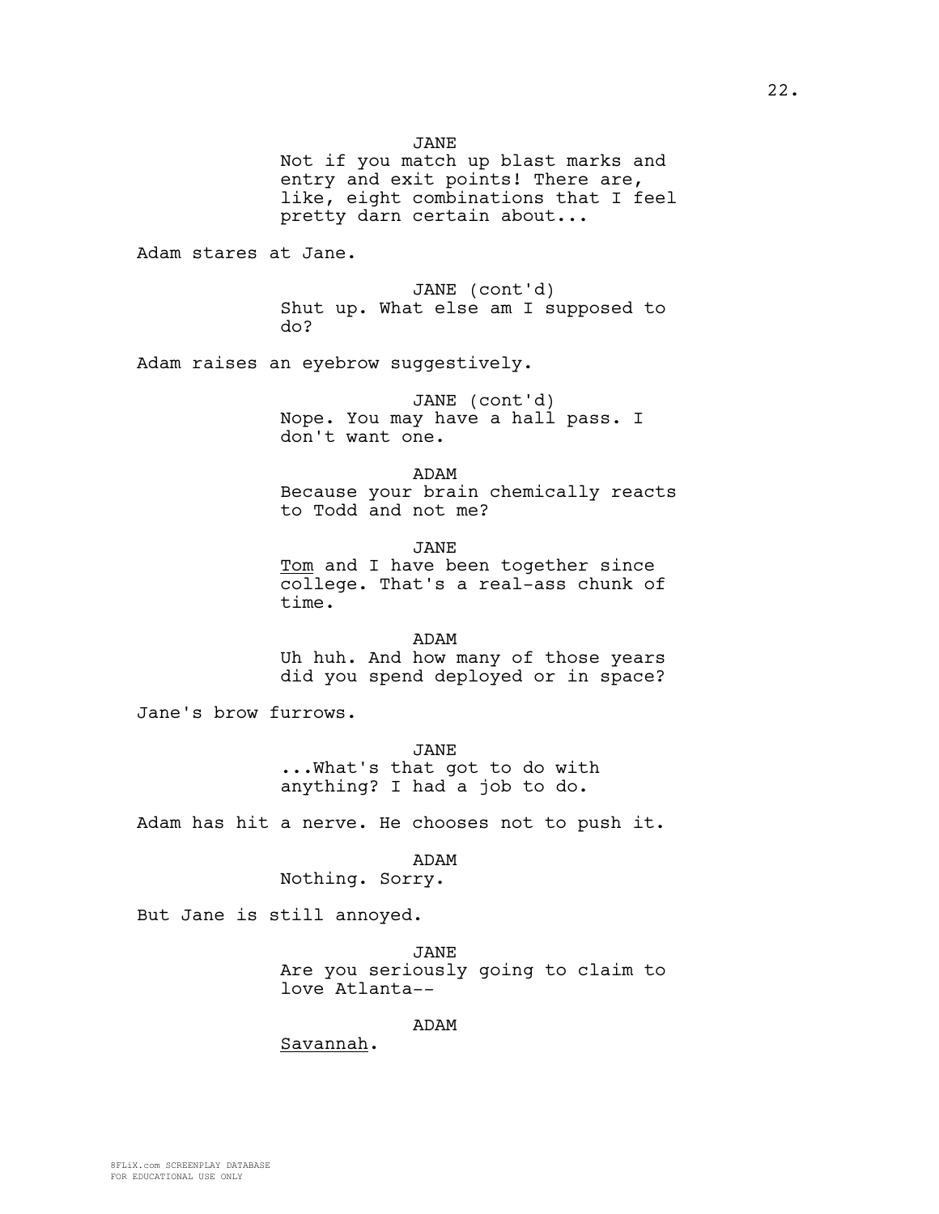JANE
Not if you match up blast marks and entry and exit points! There are, like, eight combinations that I feel pretty darn certain about...

Adam stares at Jane.

JANE (cont'd)
Shut up. What else am I supposed to do?

Adam raises an eyebrow suggestively.

JANE (cont'd)
Nope. You may have a hall pass. I don't want one.

ADAM
Because your brain chemically reacts to Todd and not me?

JANE
<u>Tom</u> and I have been together since college. That's a real-ass chunk of time.

ADAM
Uh huh. And how many of those years did you spend deployed or in space?

Jane's brow furrows.

JANE
...What's that got to do with anything? I had a job to do.

Adam has hit a nerve. He chooses not to push it.

ADAM
Nothing. Sorry.

But Jane is still annoyed.

JANE
Are you seriously going to claim to love Atlanta--

ADAM
<u>Savannah</u>.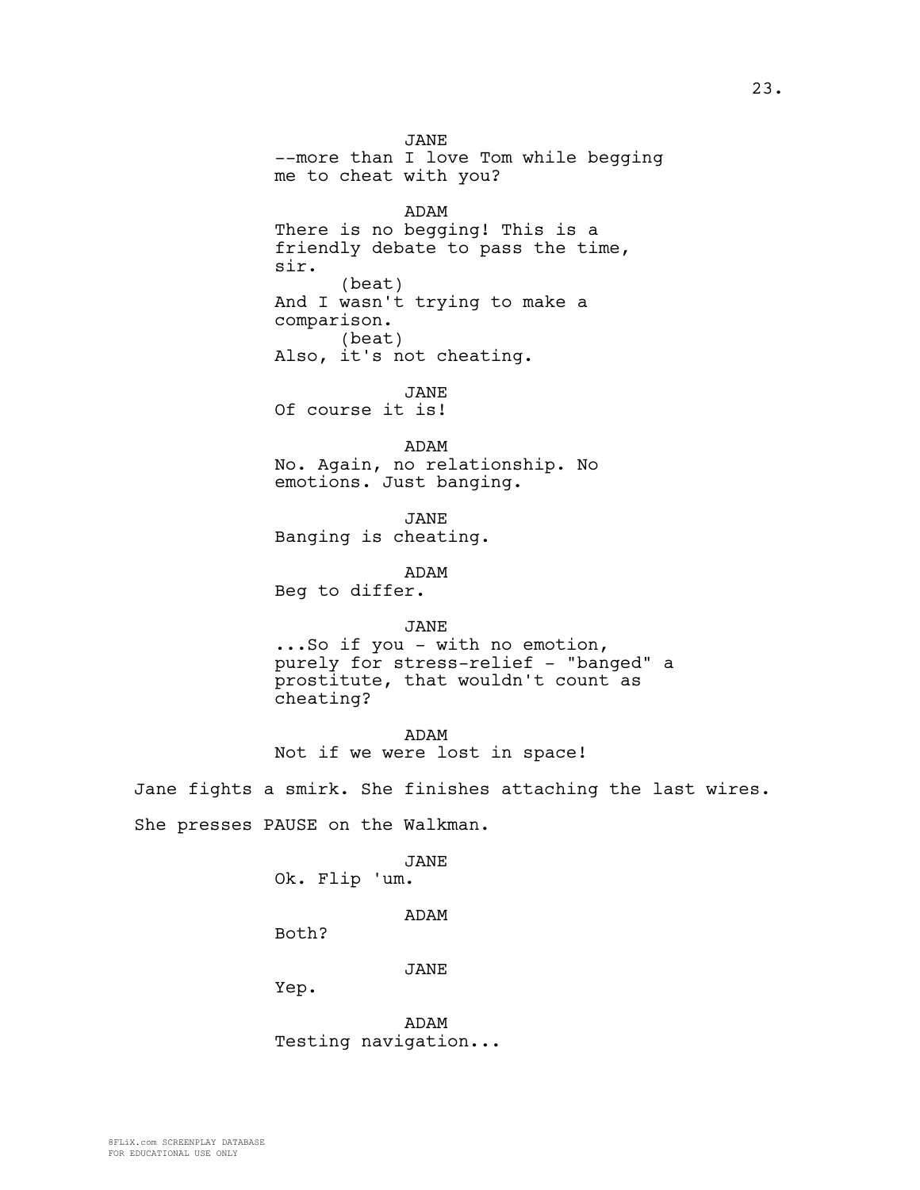JANE
--more than I love Tom while begging me to cheat with you?

ADAM
There is no begging! This is a friendly debate to pass the time, sir.
(beat)
And I wasn't trying to make a comparison.
(beat)
Also, it's not cheating.

JANE
Of course it is!

ADAM
No. Again, no relationship. No emotions. Just banging.

JANE
Banging is cheating.

ADAM
Beg to differ.

JANE
...So if you - with no emotion, purely for stress-relief - "banged" a prostitute, that wouldn't count as cheating?

ADAM
Not if we were lost in space!

Jane fights a smirk. She finishes attaching the last wires.

She presses PAUSE on the Walkman.

JANE
Ok. Flip 'um.

ADAM
Both?

JANE
Yep.

ADAM
Testing navigation...

8FLiX.com SCREENPLAY DATABASE
FOR EDUCATIONAL USE ONLY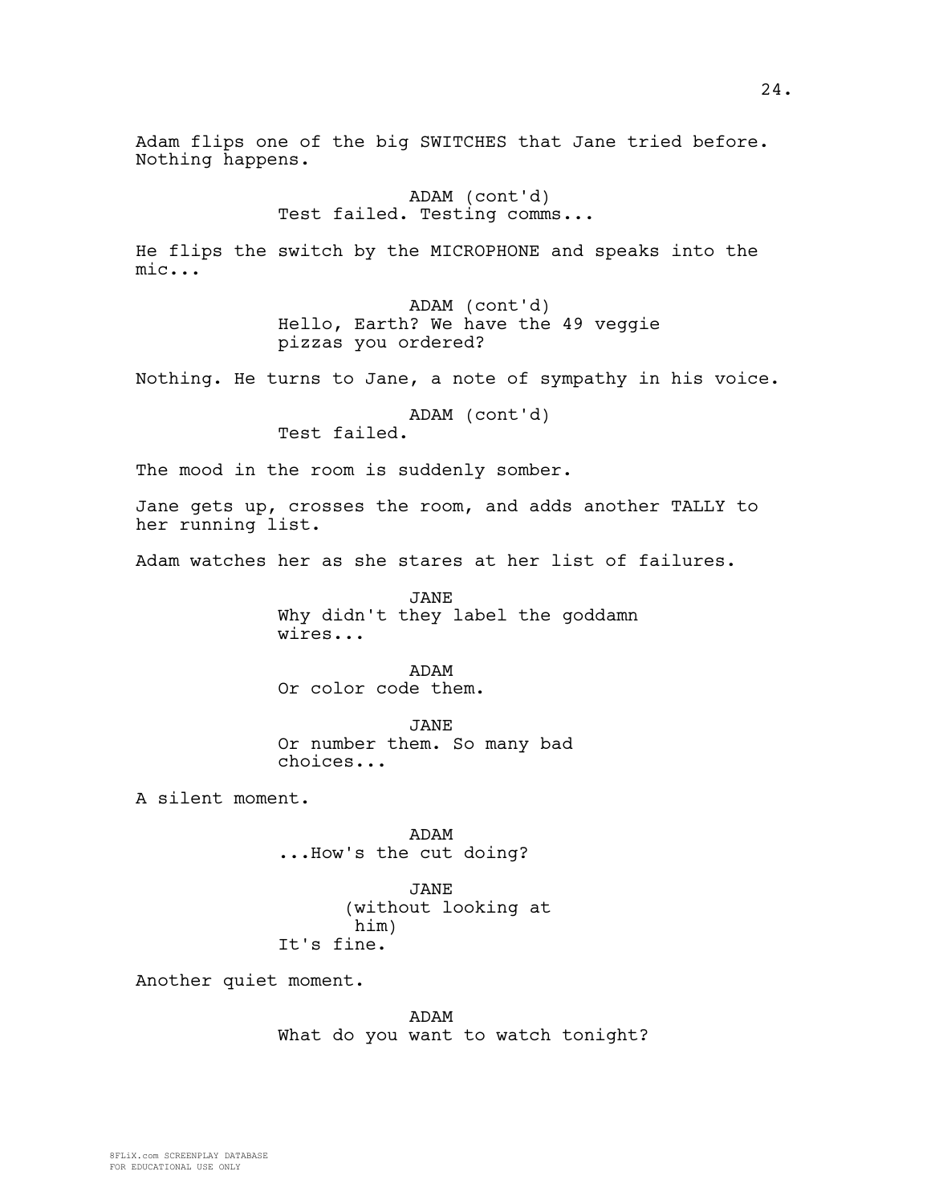Adam flips one of the big SWITCHES that Jane tried before. Nothing happens.

ADAM (cont'd)
Test failed. Testing comms...

He flips the switch by the MICROPHONE and speaks into the mic...

ADAM (cont'd)
Hello, Earth? We have the 49 veggie pizzas you ordered?

Nothing. He turns to Jane, a note of sympathy in his voice.

ADAM (cont'd)
Test failed.

The mood in the room is suddenly somber.

Jane gets up, crosses the room, and adds another TALLY to her running list.

Adam watches her as she stares at her list of failures.

JANE
Why didn't they label the goddamn wires...

ADAM
Or color code them.

JANE
Or number them. So many bad choices...

A silent moment.

ADAM
...How's the cut doing?

JANE
(without looking at him)
It's fine.

Another quiet moment.

ADAM
What do you want to watch tonight?

8FLiX.com SCREENPLAY DATABASE
FOR EDUCATIONAL USE ONLY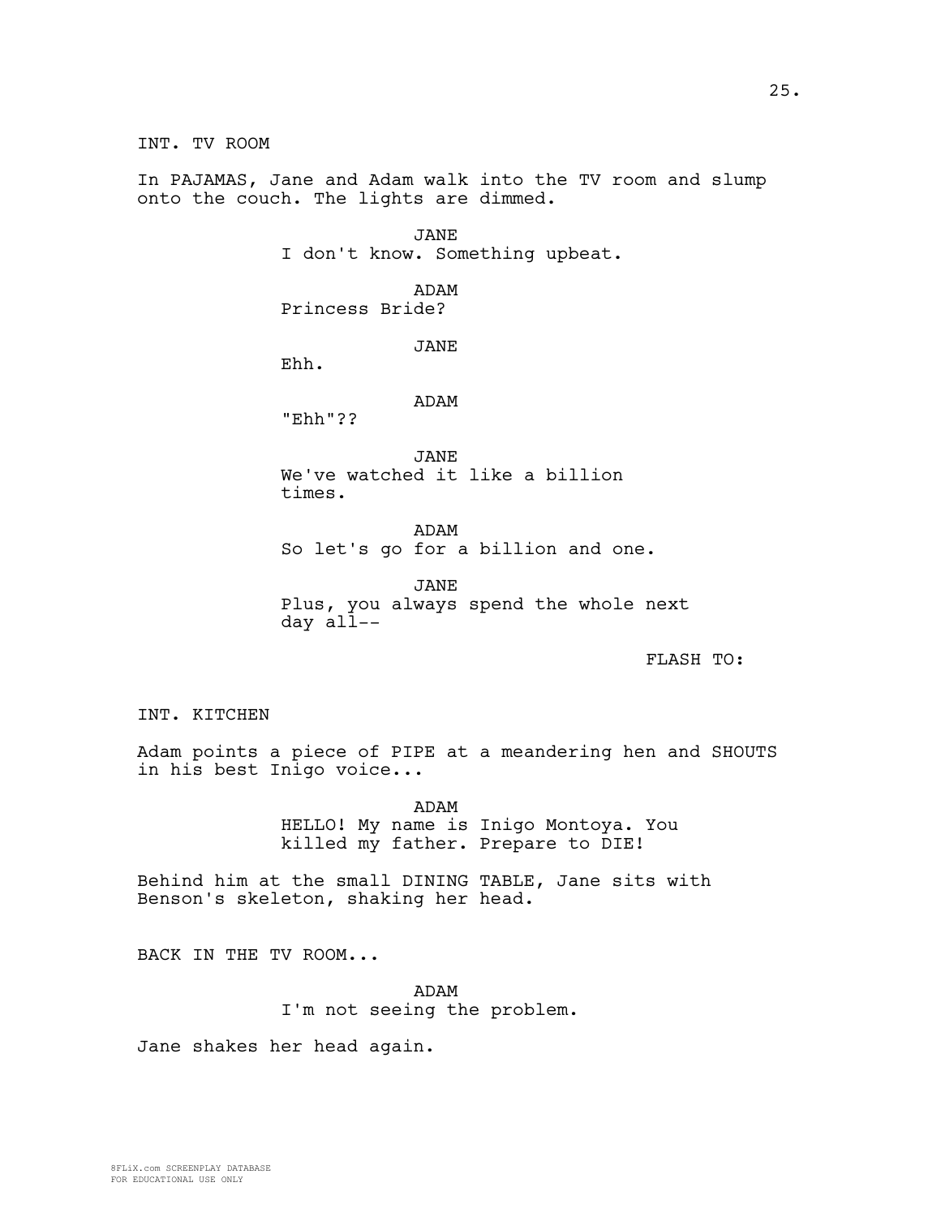INT. TV ROOM

In PAJAMAS, Jane and Adam walk into the TV room and slump onto the couch. The lights are dimmed.

JANE
I don't know. Something upbeat.

ADAM
Princess Bride?

JANE
Ehh.

ADAM
"Ehh"??

JANE
We've watched it like a billion times.

ADAM
So let's go for a billion and one.

JANE
Plus, you always spend the whole next day all--

FLASH TO:

INT. KITCHEN

Adam points a piece of PIPE at a meandering hen and SHOUTS in his best Inigo voice...

ADAM
HELLO! My name is Inigo Montoya. You killed my father. Prepare to DIE!

Behind him at the small DINING TABLE, Jane sits with Benson's skeleton, shaking her head.

BACK IN THE TV ROOM...

ADAM
I'm not seeing the problem.

Jane shakes her head again.

8FLiX.com SCREENPLAY DATABASE
FOR EDUCATIONAL USE ONLY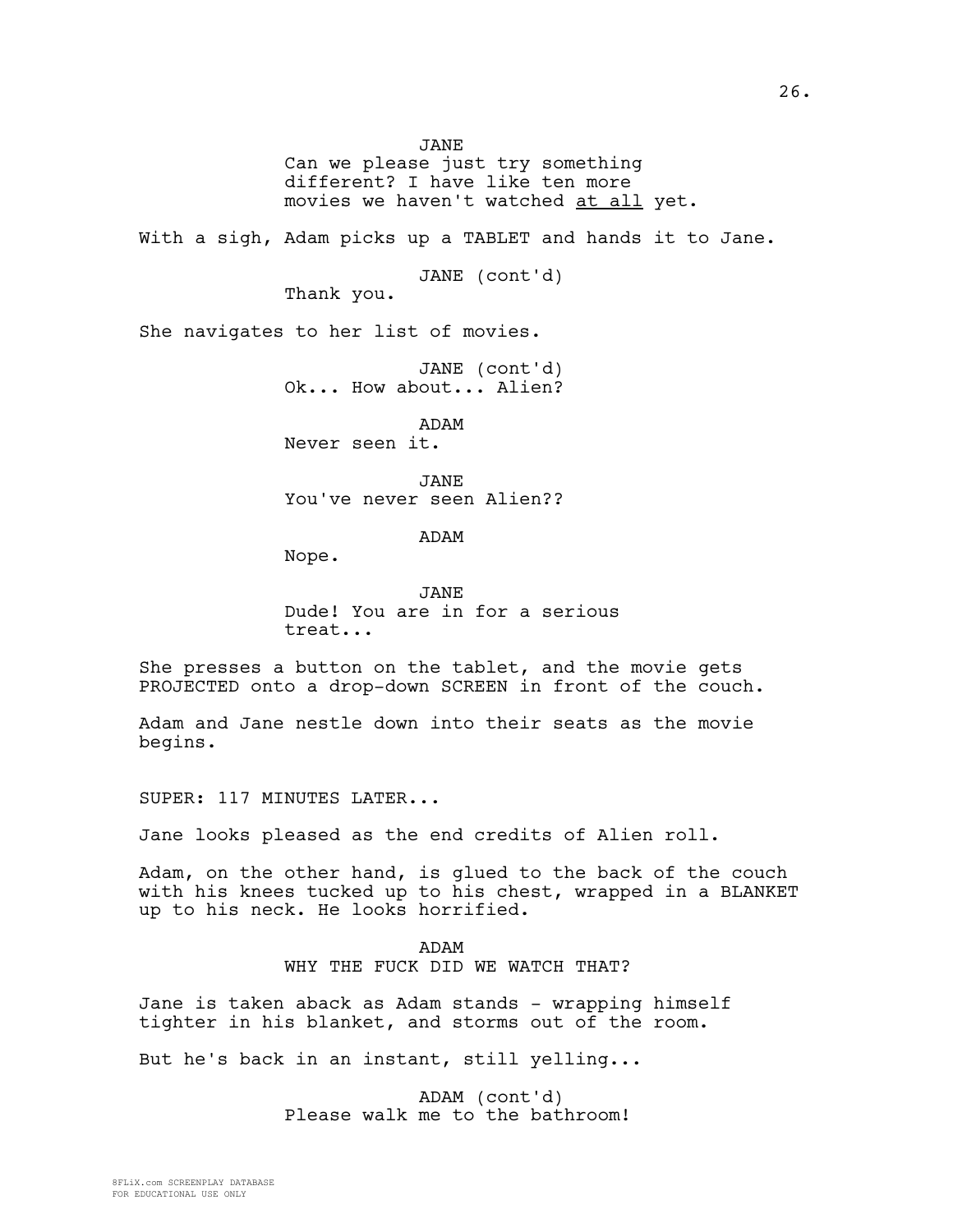JANE
Can we please just try something different? I have like ten more movies we haven't watched <u>at all</u> yet.

With a sigh, Adam picks up a TABLET and hands it to Jane.

JANE (cont'd)
Thank you.

She navigates to her list of movies.

JANE (cont'd)
Ok... How about... Alien?

ADAM
Never seen it.

JANE
You've never seen Alien??

ADAM
Nope.

JANE
Dude! You are in for a serious treat...

She presses a button on the tablet, and the movie gets PROJECTED onto a drop-down SCREEN in front of the couch.

Adam and Jane nestle down into their seats as the movie begins.

SUPER: 117 MINUTES LATER...

Jane looks pleased as the end credits of Alien roll.

Adam, on the other hand, is glued to the back of the couch with his knees tucked up to his chest, wrapped in a BLANKET up to his neck. He looks horrified.

ADAM
WHY THE FUCK DID WE WATCH THAT?

Jane is taken aback as Adam stands - wrapping himself tighter in his blanket, and storms out of the room.

But he's back in an instant, still yelling...

ADAM (cont'd)
Please walk me to the bathroom!

8FLiX.com SCREENPLAY DATABASE
FOR EDUCATIONAL USE ONLY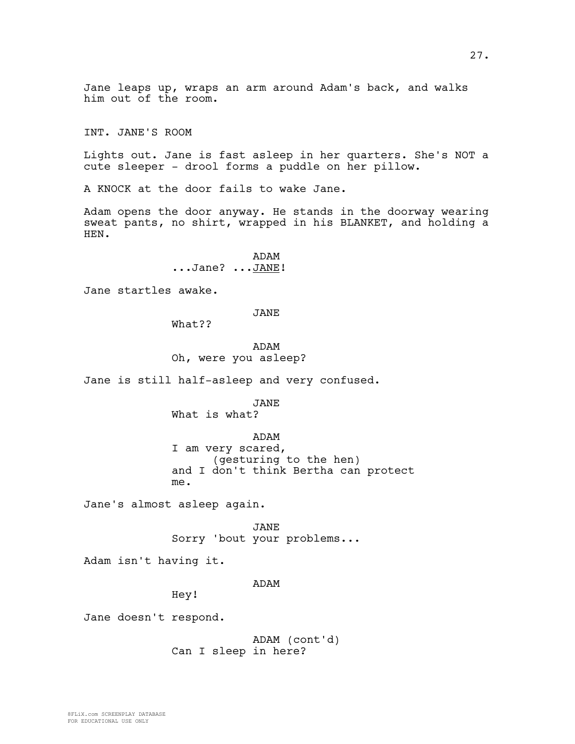Jane leaps up, wraps an arm around Adam's back, and walks him out of the room.

INT. JANE'S ROOM

Lights out. Jane is fast asleep in her quarters. She's NOT a cute sleeper - drool forms a puddle on her pillow.

A KNOCK at the door fails to wake Jane.

Adam opens the door anyway. He stands in the doorway wearing sweat pants, no shirt, wrapped in his BLANKET, and holding a HEN.

ADAM
...Jane? ...<u>JANE</u>!

Jane startles awake.

JANE
What??

ADAM
Oh, were you asleep?

Jane is still half-asleep and very confused.

JANE
What is what?

ADAM
I am very scared,
(gesturing to the hen)
and I don't think Bertha can protect me.

Jane's almost asleep again.

JANE
Sorry 'bout your problems...

Adam isn't having it.

ADAM
Hey!

Jane doesn't respond.

ADAM (cont'd)
Can I sleep in here?

8FLiX.com SCREENPLAY DATABASE
FOR EDUCATIONAL USE ONLY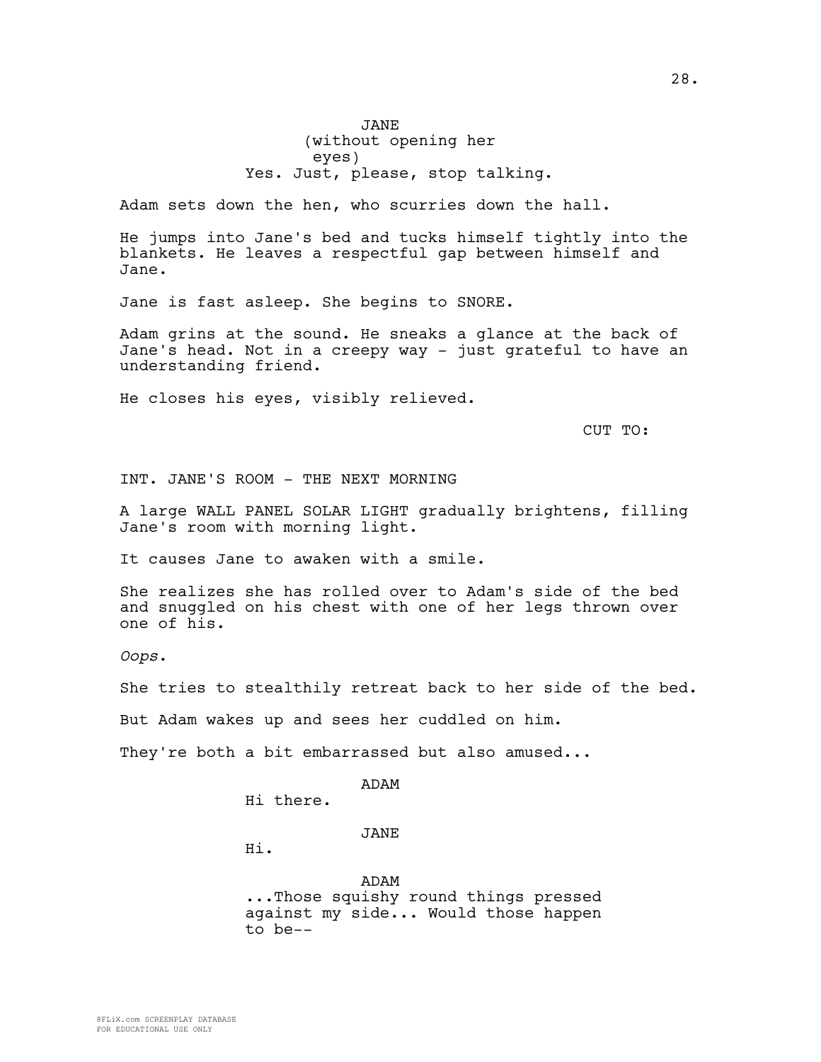JANE
(without opening her eyes)
Yes. Just, please, stop talking.

Adam sets down the hen, who scurries down the hall.

He jumps into Jane's bed and tucks himself tightly into the blankets. He leaves a respectful gap between himself and Jane.

Jane is fast asleep. She begins to SNORE.

Adam grins at the sound. He sneaks a glance at the back of Jane's head. Not in a creepy way - just grateful to have an understanding friend.

He closes his eyes, visibly relieved.

CUT TO:

INT. JANE'S ROOM - THE NEXT MORNING

A large WALL PANEL SOLAR LIGHT gradually brightens, filling Jane's room with morning light.

It causes Jane to awaken with a smile.

She realizes she has rolled over to Adam's side of the bed and snuggled on his chest with one of her legs thrown over one of his.

*Oops*.

She tries to stealthily retreat back to her side of the bed.

But Adam wakes up and sees her cuddled on him.

They're both a bit embarrassed but also amused...

ADAM
Hi there.

JANE
Hi.

ADAM
...Those squishy round things pressed against my side... Would those happen to be--

8FLiX.com SCREENPLAY DATABASE
FOR EDUCATIONAL USE ONLY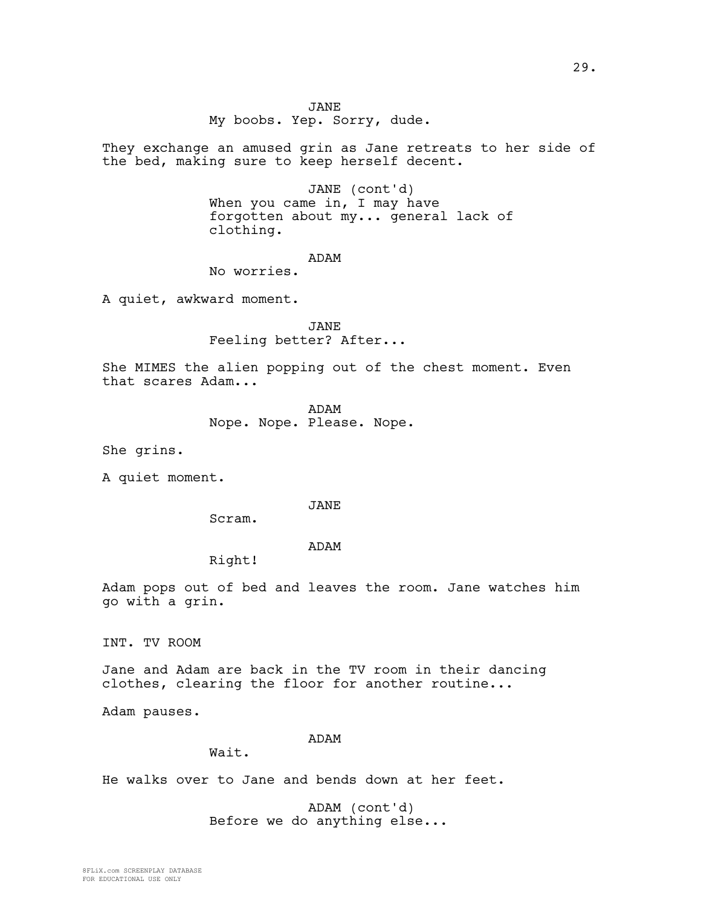JANE
My boobs. Yep. Sorry, dude.

They exchange an amused grin as Jane retreats to her side of the bed, making sure to keep herself decent.

JANE (cont'd)
When you came in, I may have forgotten about my... general lack of clothing.

ADAM
No worries.

A quiet, awkward moment.

JANE
Feeling better? After...

She MIMES the alien popping out of the chest moment. Even that scares Adam...

ADAM
Nope. Nope. Please. Nope.

She grins.

A quiet moment.

JANE
Scram.

ADAM
Right!

Adam pops out of bed and leaves the room. Jane watches him go with a grin.

INT. TV ROOM

Jane and Adam are back in the TV room in their dancing clothes, clearing the floor for another routine...

Adam pauses.

ADAM
Wait.

He walks over to Jane and bends down at her feet.

ADAM (cont'd)
Before we do anything else...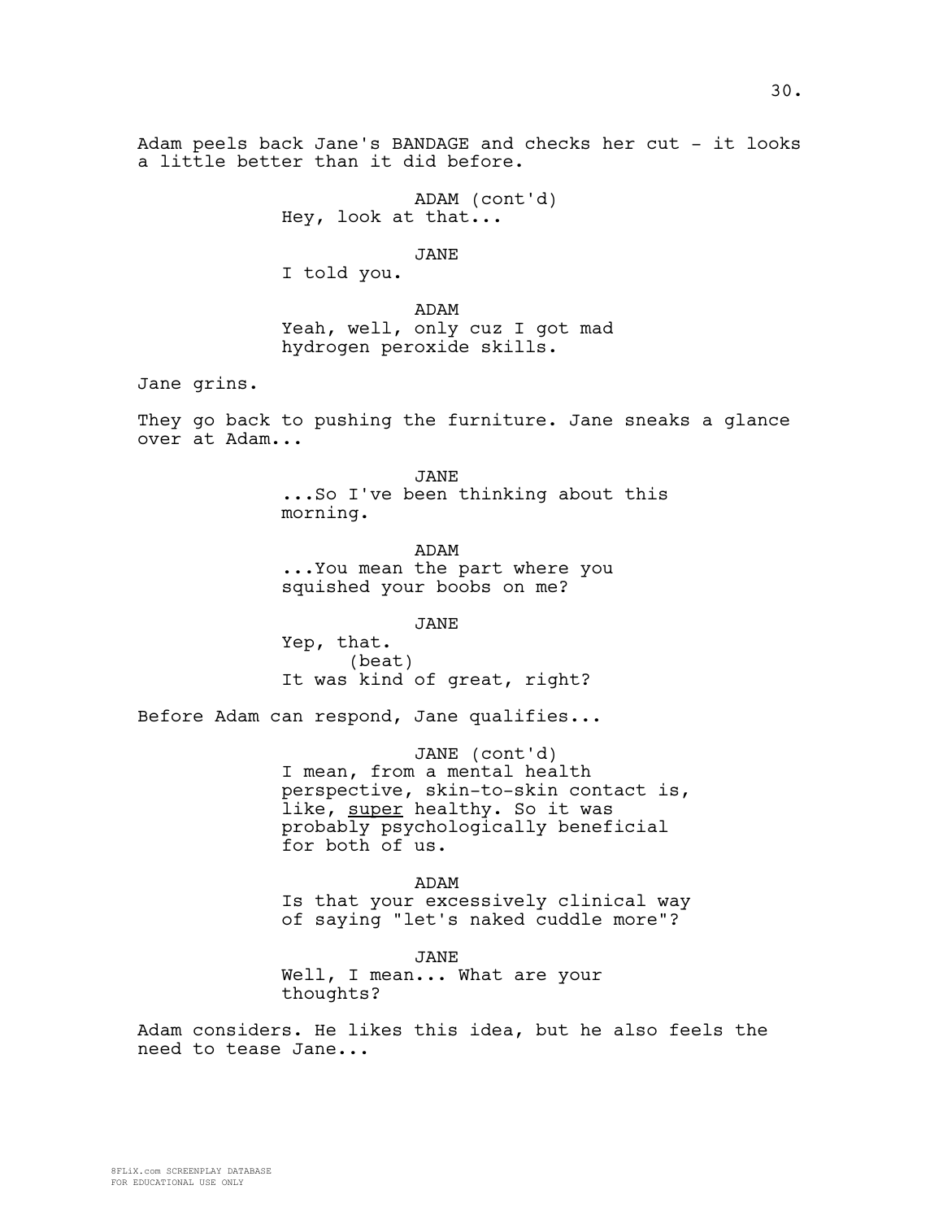Adam peels back Jane's BANDAGE and checks her cut - it looks a little better than it did before.

ADAM (cont'd)
Hey, look at that...

JANE
I told you.

ADAM
Yeah, well, only cuz I got mad hydrogen peroxide skills.

Jane grins.

They go back to pushing the furniture. Jane sneaks a glance over at Adam...

JANE
...So I've been thinking about this morning.

ADAM
...You mean the part where you squished your boobs on me?

JANE
Yep, that.
(beat)
It was kind of great, right?

Before Adam can respond, Jane qualifies...

JANE (cont'd)
I mean, from a mental health perspective, skin-to-skin contact is, like, <u>super</u> healthy. So it was probably psychologically beneficial for both of us.

ADAM
Is that your excessively clinical way of saying "let's naked cuddle more"?

JANE
Well, I mean... What are your thoughts?

Adam considers. He likes this idea, but he also feels the need to tease Jane...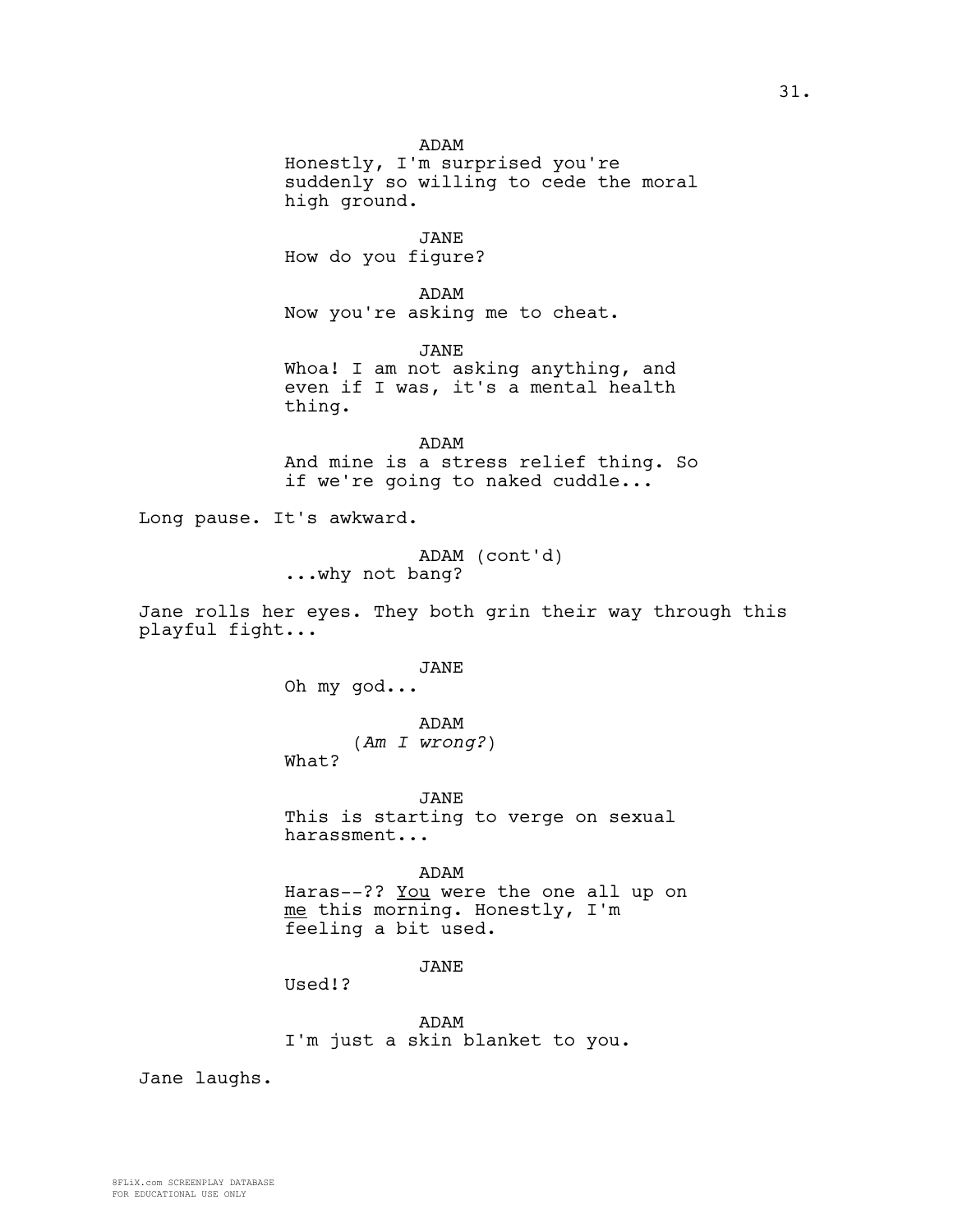ADAM
Honestly, I'm surprised you're suddenly so willing to cede the moral high ground.

JANE
How do you figure?

ADAM
Now you're asking me to cheat.

JANE
Whoa! I am not asking anything, and even if I was, it's a mental health thing.

ADAM
And mine is a stress relief thing. So if we're going to naked cuddle...

Long pause. It's awkward.

ADAM (cont'd)
...why not bang?

Jane rolls her eyes. They both grin their way through this playful fight...

JANE
Oh my god...

ADAM
(*Am I wrong?*)
What?

JANE
This is starting to verge on sexual harassment...

ADAM
Haras--?? <u>You</u> were the one all up on <u>me</u> this morning. Honestly, I'm feeling a bit used.

JANE
Used!?

ADAM
I'm just a skin blanket to you.

Jane laughs.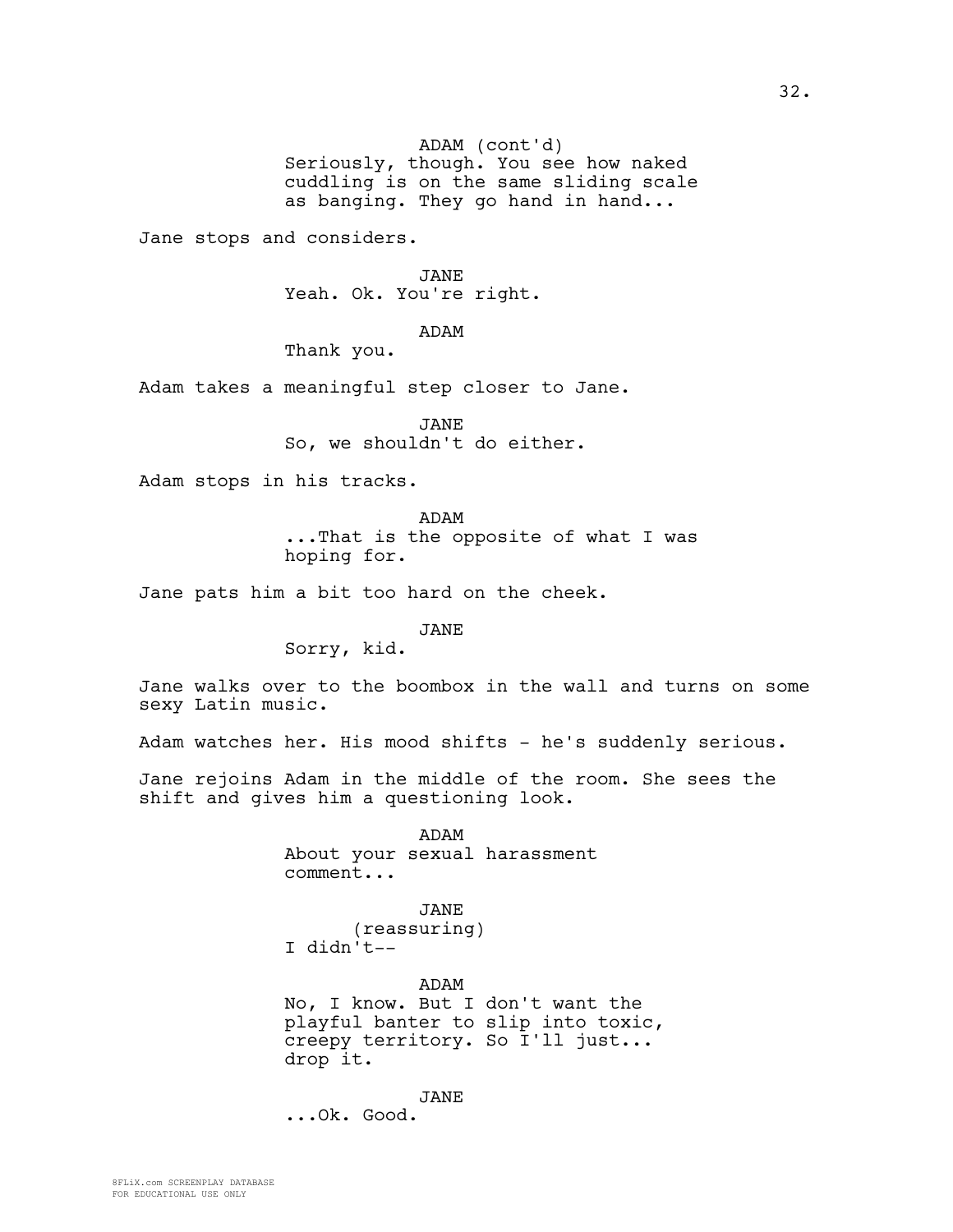ADAM (cont'd)
Seriously, though. You see how naked cuddling is on the same sliding scale as banging. They go hand in hand...

Jane stops and considers.

JANE
Yeah. Ok. You're right.

ADAM
Thank you.

Adam takes a meaningful step closer to Jane.

JANE
So, we shouldn't do either.

Adam stops in his tracks.

ADAM
...That is the opposite of what I was hoping for.

Jane pats him a bit too hard on the cheek.

JANE
Sorry, kid.

Jane walks over to the boombox in the wall and turns on some sexy Latin music.

Adam watches her. His mood shifts - he's suddenly serious.

Jane rejoins Adam in the middle of the room. She sees the shift and gives him a questioning look.

ADAM
About your sexual harassment comment...

JANE
(reassuring)
I didn't--

ADAM
No, I know. But I don't want the playful banter to slip into toxic, creepy territory. So I'll just... drop it.

JANE
...Ok. Good.

8FLiX.com SCREENPLAY DATABASE
FOR EDUCATIONAL USE ONLY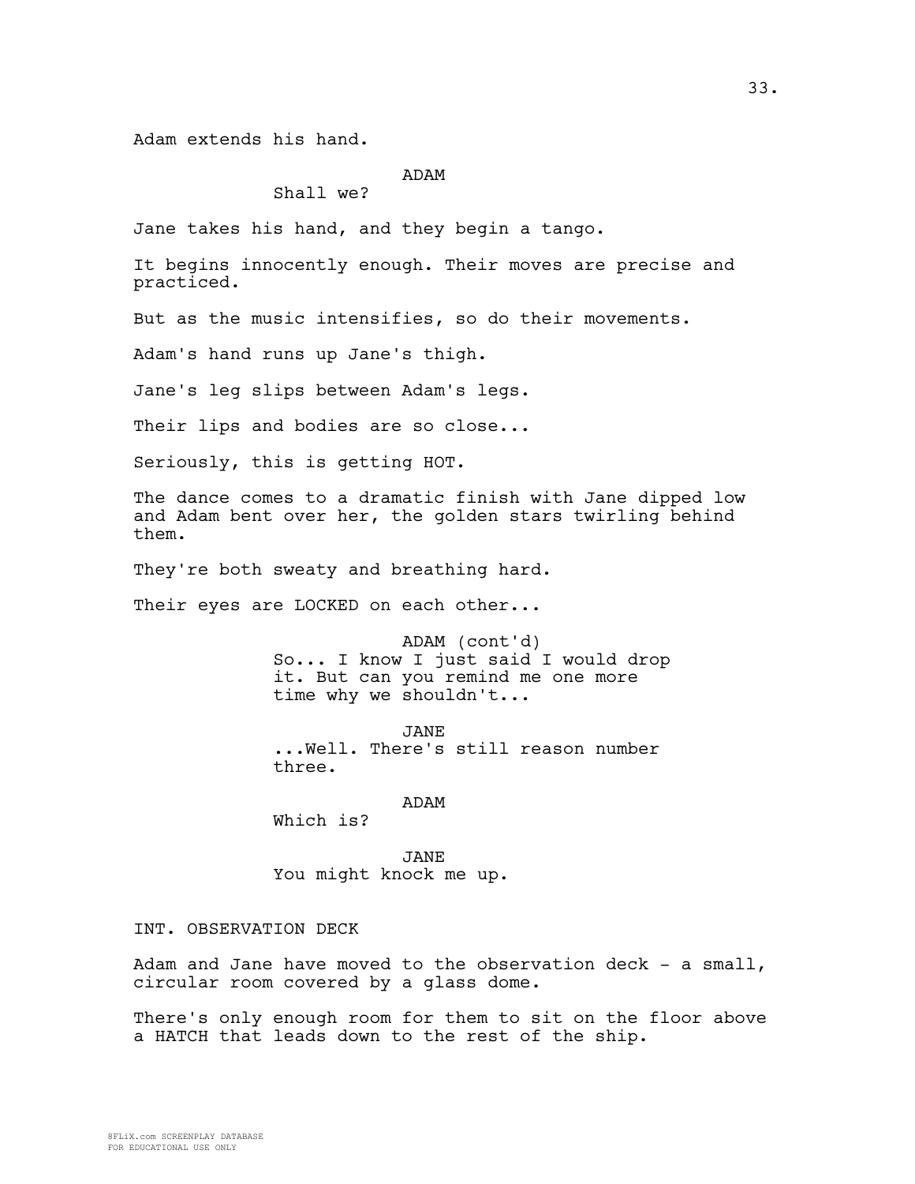Adam extends his hand.

ADAM
Shall we?

Jane takes his hand, and they begin a tango.

It begins innocently enough. Their moves are precise and practiced.

But as the music intensifies, so do their movements.

Adam's hand runs up Jane's thigh.

Jane's leg slips between Adam's legs.

Their lips and bodies are so close...

Seriously, this is getting HOT.

The dance comes to a dramatic finish with Jane dipped low and Adam bent over her, the golden stars twirling behind them.

They're both sweaty and breathing hard.

Their eyes are LOCKED on each other...

ADAM (cont'd)
So... I know I just said I would drop it. But can you remind me one more time why we shouldn't...

JANE
...Well. There's still reason number three.

ADAM
Which is?

JANE
You might knock me up.

INT. OBSERVATION DECK

Adam and Jane have moved to the observation deck - a small, circular room covered by a glass dome.

There's only enough room for them to sit on the floor above a HATCH that leads down to the rest of the ship.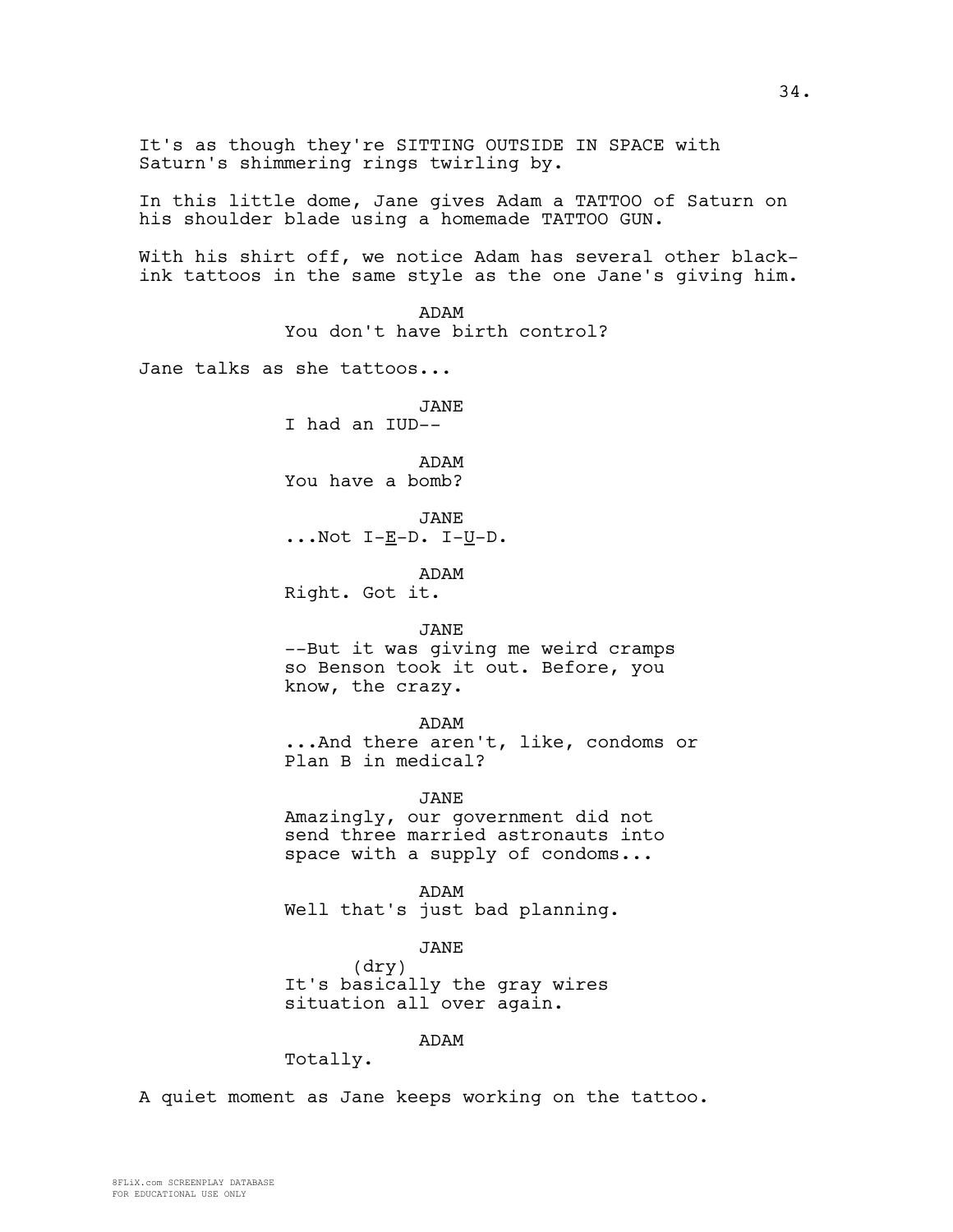It's as though they're SITTING OUTSIDE IN SPACE with Saturn's shimmering rings twirling by.

In this little dome, Jane gives Adam a TATTOO of Saturn on his shoulder blade using a homemade TATTOO GUN.

With his shirt off, we notice Adam has several other black-ink tattoos in the same style as the one Jane's giving him.

ADAM
You don't have birth control?

Jane talks as she tattoos...

JANE
I had an IUD--

ADAM
You have a bomb?

JANE
...Not I-<u>E</u>-D. I-<u>U</u>-D.

ADAM
Right. Got it.

JANE
--But it was giving me weird cramps so Benson took it out. Before, you know, the crazy.

ADAM
...And there aren't, like, condoms or Plan B in medical?

JANE
Amazingly, our government did not send three married astronauts into space with a supply of condoms...

ADAM
Well that's just bad planning.

JANE
(dry)
It's basically the gray wires situation all over again.

ADAM
Totally.

A quiet moment as Jane keeps working on the tattoo.

8FLiX.com SCREENPLAY DATABASE
FOR EDUCATIONAL USE ONLY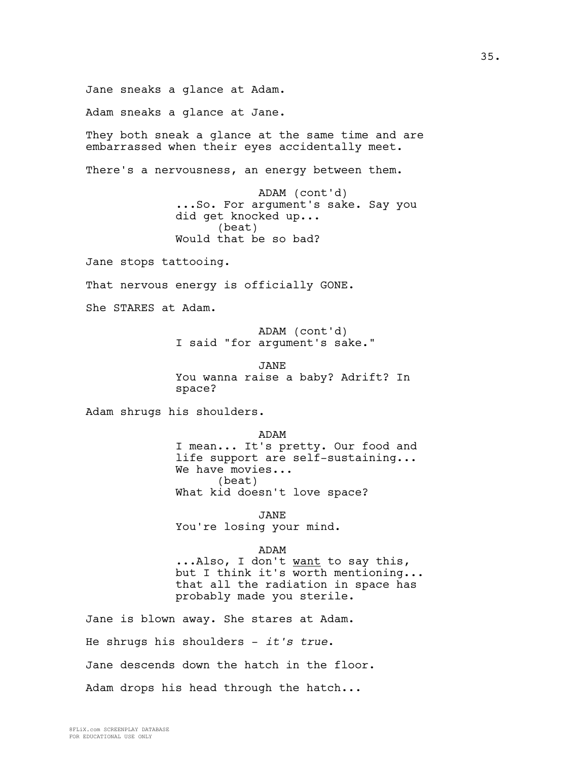Jane sneaks a glance at Adam.

Adam sneaks a glance at Jane.

They both sneak a glance at the same time and are embarrassed when their eyes accidentally meet.

There's a nervousness, an energy between them.

ADAM (cont'd)
...So. For argument's sake. Say you did get knocked up...
(beat)
Would that be so bad?

Jane stops tattooing.

That nervous energy is officially GONE.

She STARES at Adam.

ADAM (cont'd)
I said "for argument's sake."

JANE
You wanna raise a baby? Adrift? In space?

Adam shrugs his shoulders.

ADAM
I mean... It's pretty. Our food and life support are self-sustaining... We have movies...
(beat)
What kid doesn't love space?

JANE
You're losing your mind.

ADAM
...Also, I don't want to say this, but I think it's worth mentioning... that all the radiation in space has probably made you sterile.

Jane is blown away. She stares at Adam.

He shrugs his shoulders - *it's true*.

Jane descends down the hatch in the floor.

Adam drops his head through the hatch...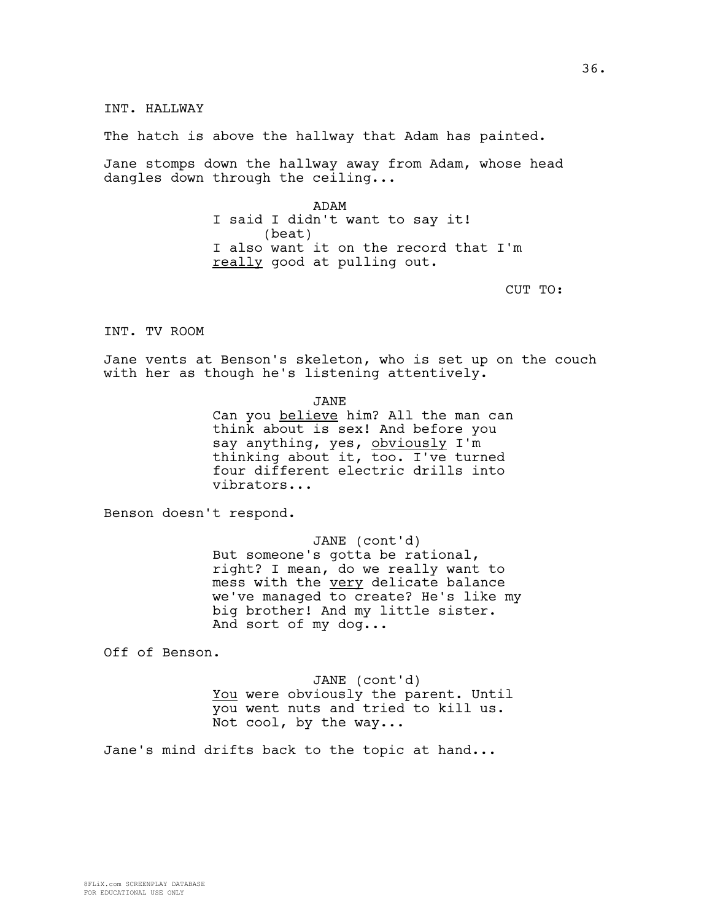INT. HALLWAY

The hatch is above the hallway that Adam has painted.

Jane stomps down the hallway away from Adam, whose head dangles down through the ceiling...

ADAM
I said I didn't want to say it!
(beat)
I also want it on the record that I'm _really_ good at pulling out.

CUT TO:

INT. TV ROOM

Jane vents at Benson's skeleton, who is set up on the couch with her as though he's listening attentively.

JANE
Can you _believe_ him? All the man can think about is sex! And before you say anything, yes, _obviously_ I'm thinking about it, too. I've turned four different electric drills into vibrators...

Benson doesn't respond.

JANE (cont'd)
But someone's gotta be rational, right? I mean, do we really want to mess with the _very_ delicate balance we've managed to create? He's like my big brother! And my little sister. And sort of my dog...

Off of Benson.

JANE (cont'd)
_You_ were obviously the parent. Until you went nuts and tried to kill us. Not cool, by the way...

Jane's mind drifts back to the topic at hand...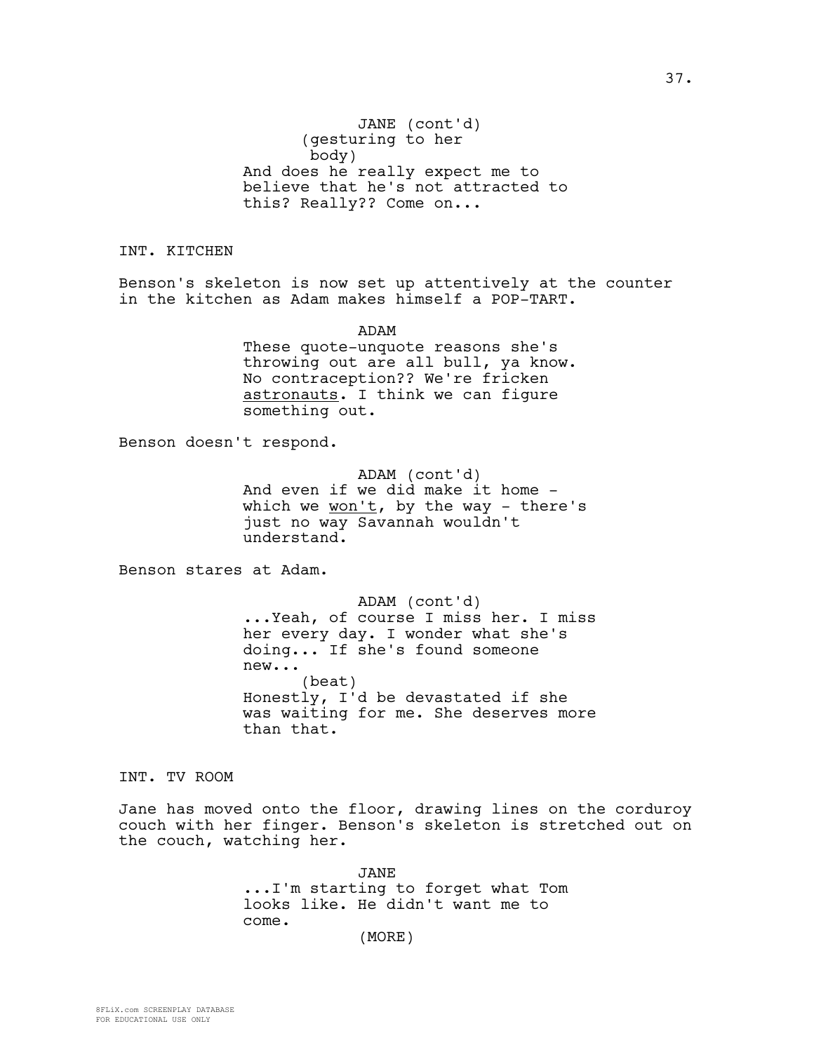JANE (cont'd)
(gesturing to her body)
And does he really expect me to believe that he's not attracted to this? Really?? Come on...

INT. KITCHEN

Benson's skeleton is now set up attentively at the counter in the kitchen as Adam makes himself a POP-TART.

ADAM
These quote-unquote reasons she's throwing out are all bull, ya know. No contraception?? We're fricken astronauts. I think we can figure something out.

Benson doesn't respond.

ADAM (cont'd)
And even if we did make it home - which we won't, by the way - there's just no way Savannah wouldn't understand.

Benson stares at Adam.

ADAM (cont'd)
...Yeah, of course I miss her. I miss her every day. I wonder what she's doing... If she's found someone new...
(beat)
Honestly, I'd be devastated if she was waiting for me. She deserves more than that.

INT. TV ROOM

Jane has moved onto the floor, drawing lines on the corduroy couch with her finger. Benson's skeleton is stretched out on the couch, watching her.

JANE
...I'm starting to forget what Tom looks like. He didn't want me to come.
(MORE)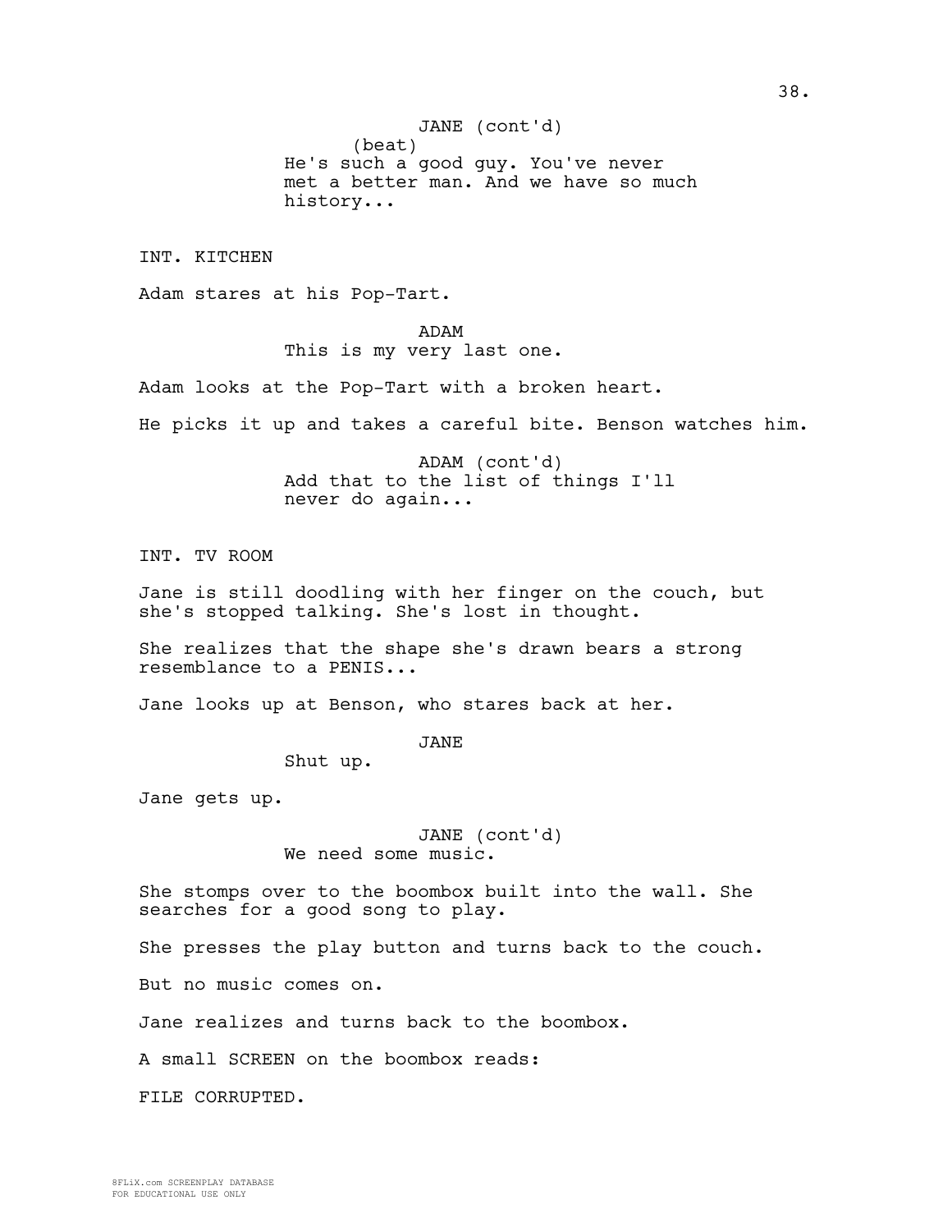JANE (cont'd)
(beat)
He's such a good guy. You've never met a better man. And we have so much history...

INT. KITCHEN

Adam stares at his Pop-Tart.

ADAM
This is my very last one.

Adam looks at the Pop-Tart with a broken heart.

He picks it up and takes a careful bite. Benson watches him.

ADAM (cont'd)
Add that to the list of things I'll never do again...

INT. TV ROOM

Jane is still doodling with her finger on the couch, but she's stopped talking. She's lost in thought.

She realizes that the shape she's drawn bears a strong resemblance to a PENIS...

Jane looks up at Benson, who stares back at her.

JANE
Shut up.

Jane gets up.

JANE (cont'd)
We need some music.

She stomps over to the boombox built into the wall. She searches for a good song to play.

She presses the play button and turns back to the couch.

But no music comes on.

Jane realizes and turns back to the boombox.

A small SCREEN on the boombox reads:

FILE CORRUPTED.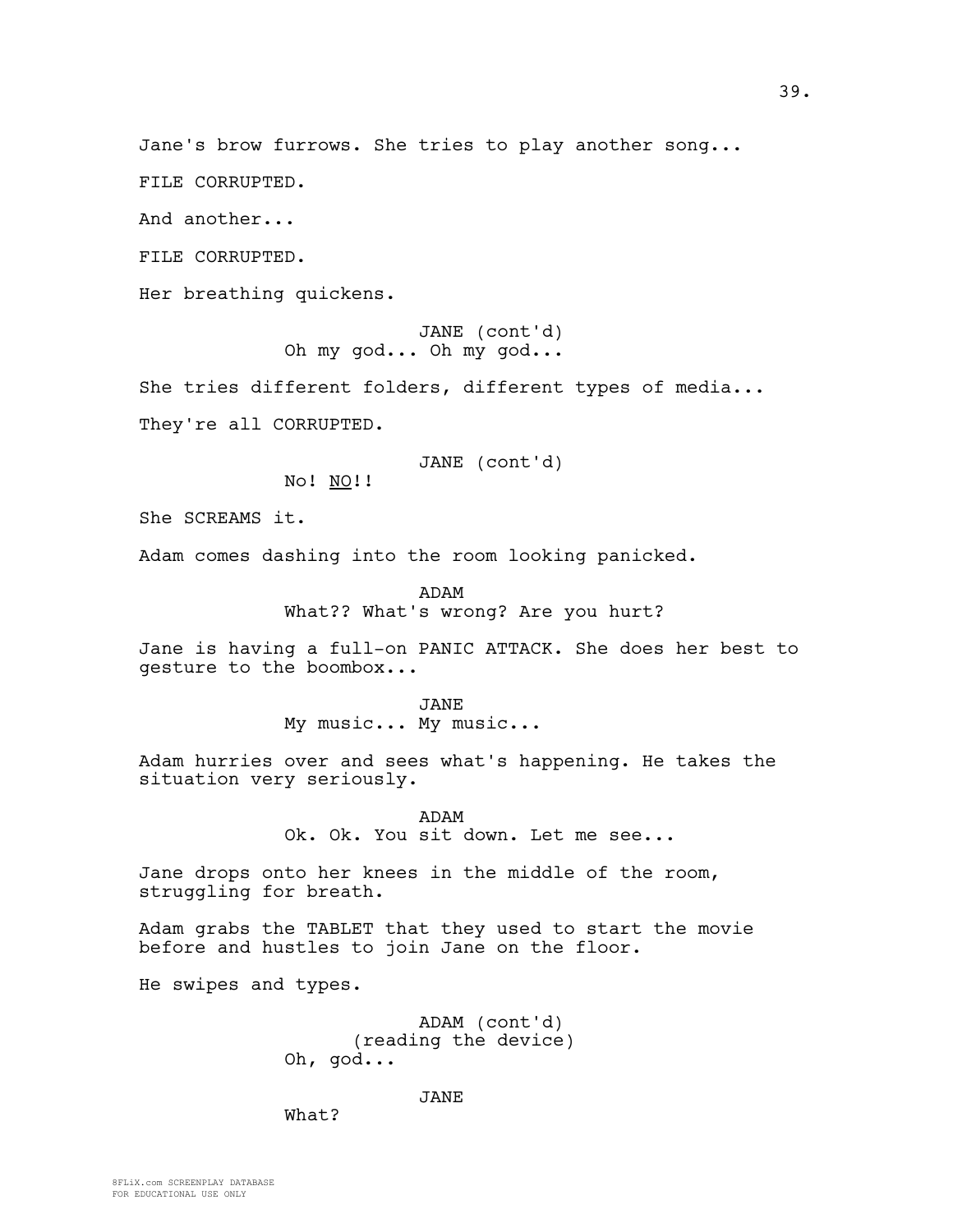Jane's brow furrows. She tries to play another song...

FILE CORRUPTED.

And another...

FILE CORRUPTED.

Her breathing quickens.

JANE (cont'd)
Oh my god... Oh my god...

She tries different folders, different types of media...

They're all CORRUPTED.

JANE (cont'd)
No! NO!!

She SCREAMS it.

Adam comes dashing into the room looking panicked.

ADAM
What?? What's wrong? Are you hurt?

Jane is having a full-on PANIC ATTACK. She does her best to gesture to the boombox...

JANE
My music... My music...

Adam hurries over and sees what's happening. He takes the situation very seriously.

ADAM
Ok. Ok. You sit down. Let me see...

Jane drops onto her knees in the middle of the room, struggling for breath.

Adam grabs the TABLET that they used to start the movie before and hustles to join Jane on the floor.

He swipes and types.

ADAM (cont'd)
(reading the device)
Oh, god...

JANE
What?

8FLiX.com SCREENPLAY DATABASE
FOR EDUCATIONAL USE ONLY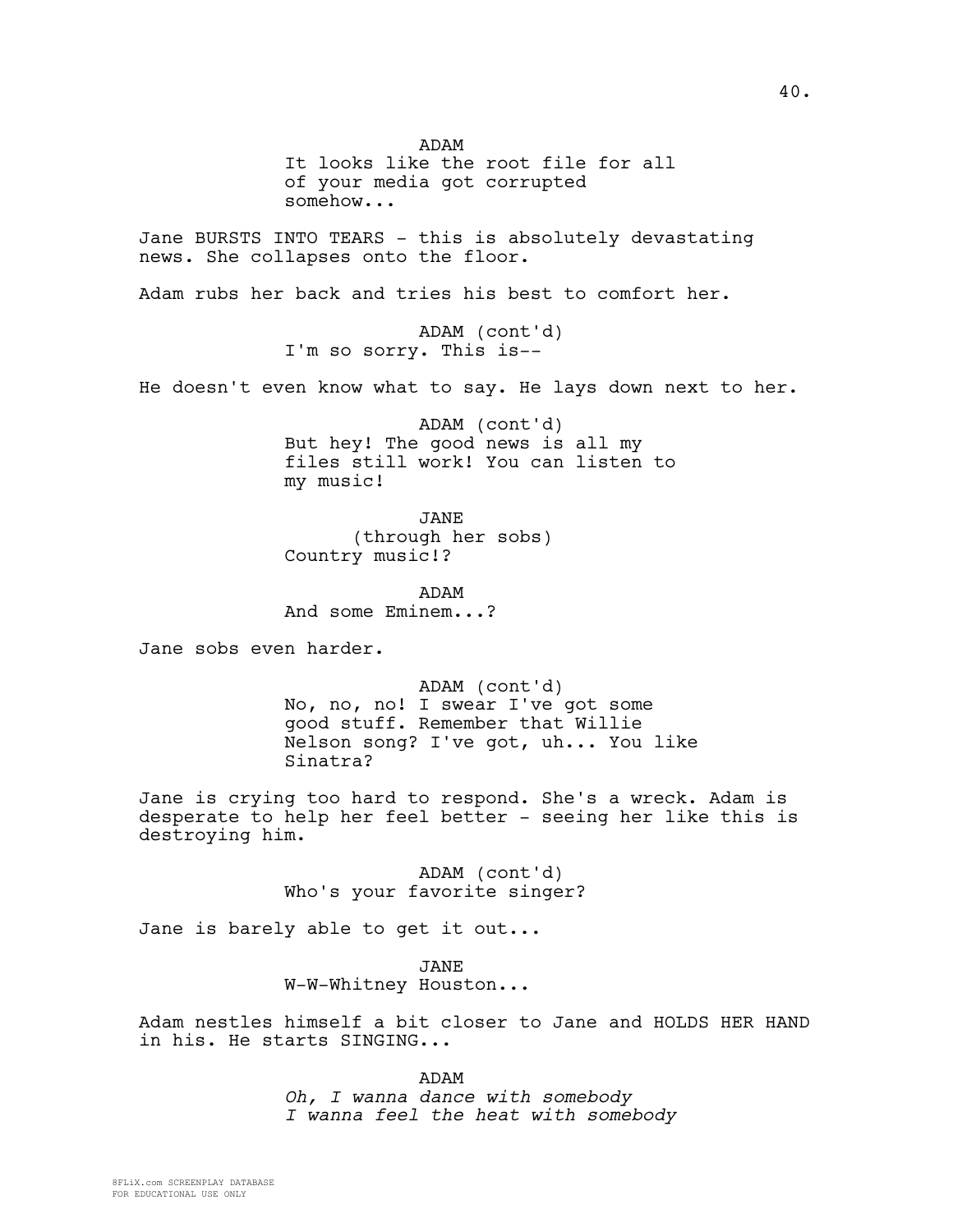ADAM
It looks like the root file for all of your media got corrupted somehow...

Jane BURSTS INTO TEARS - this is absolutely devastating news. She collapses onto the floor.

Adam rubs her back and tries his best to comfort her.

ADAM (cont'd)
I'm so sorry. This is--

He doesn't even know what to say. He lays down next to her.

ADAM (cont'd)
But hey! The good news is all my files still work! You can listen to my music!

JANE
(through her sobs)
Country music!?

ADAM
And some Eminem...?

Jane sobs even harder.

ADAM (cont'd)
No, no, no! I swear I've got some good stuff. Remember that Willie Nelson song? I've got, uh... You like Sinatra?

Jane is crying too hard to respond. She's a wreck. Adam is desperate to help her feel better - seeing her like this is destroying him.

ADAM (cont'd)
Who's your favorite singer?

Jane is barely able to get it out...

JANE
W-W-Whitney Houston...

Adam nestles himself a bit closer to Jane and HOLDS HER HAND in his. He starts SINGING...

ADAM
*Oh, I wanna dance with somebody*
*I wanna feel the heat with somebody*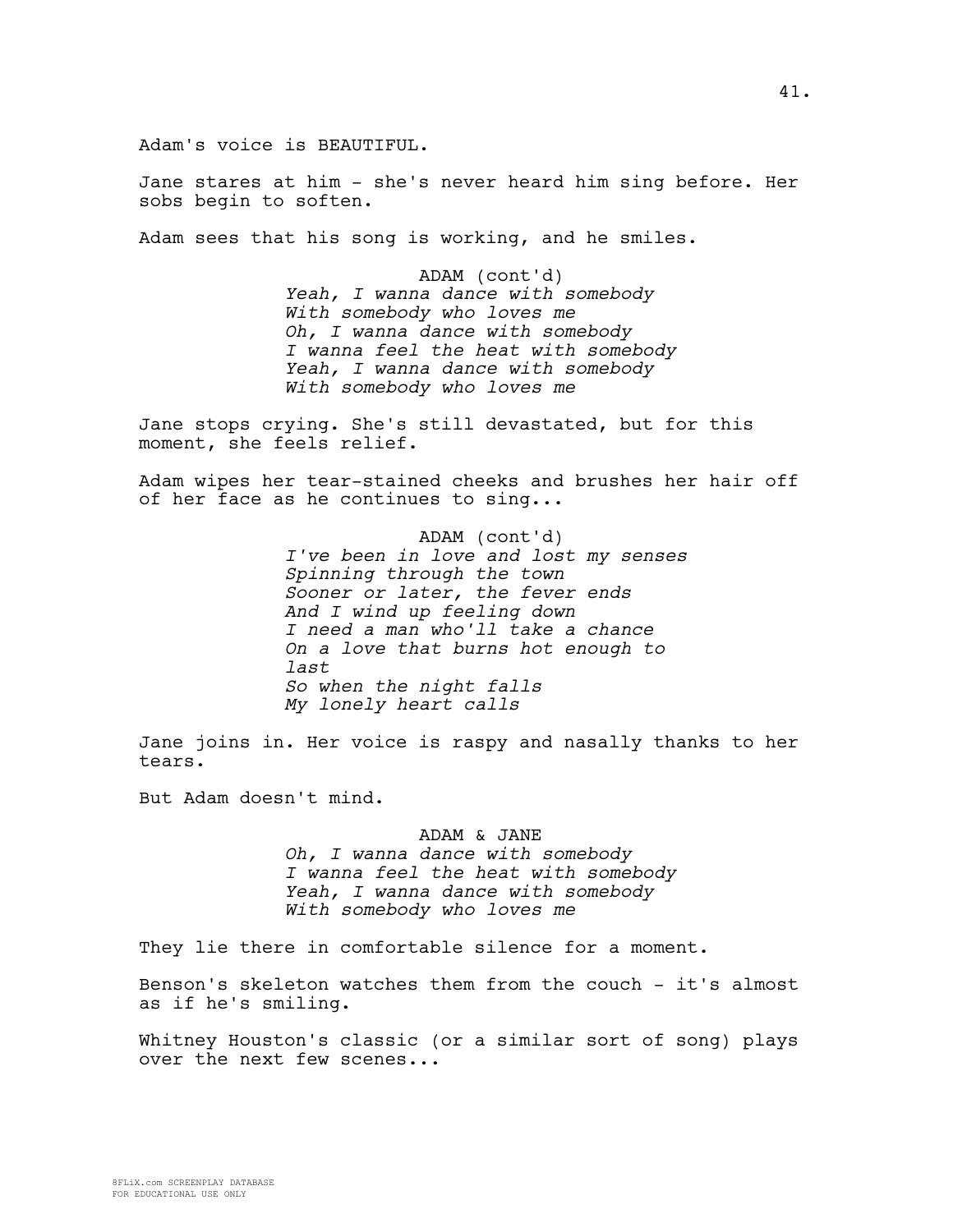Adam's voice is BEAUTIFUL.

Jane stares at him - she's never heard him sing before. Her sobs begin to soften.

Adam sees that his song is working, and he smiles.

ADAM (cont'd)
*Yeah, I wanna dance with somebody*
*With somebody who loves me*
*Oh, I wanna dance with somebody*
*I wanna feel the heat with somebody*
*Yeah, I wanna dance with somebody*
*With somebody who loves me*

Jane stops crying. She's still devastated, but for this moment, she feels relief.

Adam wipes her tear-stained cheeks and brushes her hair off of her face as he continues to sing...

ADAM (cont'd)
*I've been in love and lost my senses*
*Spinning through the town*
*Sooner or later, the fever ends*
*And I wind up feeling down*
*I need a man who'll take a chance*
*On a love that burns hot enough to last*
*So when the night falls*
*My lonely heart calls*

Jane joins in. Her voice is raspy and nasally thanks to her tears.

But Adam doesn't mind.

ADAM & JANE
*Oh, I wanna dance with somebody*
*I wanna feel the heat with somebody*
*Yeah, I wanna dance with somebody*
*With somebody who loves me*

They lie there in comfortable silence for a moment.

Benson's skeleton watches them from the couch - it's almost as if he's smiling.

Whitney Houston's classic (or a similar sort of song) plays over the next few scenes...

8FLiX.com SCREENPLAY DATABASE
FOR EDUCATIONAL USE ONLY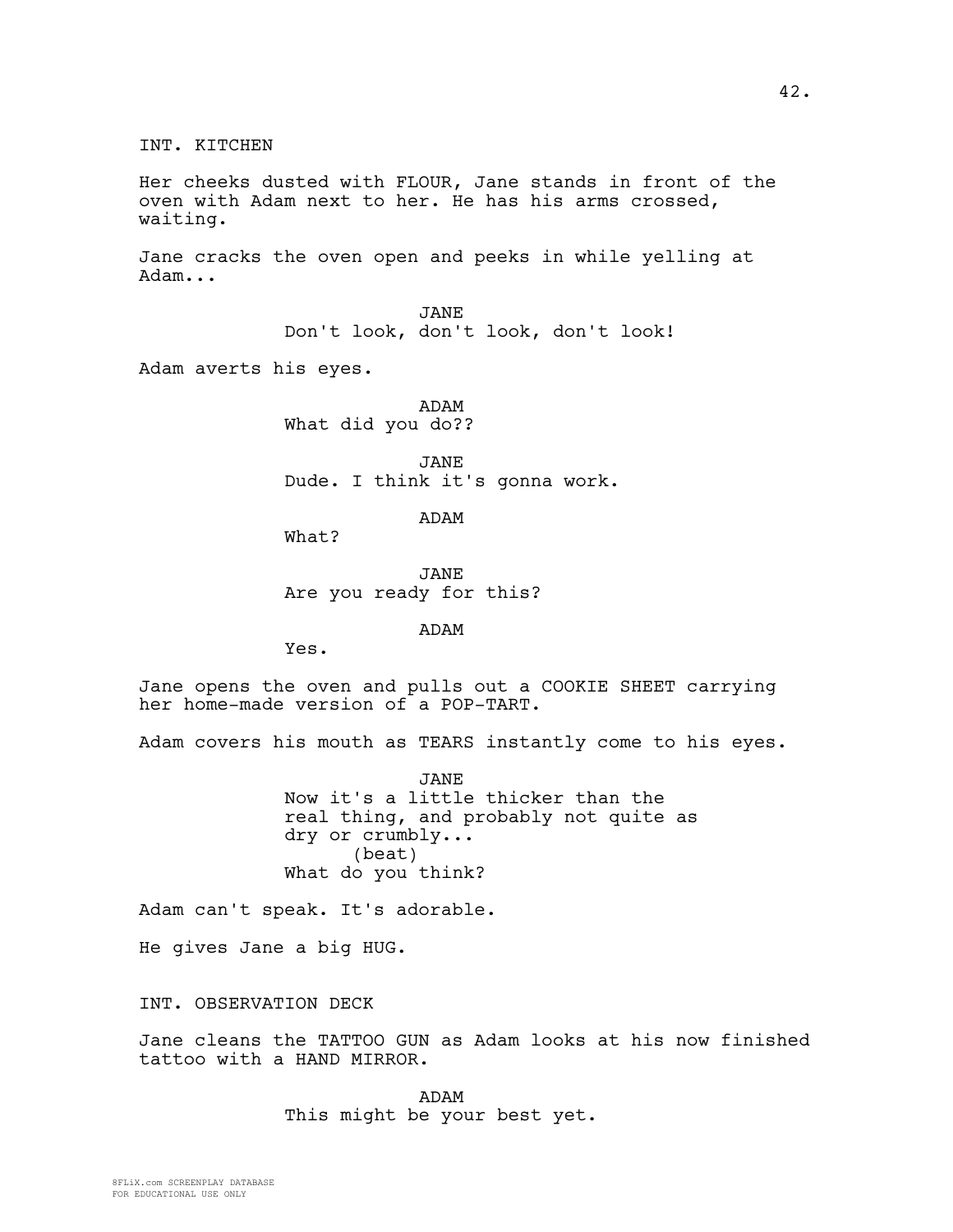INT. KITCHEN

Her cheeks dusted with FLOUR, Jane stands in front of the oven with Adam next to her. He has his arms crossed, waiting.

Jane cracks the oven open and peeks in while yelling at Adam...

JANE
Don't look, don't look, don't look!

Adam averts his eyes.

ADAM
What did you do??

JANE
Dude. I think it's gonna work.

ADAM
What?

JANE
Are you ready for this?

ADAM
Yes.

Jane opens the oven and pulls out a COOKIE SHEET carrying her home-made version of a POP-TART.

Adam covers his mouth as TEARS instantly come to his eyes.

JANE
Now it's a little thicker than the real thing, and probably not quite as dry or crumbly...
(beat)
What do you think?

Adam can't speak. It's adorable.

He gives Jane a big HUG.

INT. OBSERVATION DECK

Jane cleans the TATTOO GUN as Adam looks at his now finished tattoo with a HAND MIRROR.

ADAM
This might be your best yet.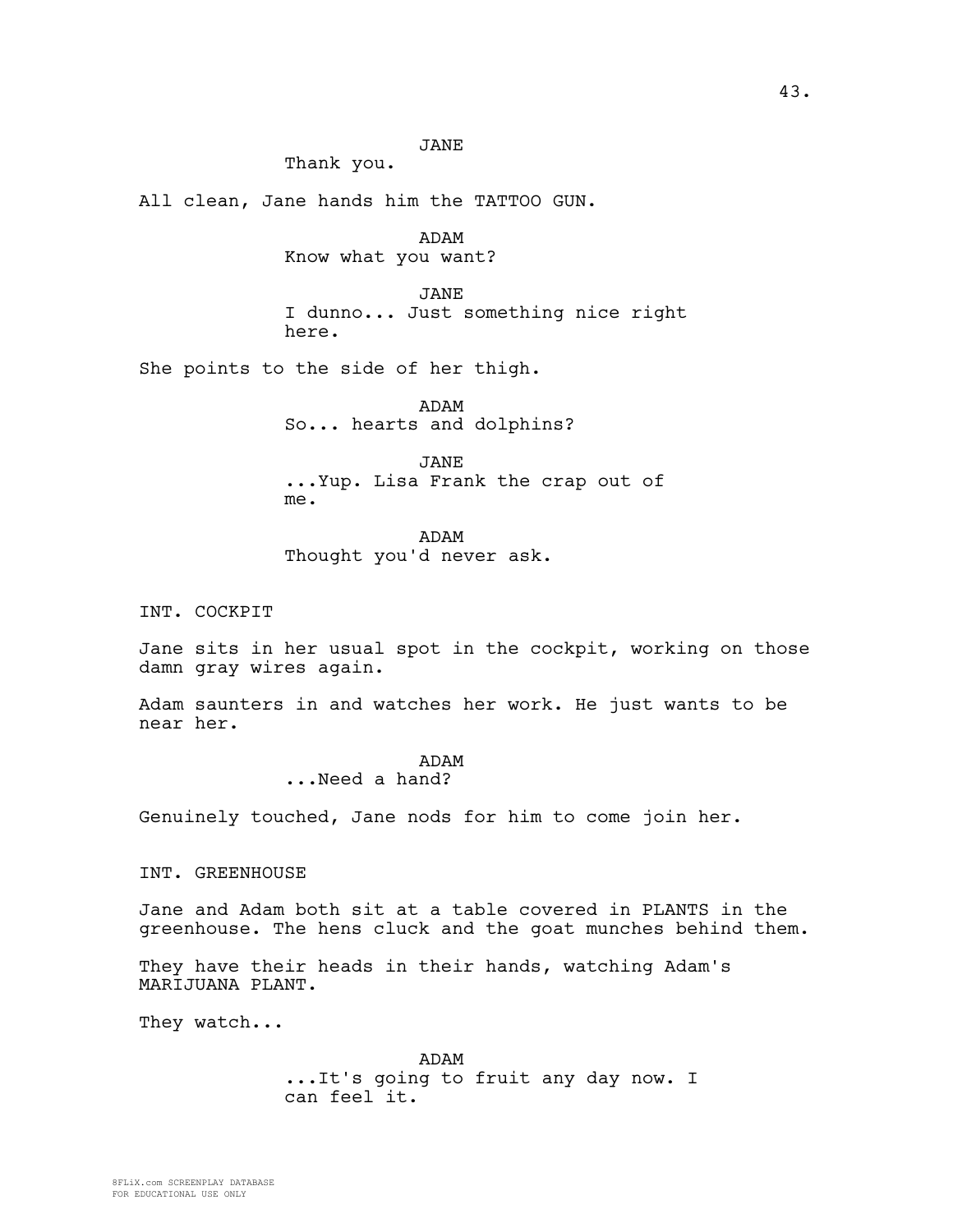JANE
Thank you.

All clean, Jane hands him the TATTOO GUN.

ADAM
Know what you want?

JANE
I dunno... Just something nice right here.

She points to the side of her thigh.

ADAM
So... hearts and dolphins?

JANE
...Yup. Lisa Frank the crap out of me.

ADAM
Thought you'd never ask.

INT. COCKPIT

Jane sits in her usual spot in the cockpit, working on those damn gray wires again.

Adam saunters in and watches her work. He just wants to be near her.

ADAM
...Need a hand?

Genuinely touched, Jane nods for him to come join her.

INT. GREENHOUSE

Jane and Adam both sit at a table covered in PLANTS in the greenhouse. The hens cluck and the goat munches behind them.

They have their heads in their hands, watching Adam's MARIJUANA PLANT.

They watch...

ADAM
...It's going to fruit any day now. I can feel it.

8FLiX.com SCREENPLAY DATABASE
FOR EDUCATIONAL USE ONLY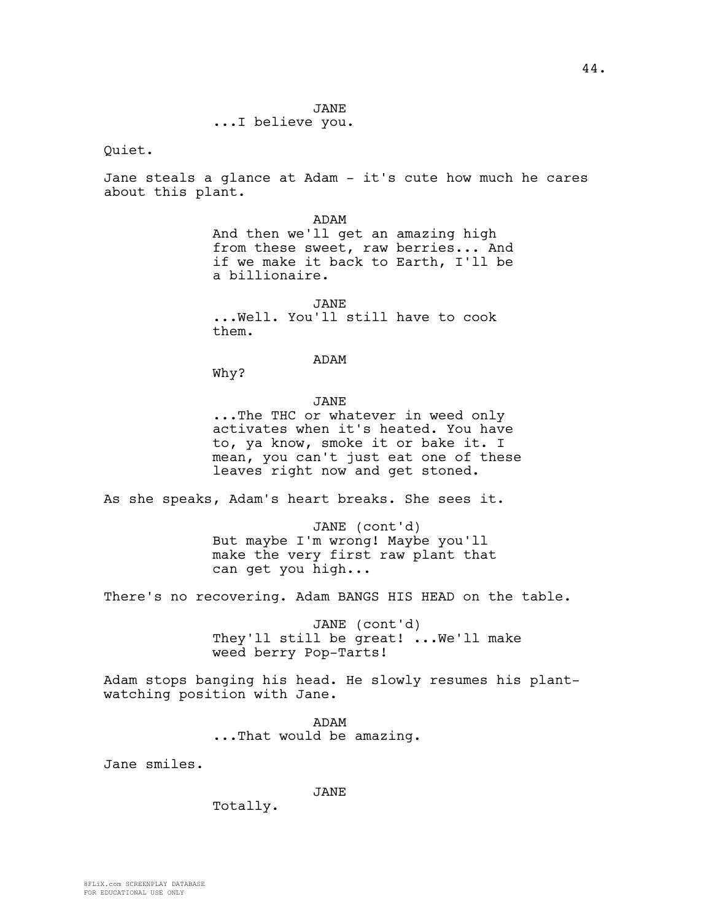JANE
...I believe you.

Quiet.

Jane steals a glance at Adam - it's cute how much he cares about this plant.

ADAM
And then we'll get an amazing high from these sweet, raw berries... And if we make it back to Earth, I'll be a billionaire.

JANE
...Well. You'll still have to cook them.

ADAM
Why?

JANE
...The THC or whatever in weed only activates when it's heated. You have to, ya know, smoke it or bake it. I mean, you can't just eat one of these leaves right now and get stoned.

As she speaks, Adam's heart breaks. She sees it.

JANE (cont'd)
But maybe I'm wrong! Maybe you'll make the very first raw plant that can get you high...

There's no recovering. Adam BANGS HIS HEAD on the table.

JANE (cont'd)
They'll still be great! ...We'll make weed berry Pop-Tarts!

Adam stops banging his head. He slowly resumes his plant-watching position with Jane.

ADAM
...That would be amazing.

Jane smiles.

JANE
Totally.

8FLiX.com SCREENPLAY DATABASE
FOR EDUCATIONAL USE ONLY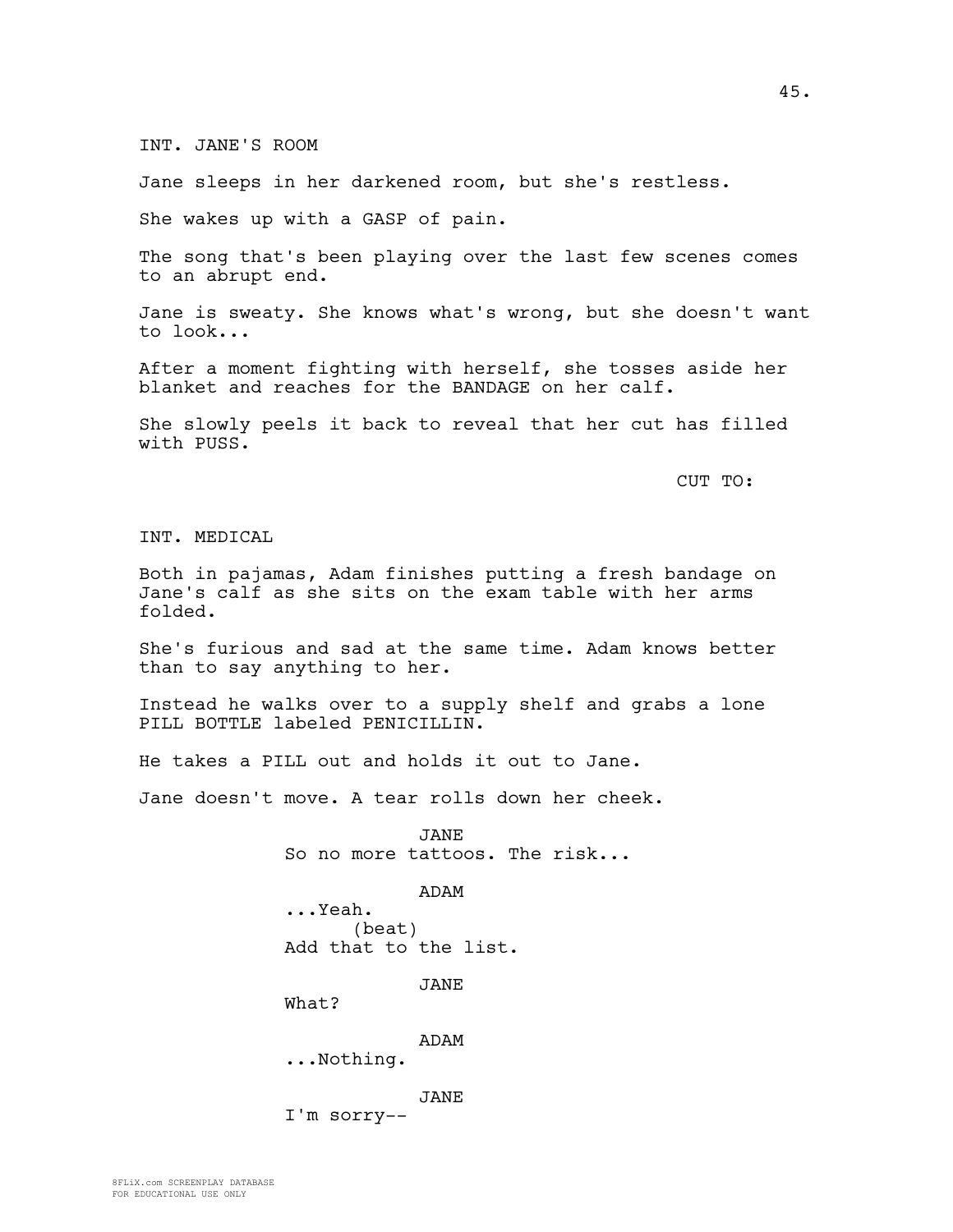INT. JANE'S ROOM

Jane sleeps in her darkened room, but she's restless.

She wakes up with a GASP of pain.

The song that's been playing over the last few scenes comes to an abrupt end.

Jane is sweaty. She knows what's wrong, but she doesn't want to look...

After a moment fighting with herself, she tosses aside her blanket and reaches for the BANDAGE on her calf.

She slowly peels it back to reveal that her cut has filled with PUSS.

CUT TO:

INT. MEDICAL

Both in pajamas, Adam finishes putting a fresh bandage on Jane's calf as she sits on the exam table with her arms folded.

She's furious and sad at the same time. Adam knows better than to say anything to her.

Instead he walks over to a supply shelf and grabs a lone PILL BOTTLE labeled PENICILLIN.

He takes a PILL out and holds it out to Jane.

Jane doesn't move. A tear rolls down her cheek.

JANE
So no more tattoos. The risk...

ADAM
...Yeah.
(beat)
Add that to the list.

JANE
What?

ADAM
...Nothing.

JANE
I'm sorry--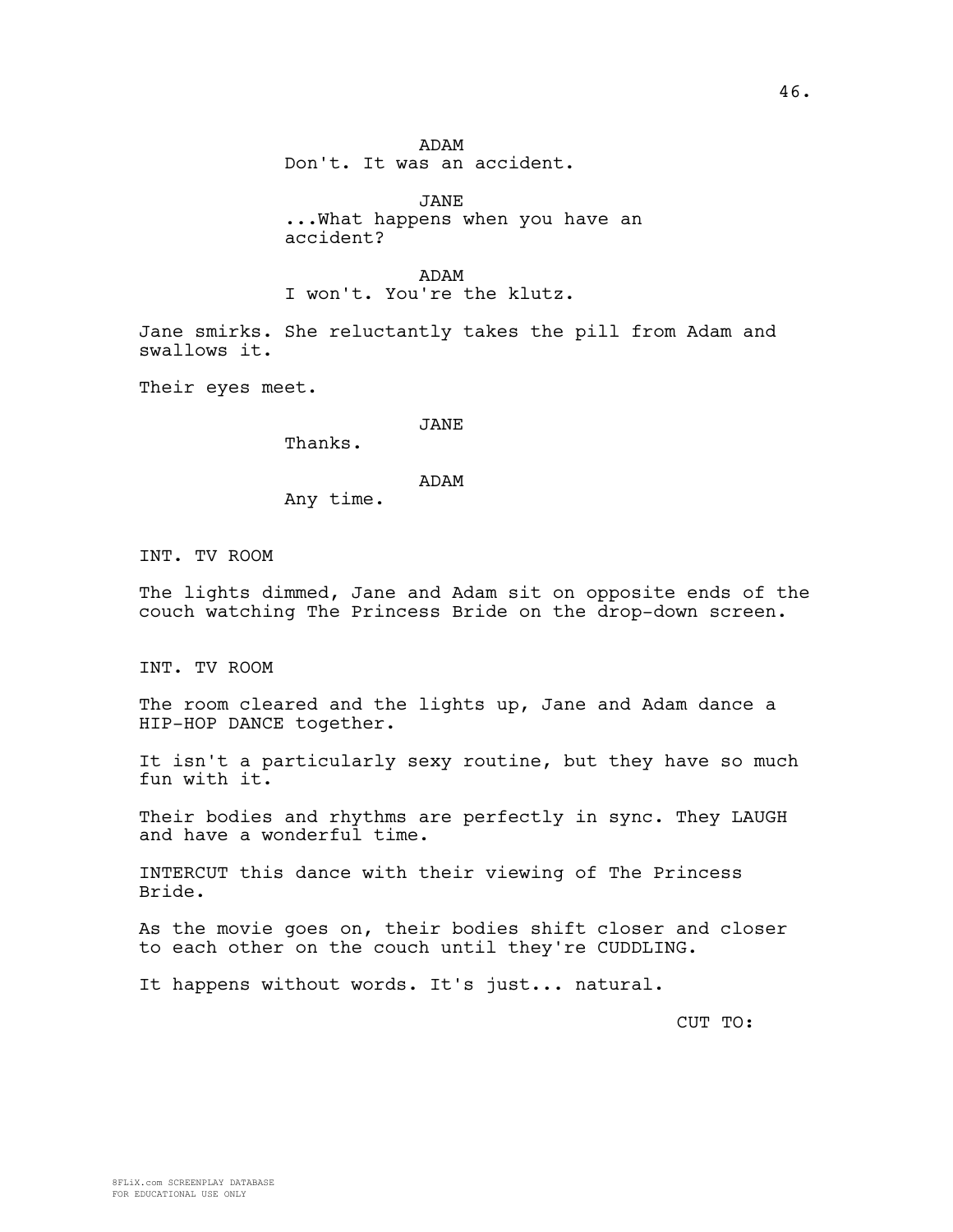ADAM
Don't. It was an accident.

JANE
...What happens when you have an accident?

ADAM
I won't. You're the klutz.

Jane smirks. She reluctantly takes the pill from Adam and swallows it.

Their eyes meet.

JANE
Thanks.

ADAM
Any time.

INT. TV ROOM

The lights dimmed, Jane and Adam sit on opposite ends of the couch watching The Princess Bride on the drop-down screen.

INT. TV ROOM

The room cleared and the lights up, Jane and Adam dance a HIP-HOP DANCE together.

It isn't a particularly sexy routine, but they have so much fun with it.

Their bodies and rhythms are perfectly in sync. They LAUGH and have a wonderful time.

INTERCUT this dance with their viewing of The Princess Bride.

As the movie goes on, their bodies shift closer and closer to each other on the couch until they're CUDDLING.

It happens without words. It's just... natural.

CUT TO: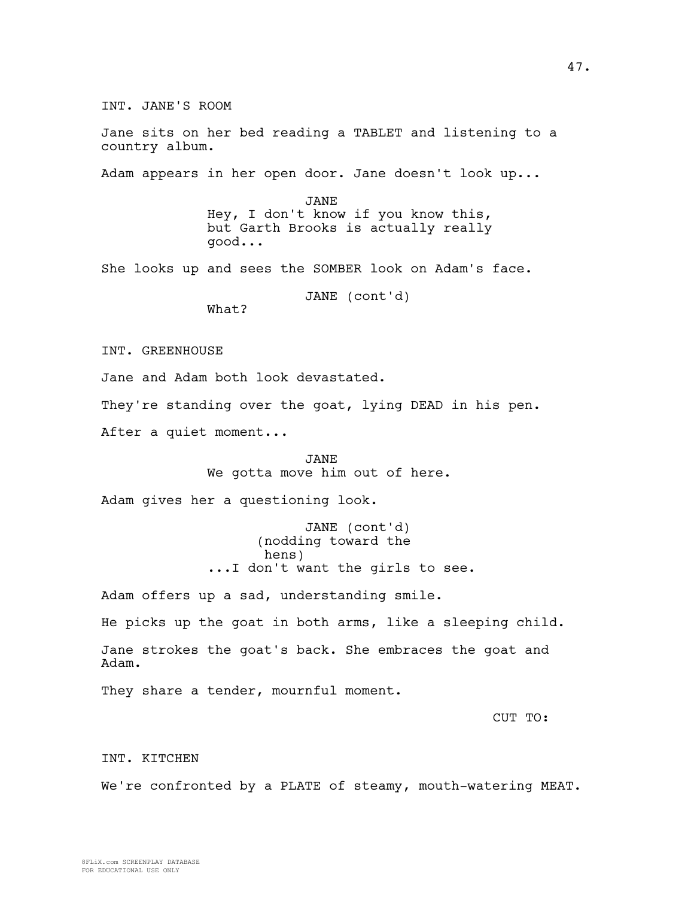INT. JANE'S ROOM

Jane sits on her bed reading a TABLET and listening to a country album.

Adam appears in her open door. Jane doesn't look up...

JANE
Hey, I don't know if you know this, but Garth Brooks is actually really good...

She looks up and sees the SOMBER look on Adam's face.

JANE (cont'd)
What?

INT. GREENHOUSE

Jane and Adam both look devastated.

They're standing over the goat, lying DEAD in his pen.

After a quiet moment...

JANE
We gotta move him out of here.

Adam gives her a questioning look.

JANE (cont'd)
(nodding toward the hens)
...I don't want the girls to see.

Adam offers up a sad, understanding smile.

He picks up the goat in both arms, like a sleeping child.

Jane strokes the goat's back. She embraces the goat and Adam.

They share a tender, mournful moment.

CUT TO:

INT. KITCHEN

We're confronted by a PLATE of steamy, mouth-watering MEAT.

8FLiX.com SCREENPLAY DATABASE
FOR EDUCATIONAL USE ONLY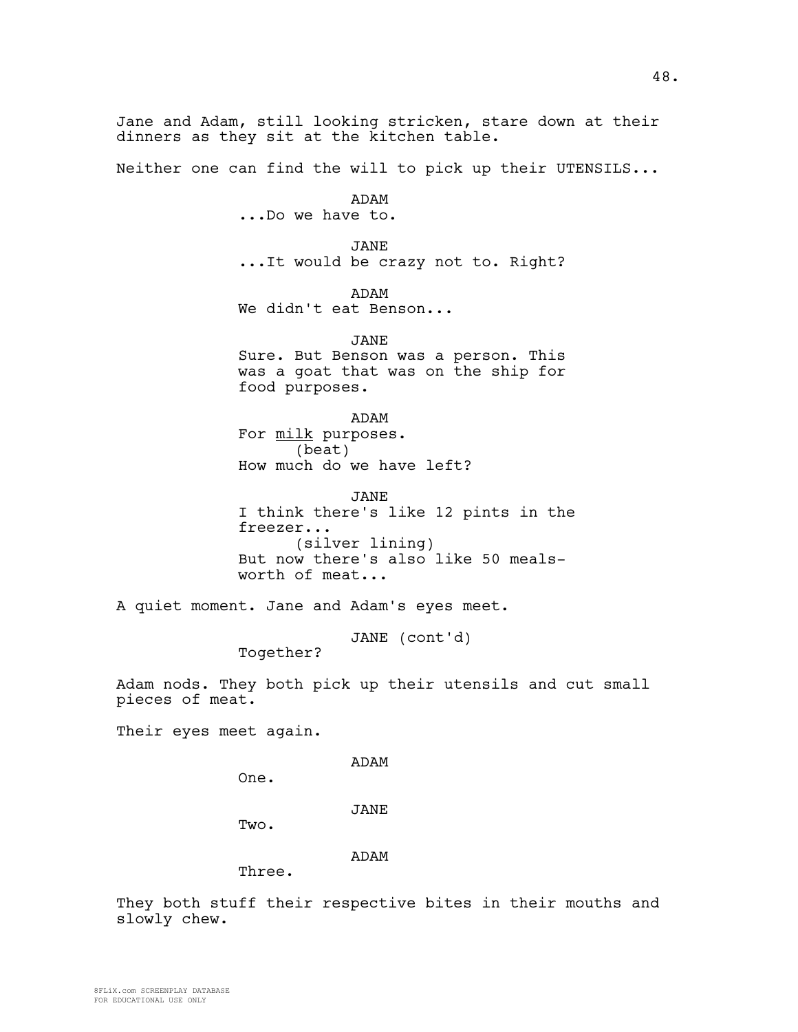Jane and Adam, still looking stricken, stare down at their dinners as they sit at the kitchen table.

Neither one can find the will to pick up their UTENSILS...

ADAM
...Do we have to.

JANE
...It would be crazy not to. Right?

ADAM
We didn't eat Benson...

JANE
Sure. But Benson was a person. This was a goat that was on the ship for food purposes.

ADAM
For milk purposes.
(beat)
How much do we have left?

JANE
I think there's like 12 pints in the freezer...
(silver lining)
But now there's also like 50 meals-worth of meat...

A quiet moment. Jane and Adam's eyes meet.

JANE (cont'd)
Together?

Adam nods. They both pick up their utensils and cut small pieces of meat.

Their eyes meet again.

ADAM
One.

JANE
Two.

ADAM
Three.

They both stuff their respective bites in their mouths and slowly chew.

8FLiX.com SCREENPLAY DATABASE
FOR EDUCATIONAL USE ONLY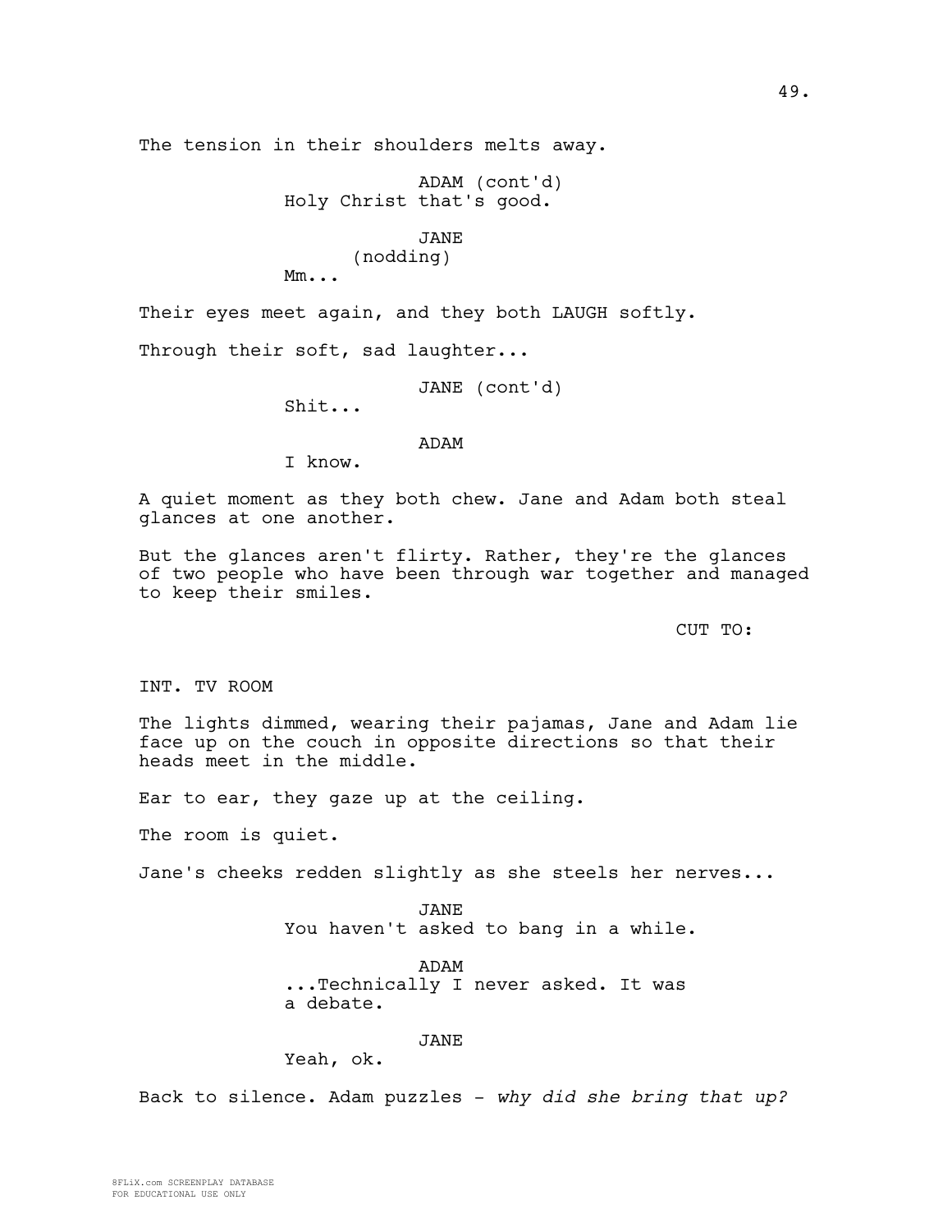The tension in their shoulders melts away.

ADAM (cont'd)
Holy Christ that's good.

JANE
(nodding)
Mm...

Their eyes meet again, and they both LAUGH softly.

Through their soft, sad laughter...

JANE (cont'd)
Shit...

ADAM
I know.

A quiet moment as they both chew. Jane and Adam both steal glances at one another.

But the glances aren't flirty. Rather, they're the glances of two people who have been through war together and managed to keep their smiles.

CUT TO:

INT. TV ROOM

The lights dimmed, wearing their pajamas, Jane and Adam lie face up on the couch in opposite directions so that their heads meet in the middle.

Ear to ear, they gaze up at the ceiling.

The room is quiet.

Jane's cheeks redden slightly as she steels her nerves...

JANE
You haven't asked to bang in a while.

ADAM
...Technically I never asked. It was a debate.

JANE
Yeah, ok.

Back to silence. Adam puzzles - *why did she bring that up?*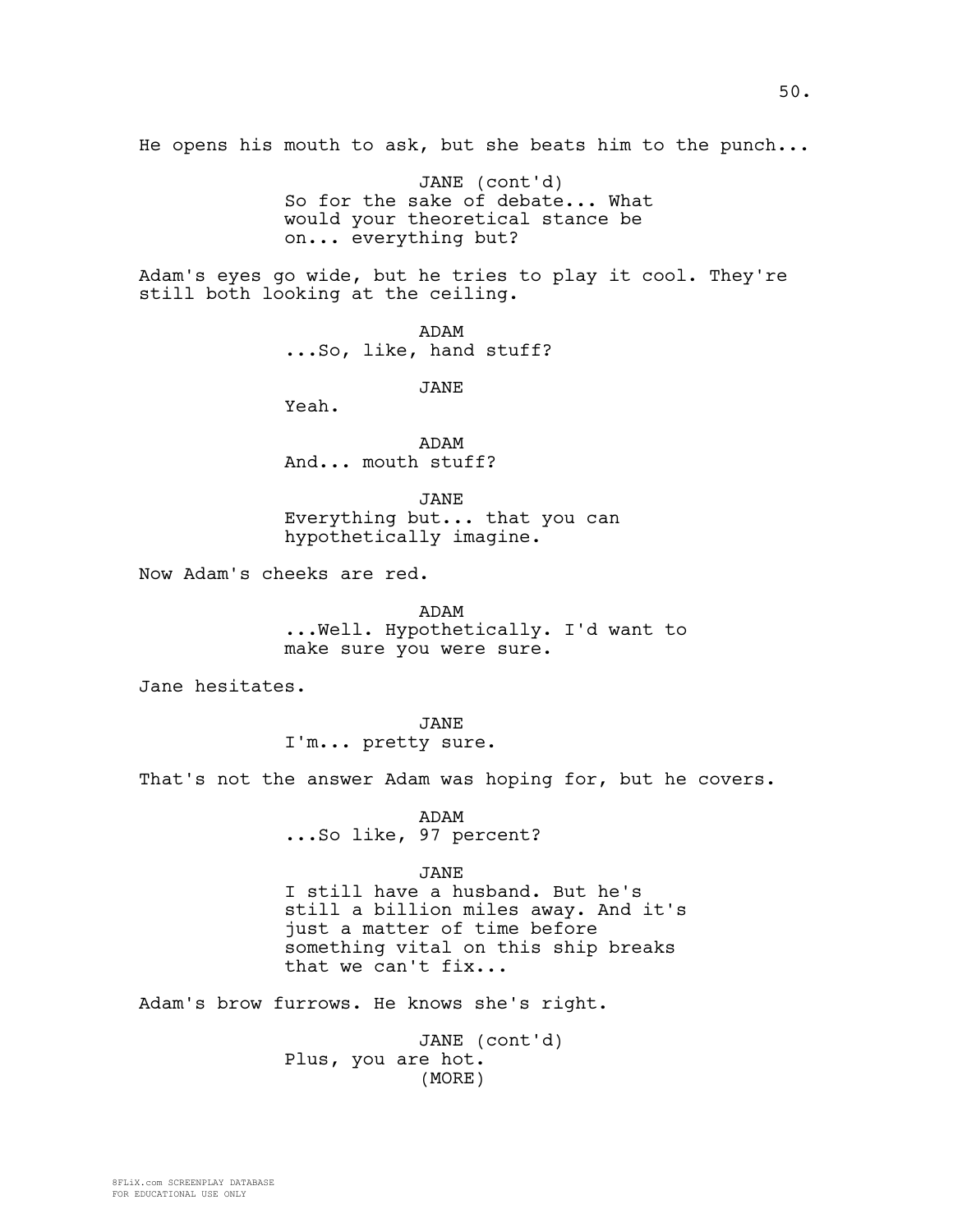He opens his mouth to ask, but she beats him to the punch...

JANE (cont'd)
So for the sake of debate... What would your theoretical stance be on... everything but?

Adam's eyes go wide, but he tries to play it cool. They're still both looking at the ceiling.

ADAM
...So, like, hand stuff?

JANE
Yeah.

ADAM
And... mouth stuff?

JANE
Everything but... that you can hypothetically imagine.

Now Adam's cheeks are red.

ADAM
...Well. Hypothetically. I'd want to make sure you were sure.

Jane hesitates.

JANE
I'm... pretty sure.

That's not the answer Adam was hoping for, but he covers.

ADAM
...So like, 97 percent?

JANE
I still have a husband. But he's still a billion miles away. And it's just a matter of time before something vital on this ship breaks that we can't fix...

Adam's brow furrows. He knows she's right.

JANE (cont'd)
Plus, you are hot.
(MORE)

8FLiX.com SCREENPLAY DATABASE
FOR EDUCATIONAL USE ONLY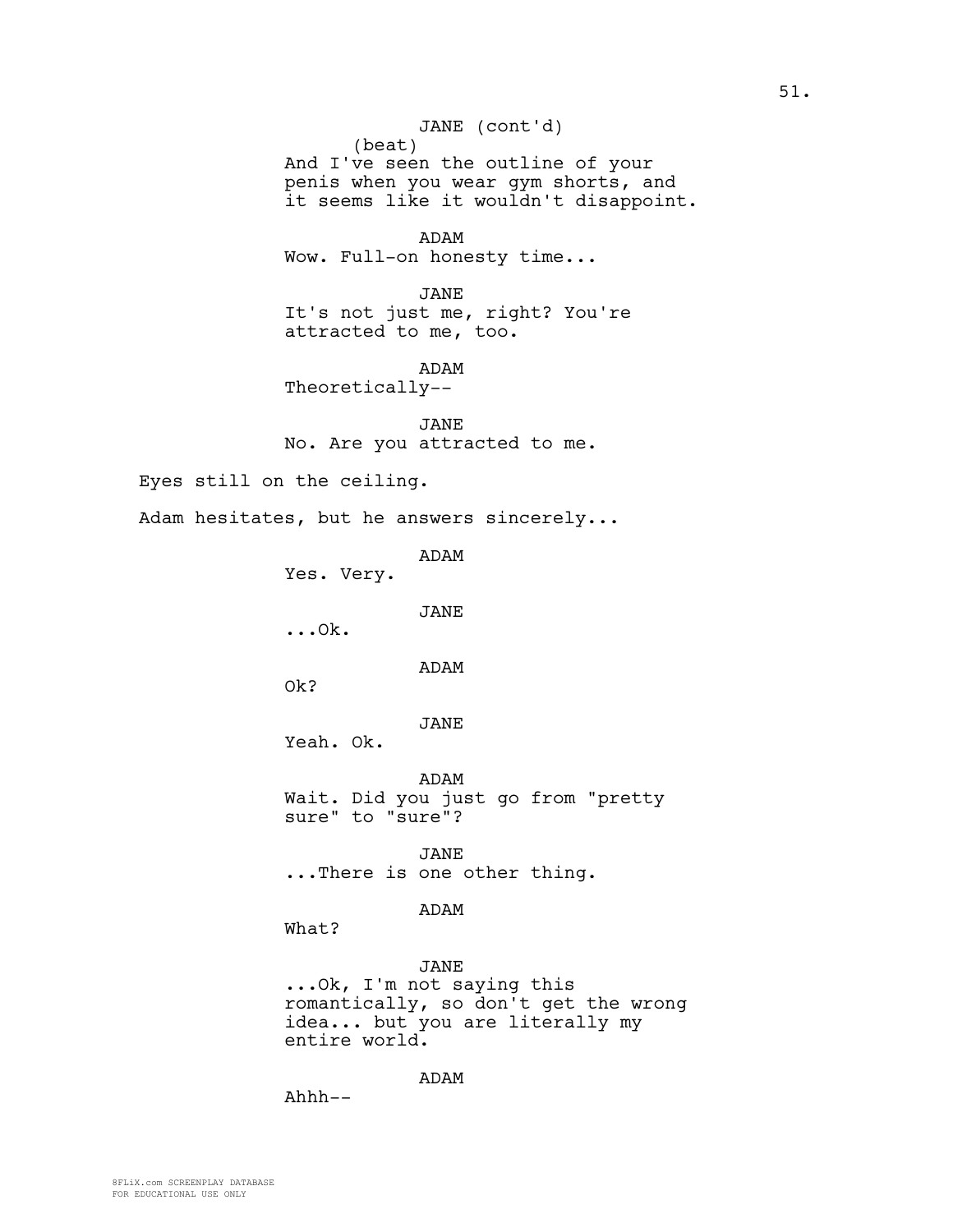JANE (cont'd)
(beat)
And I've seen the outline of your penis when you wear gym shorts, and it seems like it wouldn't disappoint.

ADAM
Wow. Full-on honesty time...

JANE
It's not just me, right? You're attracted to me, too.

ADAM
Theoretically--

JANE
No. Are you attracted to me.

Eyes still on the ceiling.

Adam hesitates, but he answers sincerely...

ADAM
Yes. Very.

JANE
...Ok.

ADAM
Ok?

JANE
Yeah. Ok.

ADAM
Wait. Did you just go from "pretty sure" to "sure"?

JANE
...There is one other thing.

ADAM
What?

JANE
...Ok, I'm not saying this romantically, so don't get the wrong idea... but you are literally my entire world.

ADAM
Ahhh--

8FLiX.com SCREENPLAY DATABASE
FOR EDUCATIONAL USE ONLY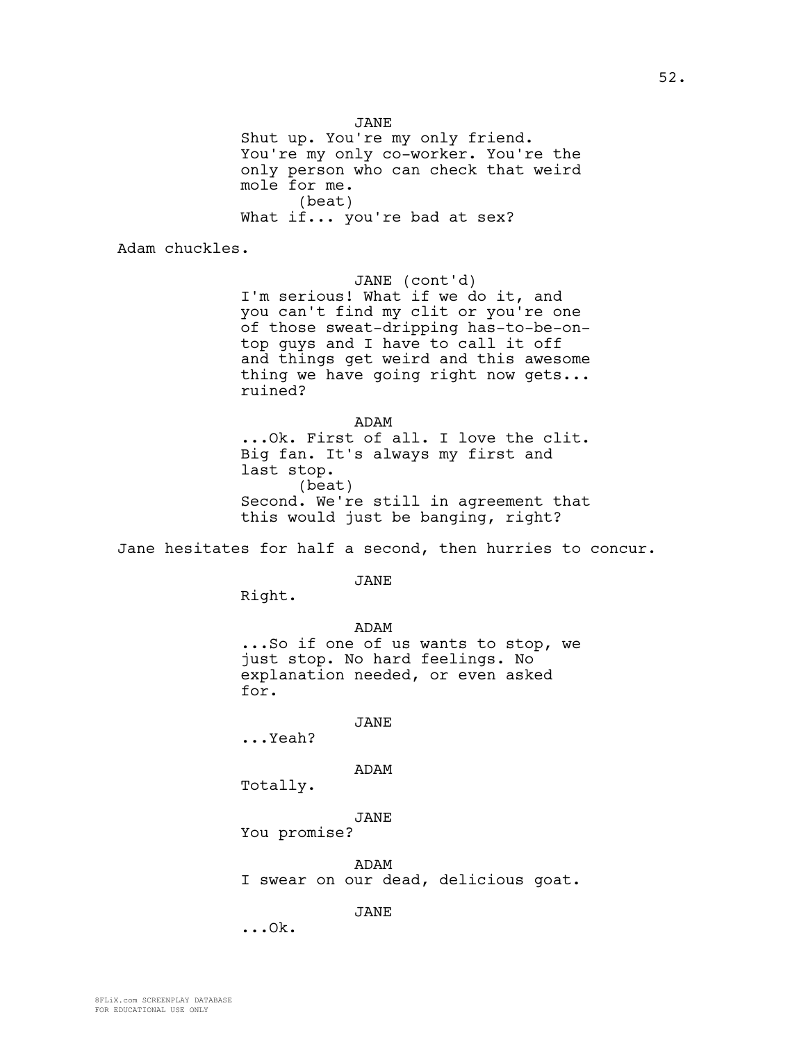JANE

Shut up. You're my only friend. You're my only co-worker. You're the only person who can check that weird mole for me.

(beat)

What if... you're bad at sex?

Adam chuckles.

JANE (cont'd)

I'm serious! What if we do it, and you can't find my clit or you're one of those sweat-dripping has-to-be-on-top guys and I have to call it off and things get weird and this awesome thing we have going right now gets... ruined?

ADAM

...Ok. First of all. I love the clit. Big fan. It's always my first and last stop.

(beat)

Second. We're still in agreement that this would just be banging, right?

Jane hesitates for half a second, then hurries to concur.

JANE

Right.

ADAM

...So if one of us wants to stop, we just stop. No hard feelings. No explanation needed, or even asked for.

JANE

...Yeah?

ADAM

Totally.

JANE

You promise?

ADAM

I swear on our dead, delicious goat.

JANE

...Ok.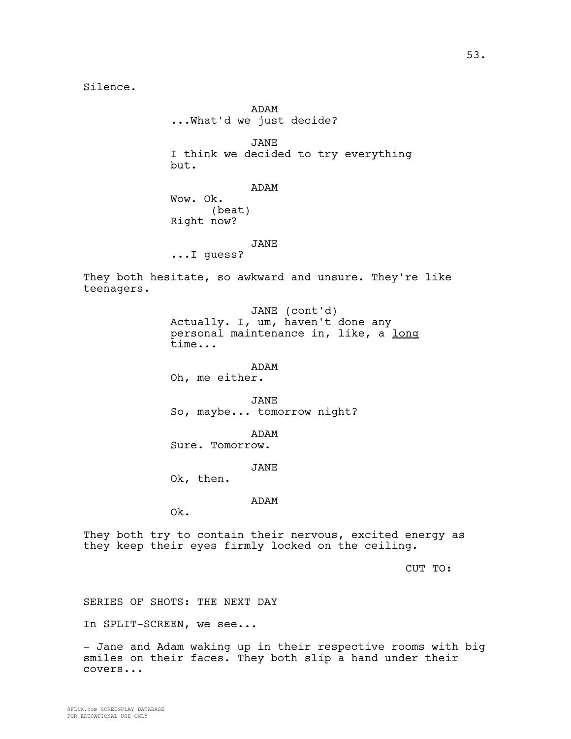Silence.

ADAM
...What'd we just decide?

JANE
I think we decided to try everything but.

ADAM
Wow. Ok.
(beat)
Right now?

JANE
...I guess?

They both hesitate, so awkward and unsure. They're like teenagers.

JANE (cont'd)
Actually. I, um, haven't done any personal maintenance in, like, a <u>long</u> time...

ADAM
Oh, me either.

JANE
So, maybe... tomorrow night?

ADAM
Sure. Tomorrow.

JANE
Ok, then.

ADAM
Ok.

They both try to contain their nervous, excited energy as they keep their eyes firmly locked on the ceiling.

CUT TO:

SERIES OF SHOTS: THE NEXT DAY

In SPLIT-SCREEN, we see...

- Jane and Adam waking up in their respective rooms with big smiles on their faces. They both slip a hand under their covers...

8FLiX.com SCREENPLAY DATABASE
FOR EDUCATIONAL USE ONLY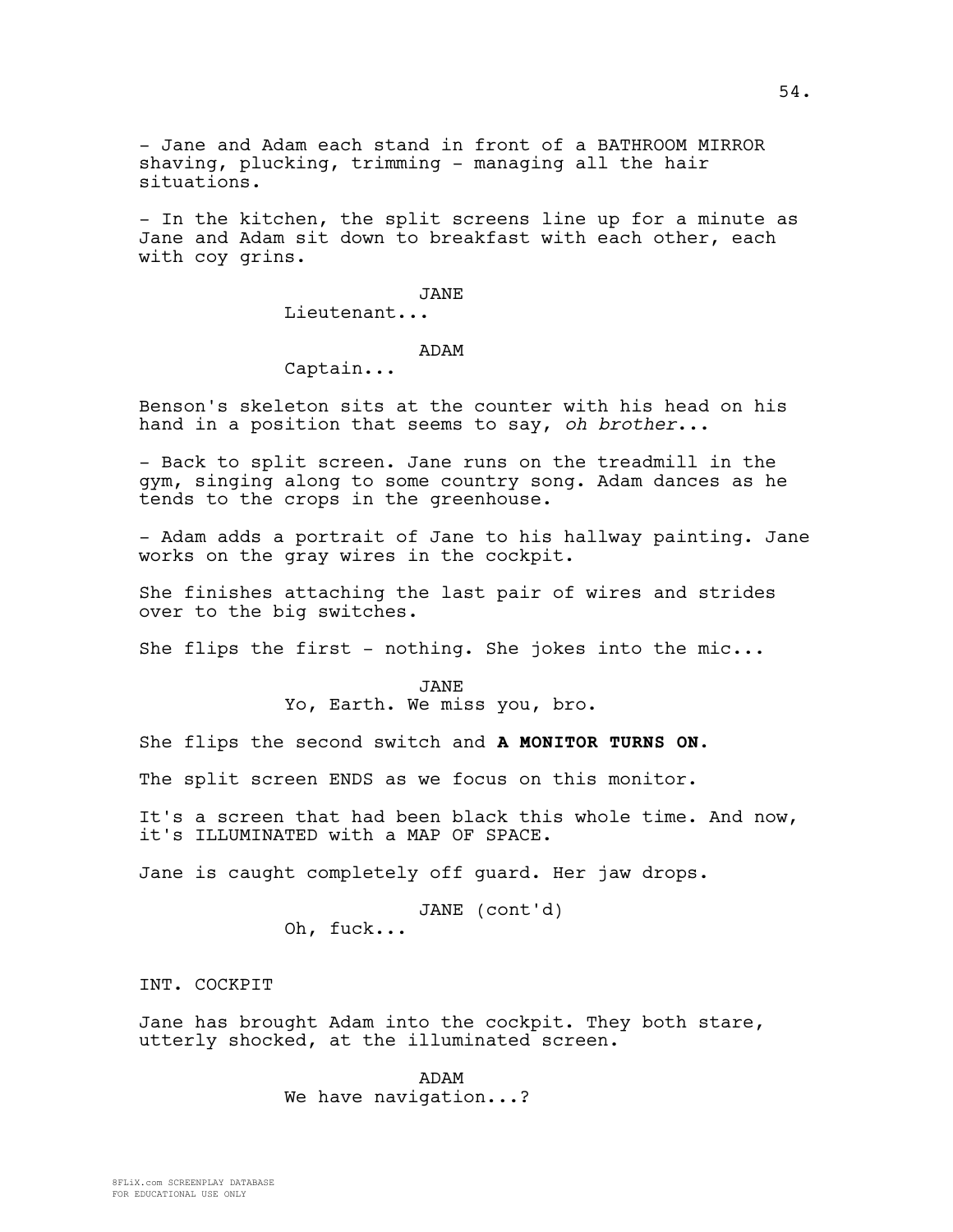- Jane and Adam each stand in front of a BATHROOM MIRROR shaving, plucking, trimming - managing all the hair situations.

- In the kitchen, the split screens line up for a minute as Jane and Adam sit down to breakfast with each other, each with coy grins.

JANE
Lieutenant...

ADAM
Captain...

Benson's skeleton sits at the counter with his head on his hand in a position that seems to say, *oh brother*...

- Back to split screen. Jane runs on the treadmill in the gym, singing along to some country song. Adam dances as he tends to the crops in the greenhouse.

- Adam adds a portrait of Jane to his hallway painting. Jane works on the gray wires in the cockpit.

She finishes attaching the last pair of wires and strides over to the big switches.

She flips the first - nothing. She jokes into the mic...

JANE
Yo, Earth. We miss you, bro.

She flips the second switch and **A MONITOR TURNS ON.**

The split screen ENDS as we focus on this monitor.

It's a screen that had been black this whole time. And now, it's ILLUMINATED with a MAP OF SPACE.

Jane is caught completely off guard. Her jaw drops.

JANE (cont'd)
Oh, fuck...

INT. COCKPIT

Jane has brought Adam into the cockpit. They both stare, utterly shocked, at the illuminated screen.

ADAM
We have navigation...?

8FLiX.com SCREENPLAY DATABASE
FOR EDUCATIONAL USE ONLY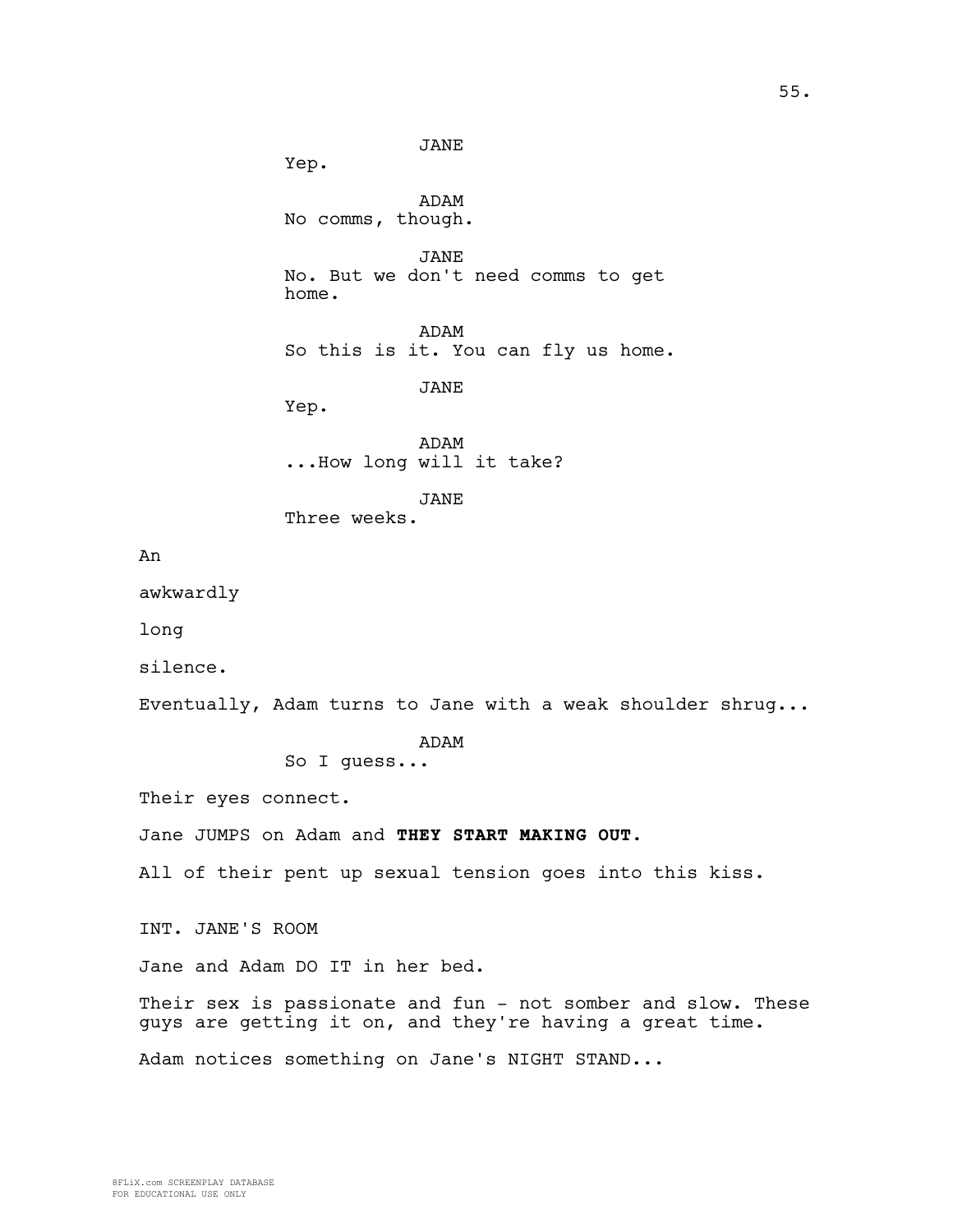JANE
Yep.

ADAM
No comms, though.

JANE
No. But we don't need comms to get home.

ADAM
So this is it. You can fly us home.

JANE
Yep.

ADAM
...How long will it take?

JANE
Three weeks.

An

awkwardly

long

silence.

Eventually, Adam turns to Jane with a weak shoulder shrug...

ADAM
So I guess...

Their eyes connect.

Jane JUMPS on Adam and **THEY START MAKING OUT.**

All of their pent up sexual tension goes into this kiss.

INT. JANE'S ROOM

Jane and Adam DO IT in her bed.

Their sex is passionate and fun - not somber and slow. These guys are getting it on, and they're having a great time.

Adam notices something on Jane's NIGHT STAND...

8FLiX.com SCREENPLAY DATABASE
FOR EDUCATIONAL USE ONLY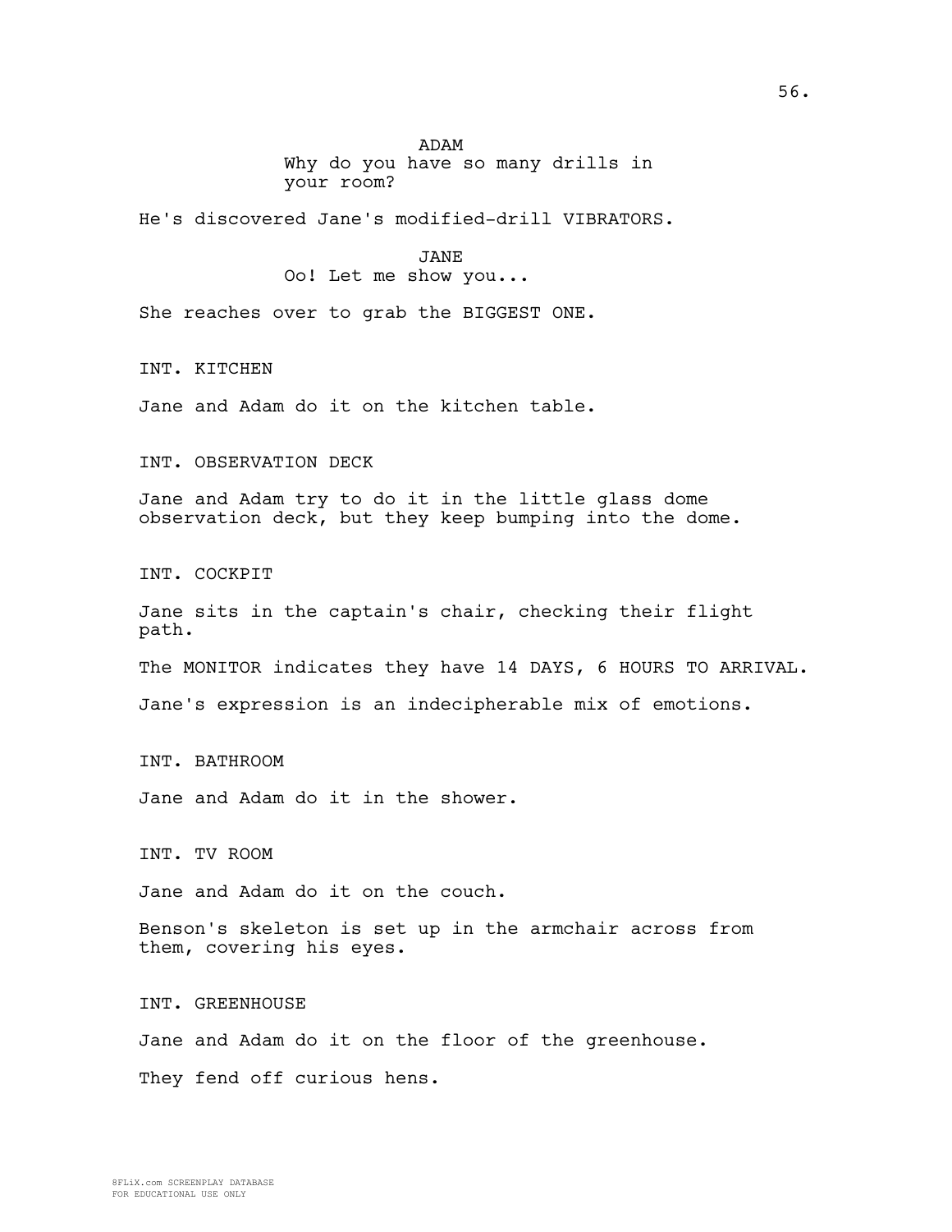ADAM

Why do you have so many drills in your room?

He's discovered Jane's modified-drill VIBRATORS.

JANE

Oo! Let me show you...

She reaches over to grab the BIGGEST ONE.

INT. KITCHEN

Jane and Adam do it on the kitchen table.

INT. OBSERVATION DECK

Jane and Adam try to do it in the little glass dome observation deck, but they keep bumping into the dome.

INT. COCKPIT

Jane sits in the captain's chair, checking their flight path.

The MONITOR indicates they have 14 DAYS, 6 HOURS TO ARRIVAL.

Jane's expression is an indecipherable mix of emotions.

INT. BATHROOM

Jane and Adam do it in the shower.

INT. TV ROOM

Jane and Adam do it on the couch.

Benson's skeleton is set up in the armchair across from them, covering his eyes.

INT. GREENHOUSE

Jane and Adam do it on the floor of the greenhouse.

They fend off curious hens.

8FLiX.com SCREENPLAY DATABASE
FOR EDUCATIONAL USE ONLY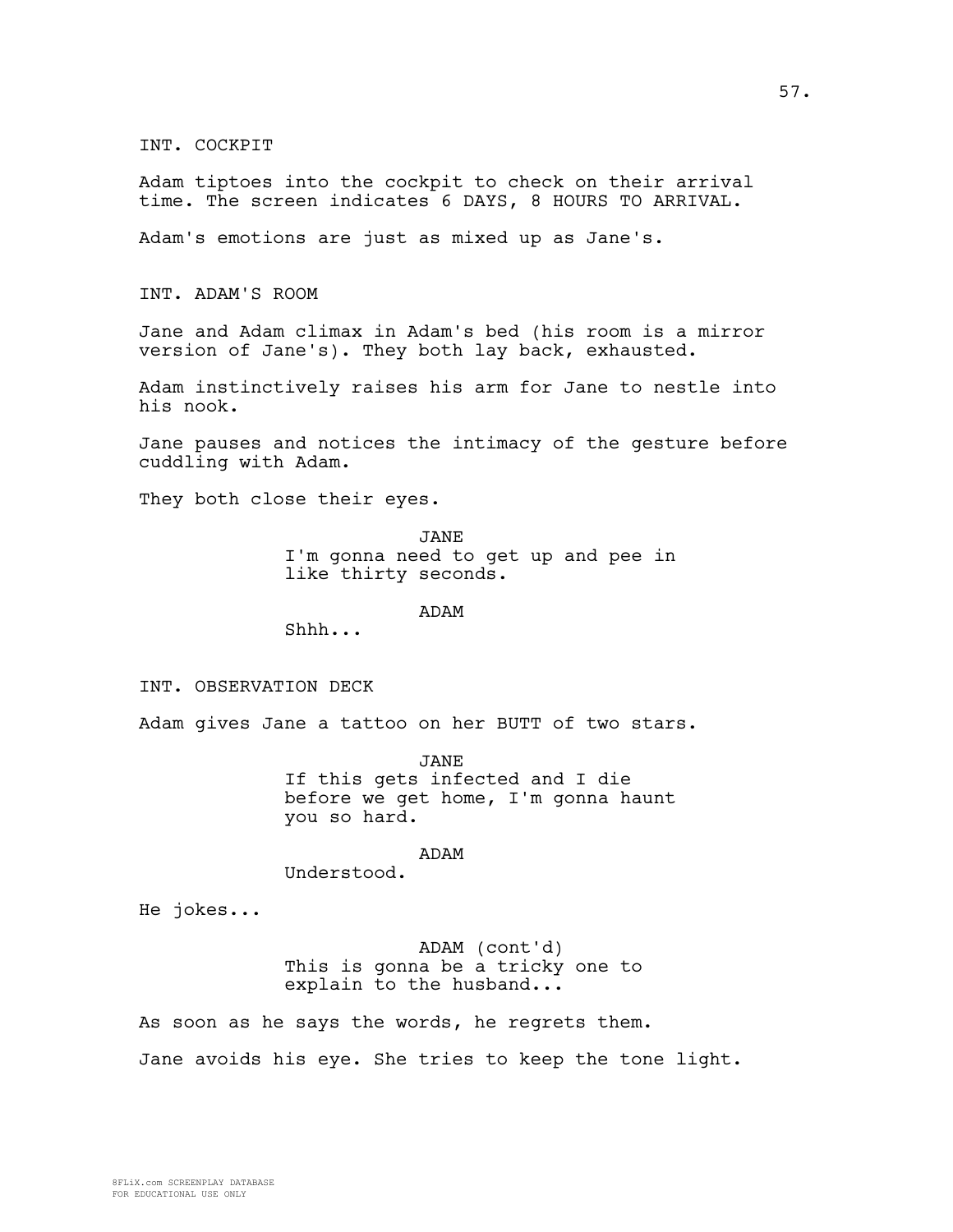INT. COCKPIT

Adam tiptoes into the cockpit to check on their arrival time. The screen indicates 6 DAYS, 8 HOURS TO ARRIVAL.

Adam's emotions are just as mixed up as Jane's.

INT. ADAM'S ROOM

Jane and Adam climax in Adam's bed (his room is a mirror version of Jane's). They both lay back, exhausted.

Adam instinctively raises his arm for Jane to nestle into his nook.

Jane pauses and notices the intimacy of the gesture before cuddling with Adam.

They both close their eyes.

JANE
I'm gonna need to get up and pee in like thirty seconds.

ADAM
Shhh...

INT. OBSERVATION DECK

Adam gives Jane a tattoo on her BUTT of two stars.

JANE
If this gets infected and I die before we get home, I'm gonna haunt you so hard.

ADAM
Understood.

He jokes...

ADAM (cont'd)
This is gonna be a tricky one to explain to the husband...

As soon as he says the words, he regrets them.

Jane avoids his eye. She tries to keep the tone light.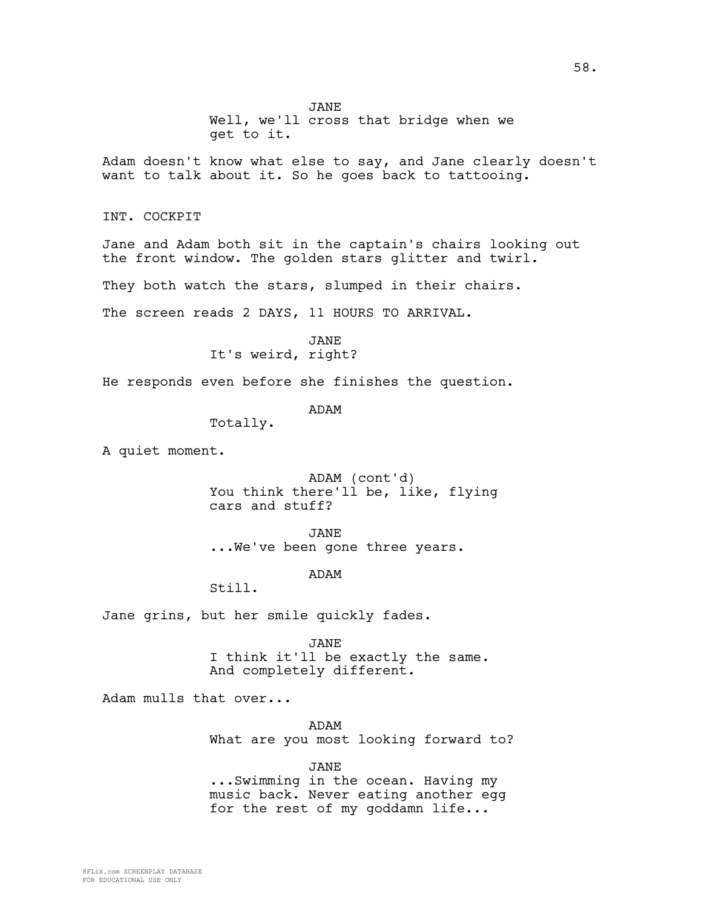JANE

Well, we'll cross that bridge when we get to it.

Adam doesn't know what else to say, and Jane clearly doesn't want to talk about it. So he goes back to tattooing.

INT. COCKPIT

Jane and Adam both sit in the captain's chairs looking out the front window. The golden stars glitter and twirl.

They both watch the stars, slumped in their chairs.

The screen reads 2 DAYS, 11 HOURS TO ARRIVAL.

JANE

It's weird, right?

He responds even before she finishes the question.

ADAM

Totally.

A quiet moment.

ADAM (cont'd)

You think there'll be, like, flying cars and stuff?

JANE

...We've been gone three years.

ADAM

Still.

Jane grins, but her smile quickly fades.

JANE

I think it'll be exactly the same. And completely different.

Adam mulls that over...

ADAM

What are you most looking forward to?

JANE

...Swimming in the ocean. Having my music back. Never eating another egg for the rest of my goddamn life...

8FLiX.com SCREENPLAY DATABASE
FOR EDUCATIONAL USE ONLY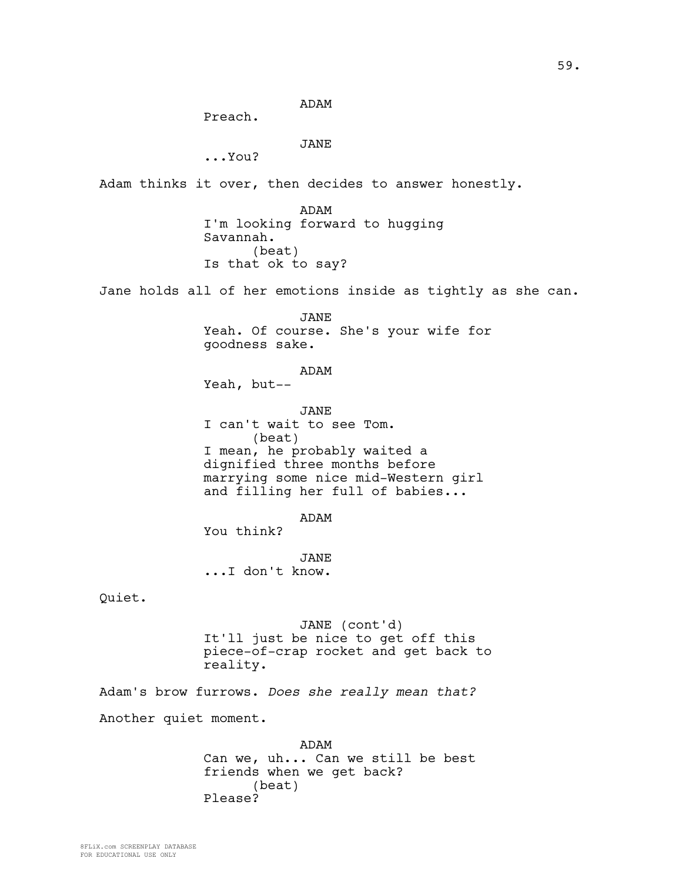ADAM
Preach.

JANE
...You?

Adam thinks it over, then decides to answer honestly.

ADAM
I'm looking forward to hugging Savannah.
(beat)
Is that ok to say?

Jane holds all of her emotions inside as tightly as she can.

JANE
Yeah. Of course. She's your wife for goodness sake.

ADAM
Yeah, but--

JANE
I can't wait to see Tom.
(beat)
I mean, he probably waited a dignified three months before marrying some nice mid-Western girl and filling her full of babies...

ADAM
You think?

JANE
...I don't know.

Quiet.

JANE (cont'd)
It'll just be nice to get off this piece-of-crap rocket and get back to reality.

Adam's brow furrows. *Does she really mean that?*

Another quiet moment.

ADAM
Can we, uh... Can we still be best friends when we get back?
(beat)
Please?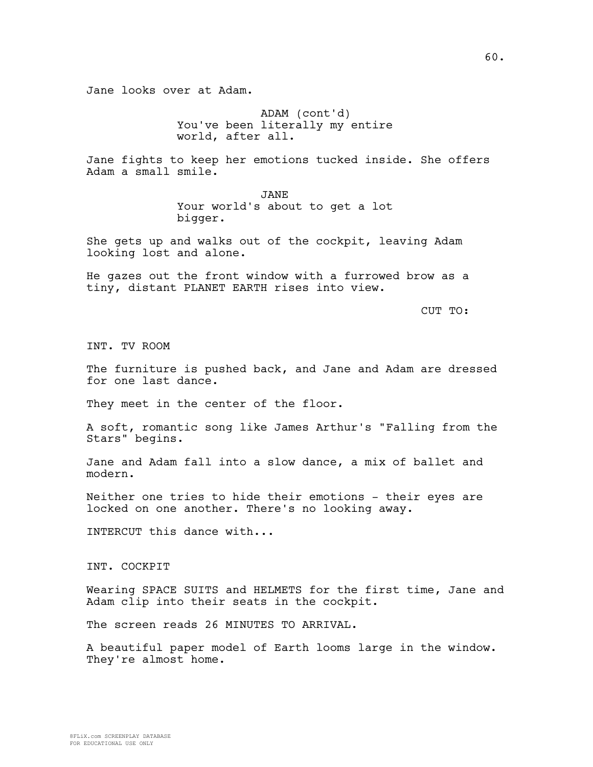Jane looks over at Adam.

ADAM (cont'd)
You've been literally my entire world, after all.

Jane fights to keep her emotions tucked inside. She offers Adam a small smile.

JANE
Your world's about to get a lot bigger.

She gets up and walks out of the cockpit, leaving Adam looking lost and alone.

He gazes out the front window with a furrowed brow as a tiny, distant PLANET EARTH rises into view.

CUT TO:

INT. TV ROOM

The furniture is pushed back, and Jane and Adam are dressed for one last dance.

They meet in the center of the floor.

A soft, romantic song like James Arthur's "Falling from the Stars" begins.

Jane and Adam fall into a slow dance, a mix of ballet and modern.

Neither one tries to hide their emotions - their eyes are locked on one another. There's no looking away.

INTERCUT this dance with...

INT. COCKPIT

Wearing SPACE SUITS and HELMETS for the first time, Jane and Adam clip into their seats in the cockpit.

The screen reads 26 MINUTES TO ARRIVAL.

A beautiful paper model of Earth looms large in the window. They're almost home.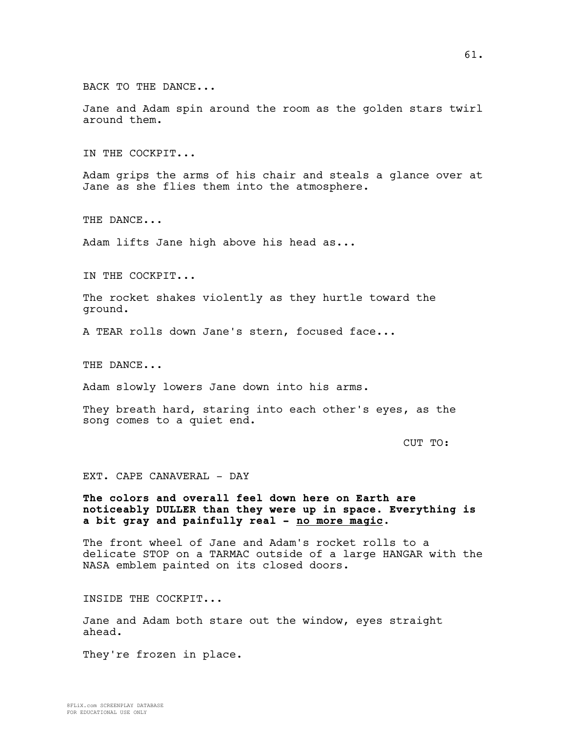BACK TO THE DANCE...

Jane and Adam spin around the room as the golden stars twirl around them.

IN THE COCKPIT...

Adam grips the arms of his chair and steals a glance over at Jane as she flies them into the atmosphere.

THE DANCE...

Adam lifts Jane high above his head as...

IN THE COCKPIT...

The rocket shakes violently as they hurtle toward the ground.

A TEAR rolls down Jane's stern, focused face...

THE DANCE...

Adam slowly lowers Jane down into his arms.

They breath hard, staring into each other's eyes, as the song comes to a quiet end.

CUT TO:

EXT. CAPE CANAVERAL - DAY

**The colors and overall feel down here on Earth are noticeably DULLER than they were up in space. Everything is a bit gray and painfully real - <u>no more magic</u>.**

The front wheel of Jane and Adam's rocket rolls to a delicate STOP on a TARMAC outside of a large HANGAR with the NASA emblem painted on its closed doors.

INSIDE THE COCKPIT...

Jane and Adam both stare out the window, eyes straight ahead.

They're frozen in place.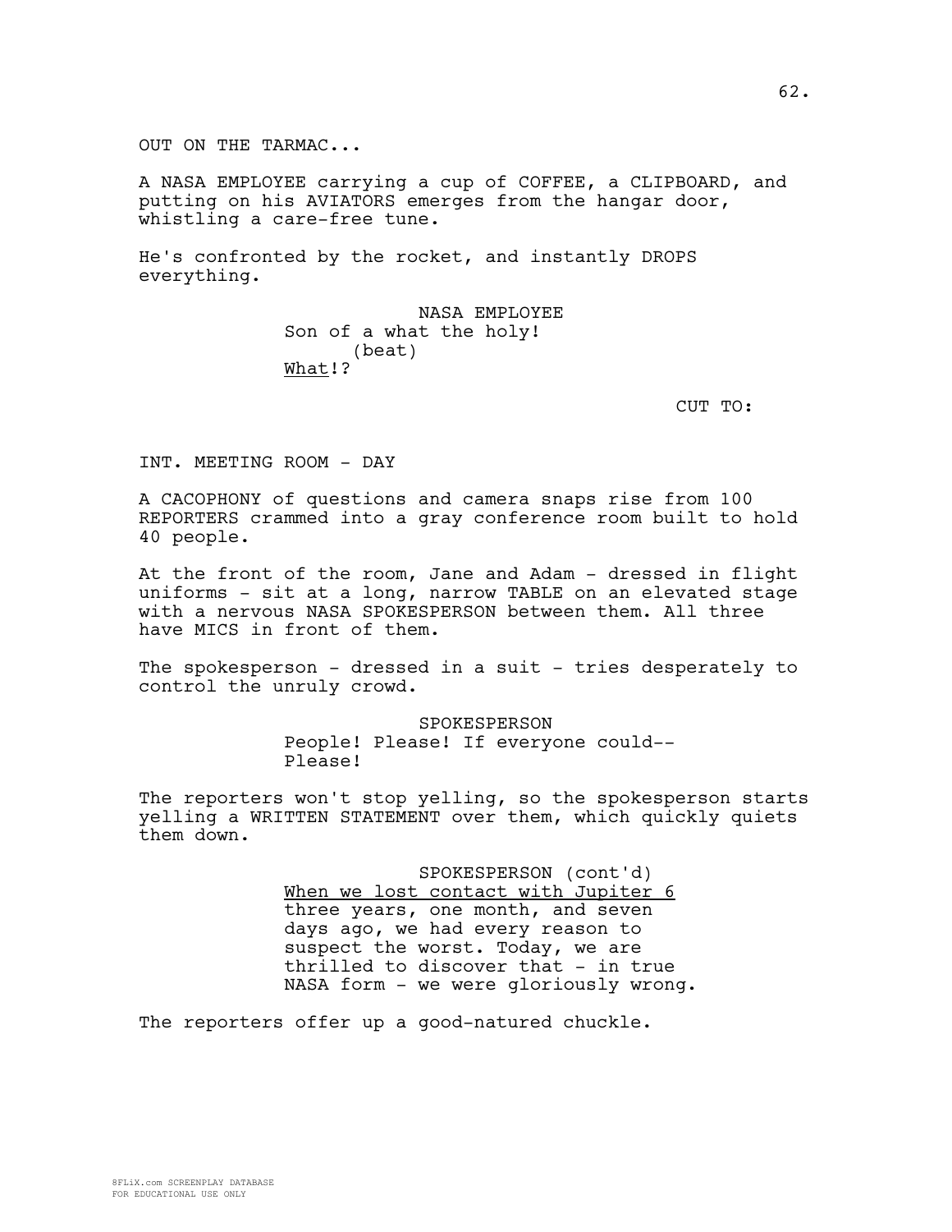OUT ON THE TARMAC...

A NASA EMPLOYEE carrying a cup of COFFEE, a CLIPBOARD, and putting on his AVIATORS emerges from the hangar door, whistling a care-free tune.

He's confronted by the rocket, and instantly DROPS everything.

NASA EMPLOYEE
Son of a what the holy!
(beat)
What!?

CUT TO:

INT. MEETING ROOM - DAY

A CACOPHONY of questions and camera snaps rise from 100 REPORTERS crammed into a gray conference room built to hold 40 people.

At the front of the room, Jane and Adam - dressed in flight uniforms - sit at a long, narrow TABLE on an elevated stage with a nervous NASA SPOKESPERSON between them. All three have MICS in front of them.

The spokesperson - dressed in a suit - tries desperately to control the unruly crowd.

SPOKESPERSON
People! Please! If everyone could--
Please!

The reporters won't stop yelling, so the spokesperson starts yelling a WRITTEN STATEMENT over them, which quickly quiets them down.

SPOKESPERSON (cont'd)
When we lost contact with Jupiter 6 three years, one month, and seven days ago, we had every reason to suspect the worst. Today, we are thrilled to discover that - in true NASA form - we were gloriously wrong.

The reporters offer up a good-natured chuckle.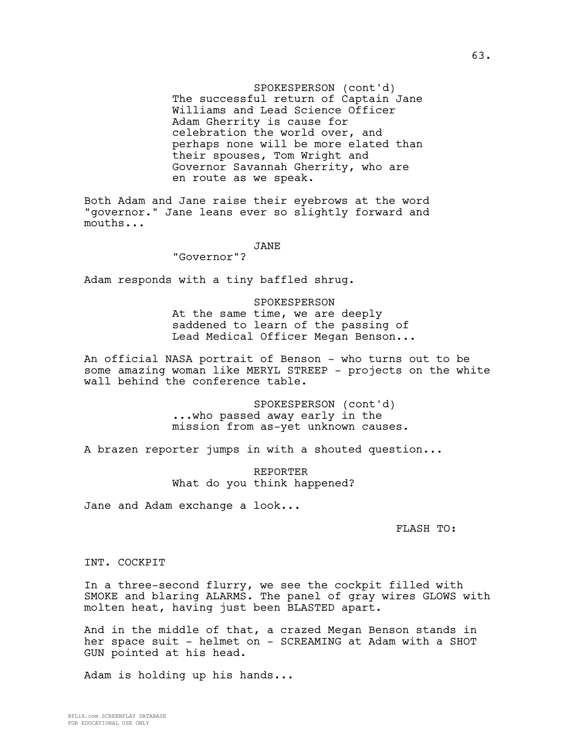SPOKESPERSON (cont'd)
The successful return of Captain Jane Williams and Lead Science Officer Adam Gherrity is cause for celebration the world over, and perhaps none will be more elated than their spouses, Tom Wright and Governor Savannah Gherrity, who are en route as we speak.

Both Adam and Jane raise their eyebrows at the word "governor." Jane leans ever so slightly forward and mouths...

JANE
"Governor"?

Adam responds with a tiny baffled shrug.

SPOKESPERSON
At the same time, we are deeply saddened to learn of the passing of Lead Medical Officer Megan Benson...

An official NASA portrait of Benson - who turns out to be some amazing woman like MERYL STREEP - projects on the white wall behind the conference table.

SPOKESPERSON (cont'd)
...who passed away early in the mission from as-yet unknown causes.

A brazen reporter jumps in with a shouted question...

REPORTER
What do you think happened?

Jane and Adam exchange a look...

FLASH TO:

INT. COCKPIT

In a three-second flurry, we see the cockpit filled with SMOKE and blaring ALARMS. The panel of gray wires GLOWS with molten heat, having just been BLASTED apart.

And in the middle of that, a crazed Megan Benson stands in her space suit - helmet on - SCREAMING at Adam with a SHOT GUN pointed at his head.

Adam is holding up his hands...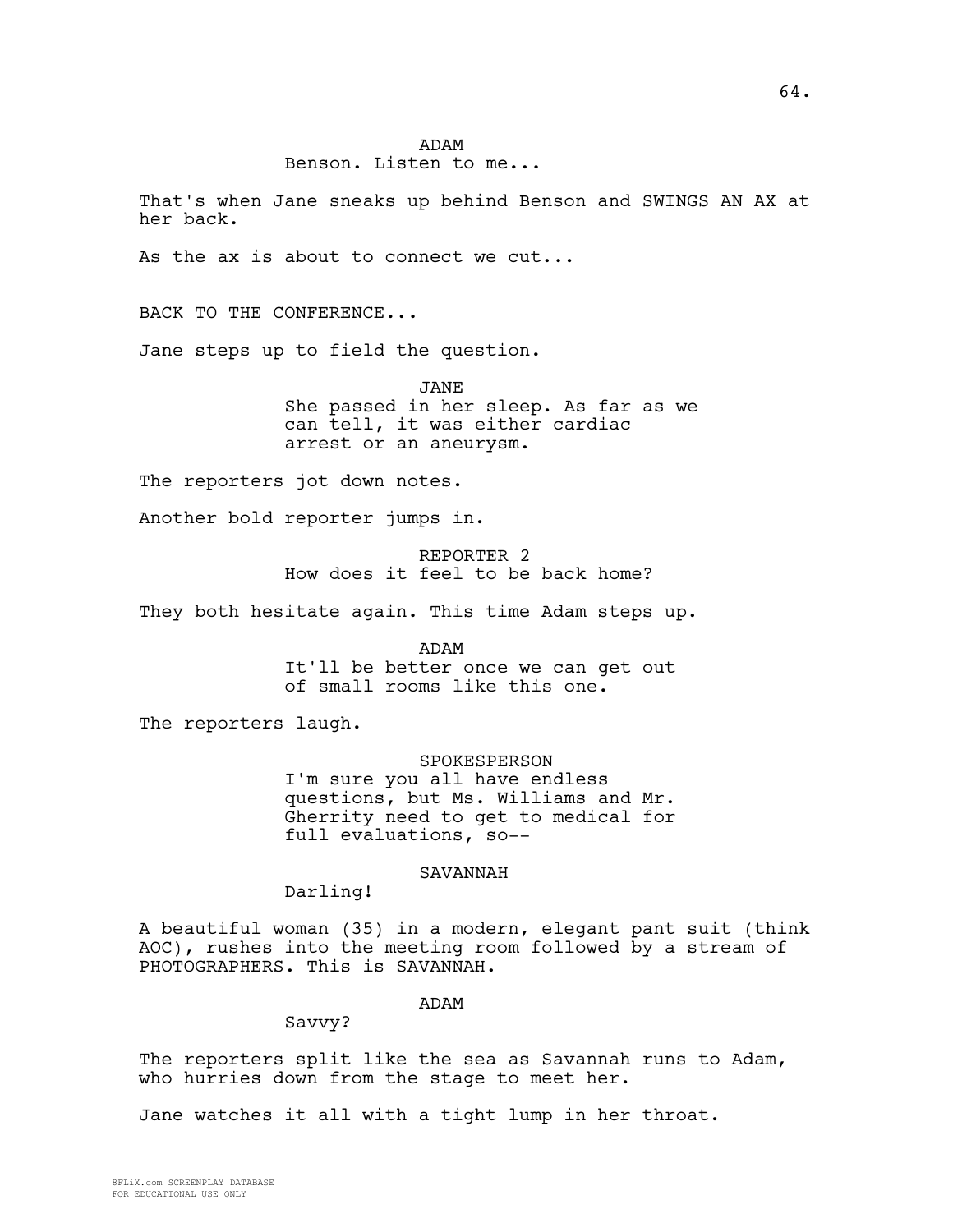ADAM
Benson. Listen to me...

That's when Jane sneaks up behind Benson and SWINGS AN AX at her back.

As the ax is about to connect we cut...

BACK TO THE CONFERENCE...

Jane steps up to field the question.

JANE
She passed in her sleep. As far as we can tell, it was either cardiac arrest or an aneurysm.

The reporters jot down notes.

Another bold reporter jumps in.

REPORTER 2
How does it feel to be back home?

They both hesitate again. This time Adam steps up.

ADAM
It'll be better once we can get out of small rooms like this one.

The reporters laugh.

SPOKESPERSON
I'm sure you all have endless questions, but Ms. Williams and Mr. Gherrity need to get to medical for full evaluations, so--

SAVANNAH
Darling!

A beautiful woman (35) in a modern, elegant pant suit (think AOC), rushes into the meeting room followed by a stream of PHOTOGRAPHERS. This is SAVANNAH.

ADAM
Savvy?

The reporters split like the sea as Savannah runs to Adam, who hurries down from the stage to meet her.

Jane watches it all with a tight lump in her throat.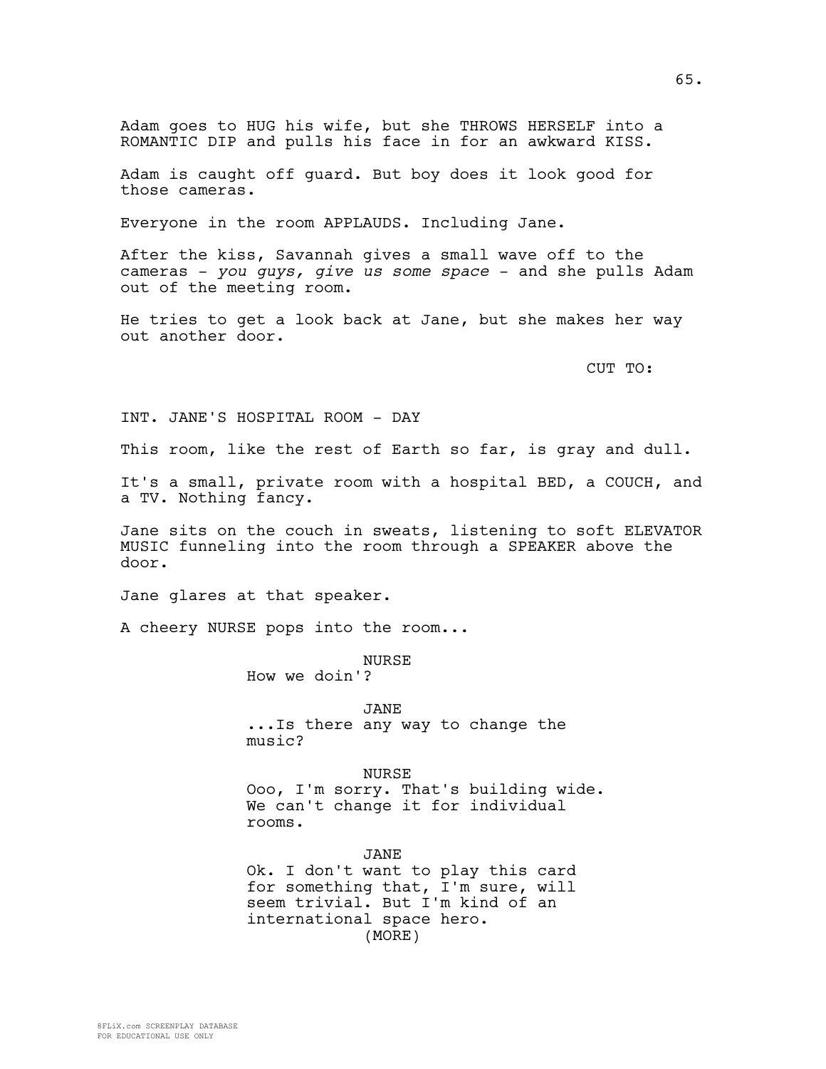Adam goes to HUG his wife, but she THROWS HERSELF into a ROMANTIC DIP and pulls his face in for an awkward KISS.

Adam is caught off guard. But boy does it look good for those cameras.

Everyone in the room APPLAUDS. Including Jane.

After the kiss, Savannah gives a small wave off to the cameras - *you guys, give us some space* - and she pulls Adam out of the meeting room.

He tries to get a look back at Jane, but she makes her way out another door.

CUT TO:

INT. JANE'S HOSPITAL ROOM - DAY

This room, like the rest of Earth so far, is gray and dull.

It's a small, private room with a hospital BED, a COUCH, and a TV. Nothing fancy.

Jane sits on the couch in sweats, listening to soft ELEVATOR MUSIC funneling into the room through a SPEAKER above the door.

Jane glares at that speaker.

A cheery NURSE pops into the room...

NURSE
How we doin'?

JANE
...Is there any way to change the music?

NURSE
Ooo, I'm sorry. That's building wide. We can't change it for individual rooms.

JANE
Ok. I don't want to play this card for something that, I'm sure, will seem trivial. But I'm kind of an international space hero.
(MORE)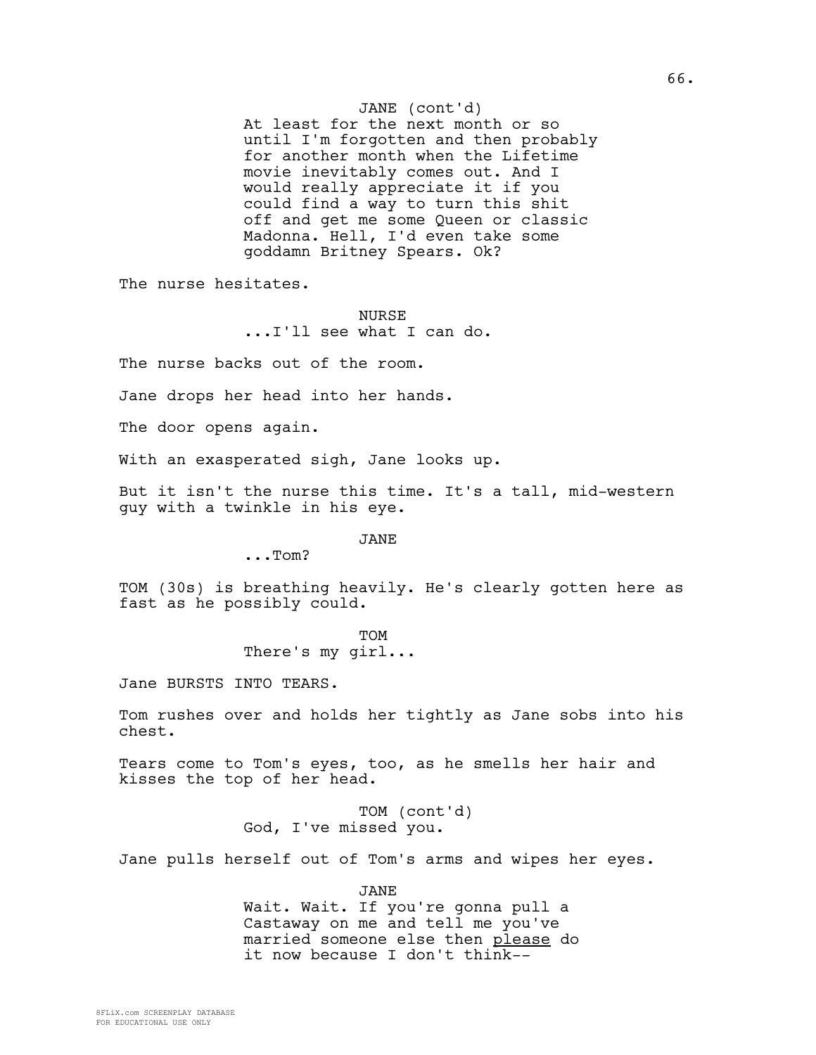JANE (cont'd)
At least for the next month or so until I'm forgotten and then probably for another month when the Lifetime movie inevitably comes out. And I would really appreciate it if you could find a way to turn this shit off and get me some Queen or classic Madonna. Hell, I'd even take some goddamn Britney Spears. Ok?

The nurse hesitates.

NURSE
...I'll see what I can do.

The nurse backs out of the room.

Jane drops her head into her hands.

The door opens again.

With an exasperated sigh, Jane looks up.

But it isn't the nurse this time. It's a tall, mid-western guy with a twinkle in his eye.

JANE
...Tom?

TOM (30s) is breathing heavily. He's clearly gotten here as fast as he possibly could.

TOM
There's my girl...

Jane BURSTS INTO TEARS.

Tom rushes over and holds her tightly as Jane sobs into his chest.

Tears come to Tom's eyes, too, as he smells her hair and kisses the top of her head.

TOM (cont'd)
God, I've missed you.

Jane pulls herself out of Tom's arms and wipes her eyes.

JANE
Wait. Wait. If you're gonna pull a Castaway on me and tell me you've married someone else then <u>please</u> do it now because I don't think--

8FLiX.com SCREENPLAY DATABASE
FOR EDUCATIONAL USE ONLY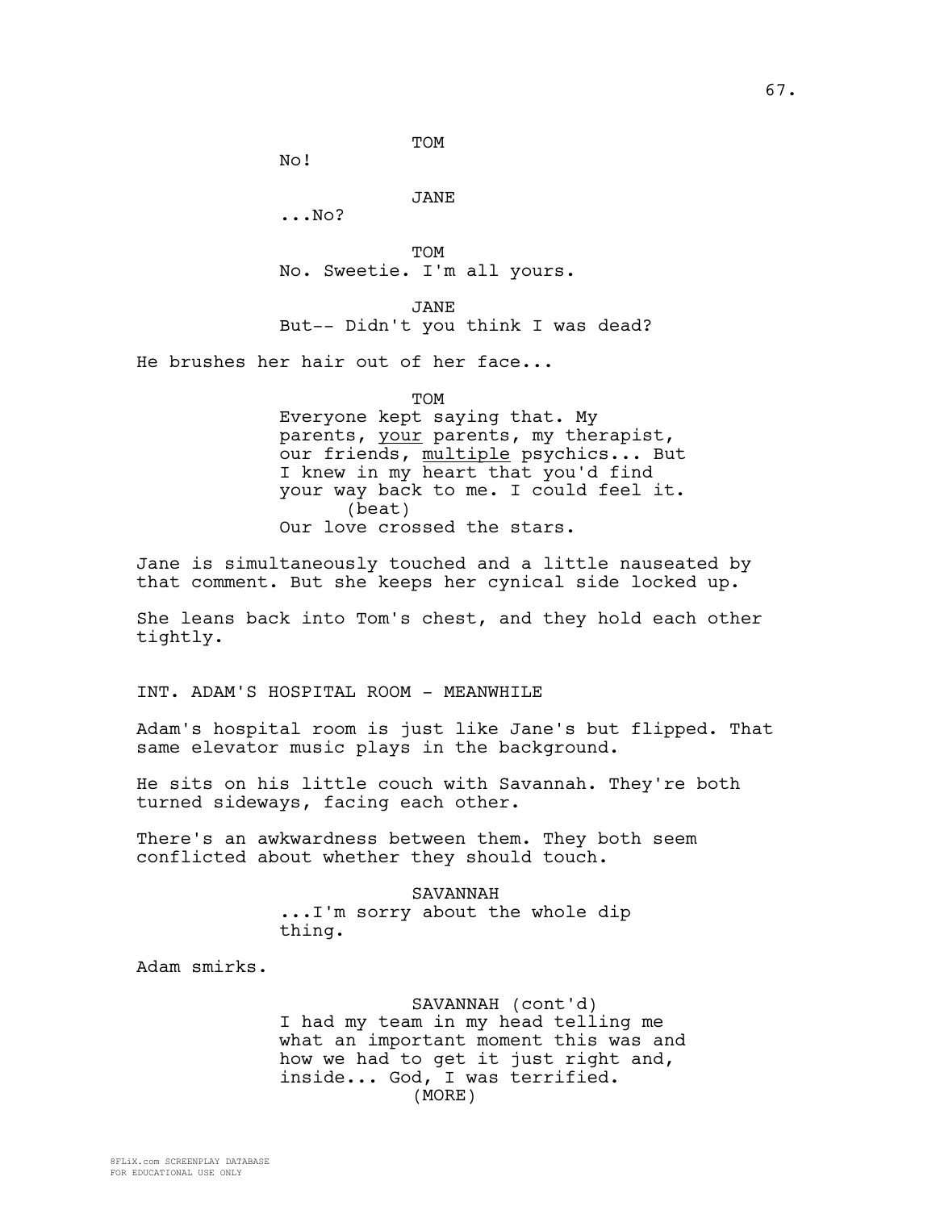TOM
No!

JANE
...No?

TOM
No. Sweetie. I'm all yours.

JANE
But-- Didn't you think I was dead?

He brushes her hair out of her face...

TOM
Everyone kept saying that. My parents, <u>your</u> parents, my therapist, our friends, <u>multiple</u> psychics... But I knew in my heart that you'd find your way back to me. I could feel it.
(beat)
Our love crossed the stars.

Jane is simultaneously touched and a little nauseated by that comment. But she keeps her cynical side locked up.

She leans back into Tom's chest, and they hold each other tightly.

INT. ADAM'S HOSPITAL ROOM - MEANWHILE

Adam's hospital room is just like Jane's but flipped. That same elevator music plays in the background.

He sits on his little couch with Savannah. They're both turned sideways, facing each other.

There's an awkwardness between them. They both seem conflicted about whether they should touch.

SAVANNAH
...I'm sorry about the whole dip thing.

Adam smirks.

SAVANNAH (cont'd)
I had my team in my head telling me what an important moment this was and how we had to get it just right and, inside... God, I was terrified.
(MORE)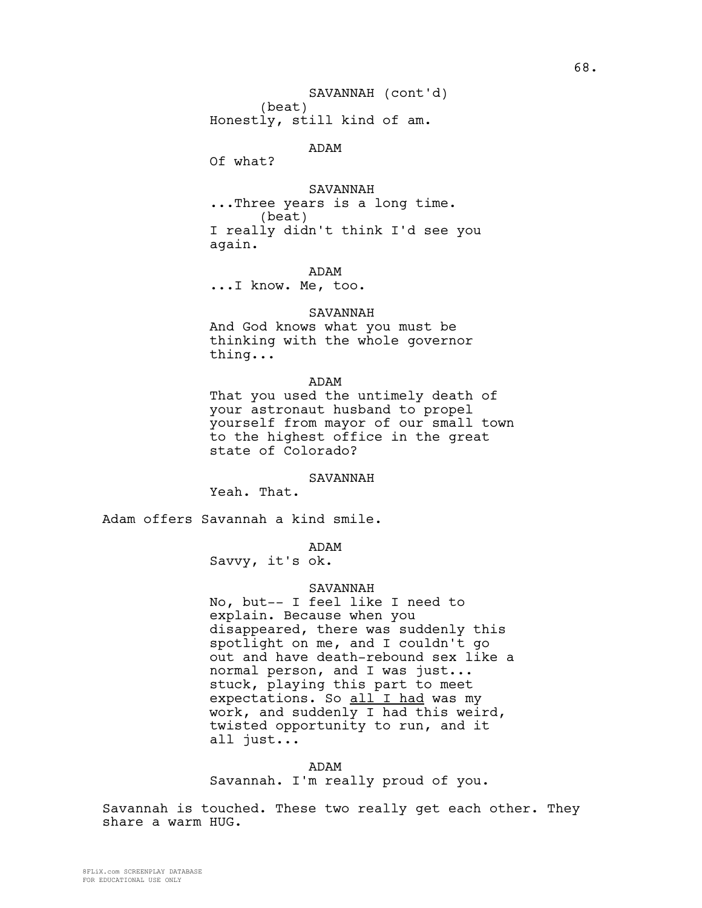SAVANNAH (cont'd)
(beat)
Honestly, still kind of am.

ADAM
Of what?

SAVANNAH
...Three years is a long time.
(beat)
I really didn't think I'd see you again.

ADAM
...I know. Me, too.

SAVANNAH
And God knows what you must be thinking with the whole governor thing...

ADAM
That you used the untimely death of your astronaut husband to propel yourself from mayor of our small town to the highest office in the great state of Colorado?

SAVANNAH
Yeah. That.

Adam offers Savannah a kind smile.

ADAM
Savvy, it's ok.

SAVANNAH
No, but-- I feel like I need to explain. Because when you disappeared, there was suddenly this spotlight on me, and I couldn't go out and have death-rebound sex like a normal person, and I was just... stuck, playing this part to meet expectations. So <u>all I had</u> was my work, and suddenly I had this weird, twisted opportunity to run, and it all just...

ADAM
Savannah. I'm really proud of you.

Savannah is touched. These two really get each other. They share a warm HUG.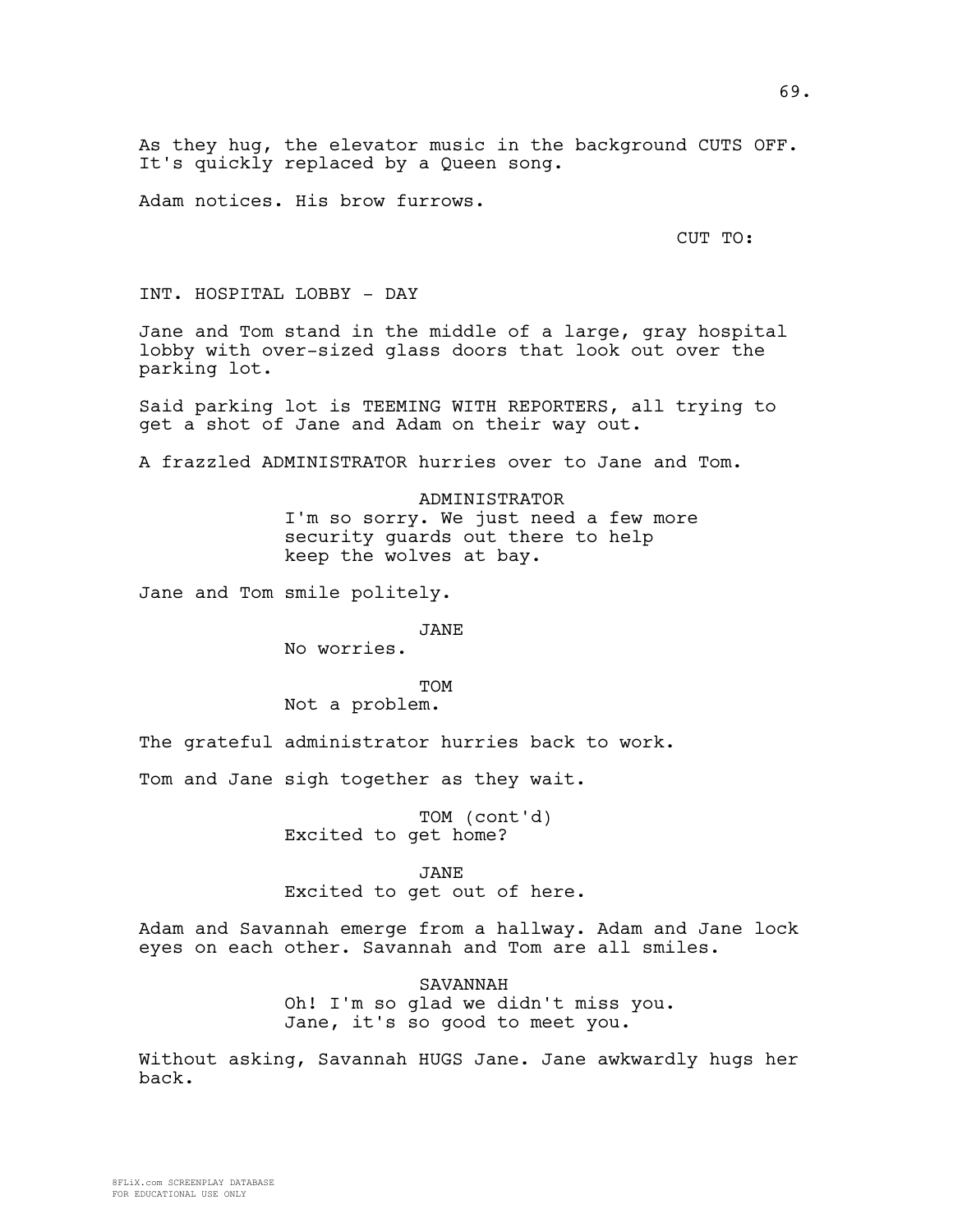As they hug, the elevator music in the background CUTS OFF. It's quickly replaced by a Queen song.

Adam notices. His brow furrows.

CUT TO:

INT. HOSPITAL LOBBY - DAY

Jane and Tom stand in the middle of a large, gray hospital lobby with over-sized glass doors that look out over the parking lot.

Said parking lot is TEEMING WITH REPORTERS, all trying to get a shot of Jane and Adam on their way out.

A frazzled ADMINISTRATOR hurries over to Jane and Tom.

ADMINISTRATOR
I'm so sorry. We just need a few more security guards out there to help keep the wolves at bay.

Jane and Tom smile politely.

JANE
No worries.

TOM
Not a problem.

The grateful administrator hurries back to work.

Tom and Jane sigh together as they wait.

TOM (cont'd)
Excited to get home?

JANE
Excited to get out of here.

Adam and Savannah emerge from a hallway. Adam and Jane lock eyes on each other. Savannah and Tom are all smiles.

SAVANNAH
Oh! I'm so glad we didn't miss you. Jane, it's so good to meet you.

Without asking, Savannah HUGS Jane. Jane awkwardly hugs her back.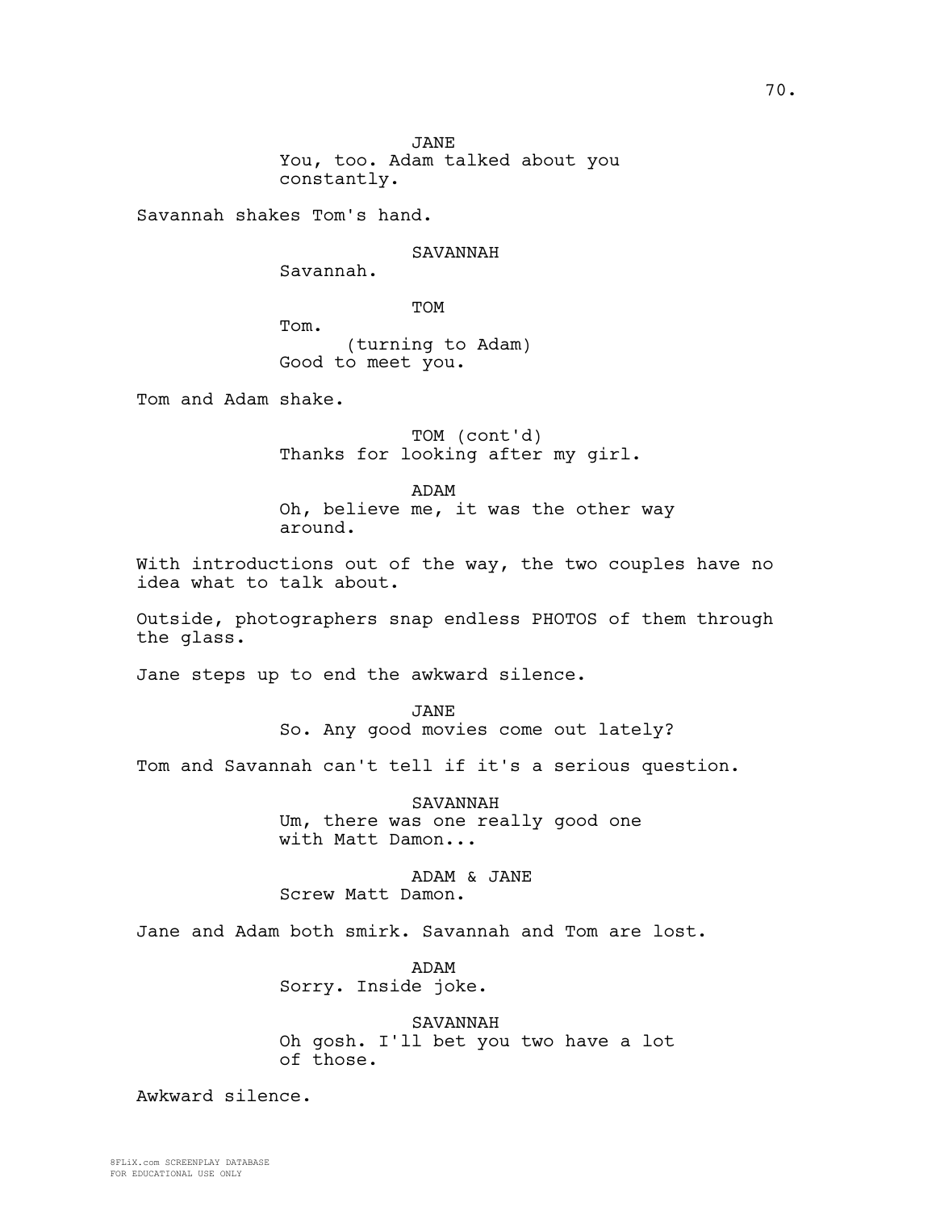JANE
You, too. Adam talked about you constantly.

Savannah shakes Tom's hand.

SAVANNAH
Savannah.

TOM
Tom.
(turning to Adam)
Good to meet you.

Tom and Adam shake.

TOM (cont'd)
Thanks for looking after my girl.

ADAM
Oh, believe me, it was the other way around.

With introductions out of the way, the two couples have no idea what to talk about.

Outside, photographers snap endless PHOTOS of them through the glass.

Jane steps up to end the awkward silence.

JANE
So. Any good movies come out lately?

Tom and Savannah can't tell if it's a serious question.

SAVANNAH
Um, there was one really good one with Matt Damon...

ADAM & JANE
Screw Matt Damon.

Jane and Adam both smirk. Savannah and Tom are lost.

ADAM
Sorry. Inside joke.

SAVANNAH
Oh gosh. I'll bet you two have a lot of those.

Awkward silence.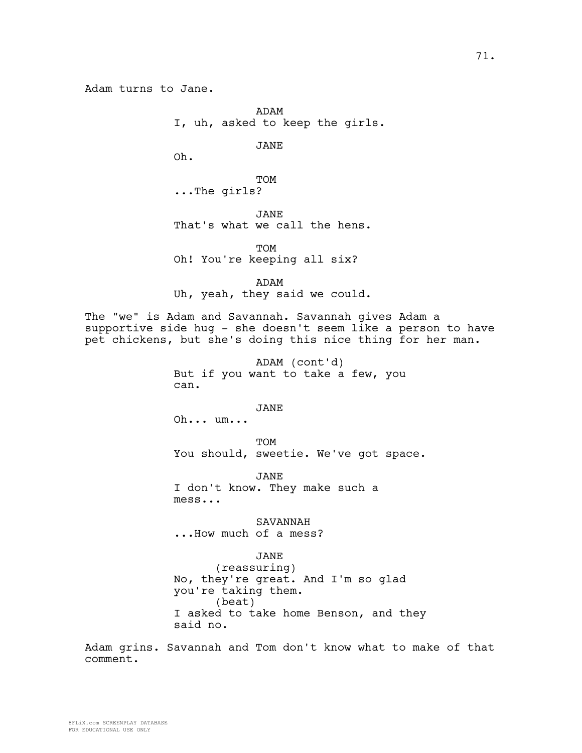Adam turns to Jane.

ADAM
I, uh, asked to keep the girls.

JANE
Oh.

TOM
...The girls?

JANE
That's what we call the hens.

TOM
Oh! You're keeping all six?

ADAM
Uh, yeah, they said we could.

The "we" is Adam and Savannah. Savannah gives Adam a supportive side hug - she doesn't seem like a person to have pet chickens, but she's doing this nice thing for her man.

ADAM (cont'd)
But if you want to take a few, you can.

JANE
Oh... um...

TOM
You should, sweetie. We've got space.

JANE
I don't know. They make such a mess...

SAVANNAH
...How much of a mess?

JANE
(reassuring)
No, they're great. And I'm so glad you're taking them.
(beat)
I asked to take home Benson, and they said no.

Adam grins. Savannah and Tom don't know what to make of that comment.

8FLiX.com SCREENPLAY DATABASE
FOR EDUCATIONAL USE ONLY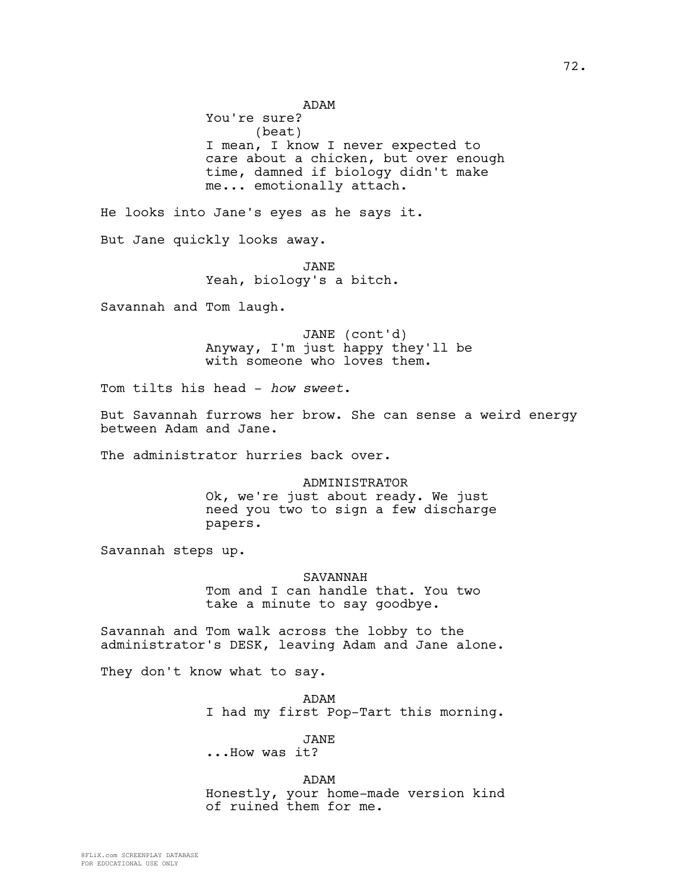ADAM
You're sure?
(beat)
I mean, I know I never expected to care about a chicken, but over enough time, damned if biology didn't make me... emotionally attach.

He looks into Jane's eyes as he says it.

But Jane quickly looks away.

JANE
Yeah, biology's a bitch.

Savannah and Tom laugh.

JANE (cont'd)
Anyway, I'm just happy they'll be with someone who loves them.

Tom tilts his head - *how sweet*.

But Savannah furrows her brow. She can sense a weird energy between Adam and Jane.

The administrator hurries back over.

ADMINISTRATOR
Ok, we're just about ready. We just need you two to sign a few discharge papers.

Savannah steps up.

SAVANNAH
Tom and I can handle that. You two take a minute to say goodbye.

Savannah and Tom walk across the lobby to the administrator's DESK, leaving Adam and Jane alone.

They don't know what to say.

ADAM
I had my first Pop-Tart this morning.

JANE
...How was it?

ADAM
Honestly, your home-made version kind of ruined them for me.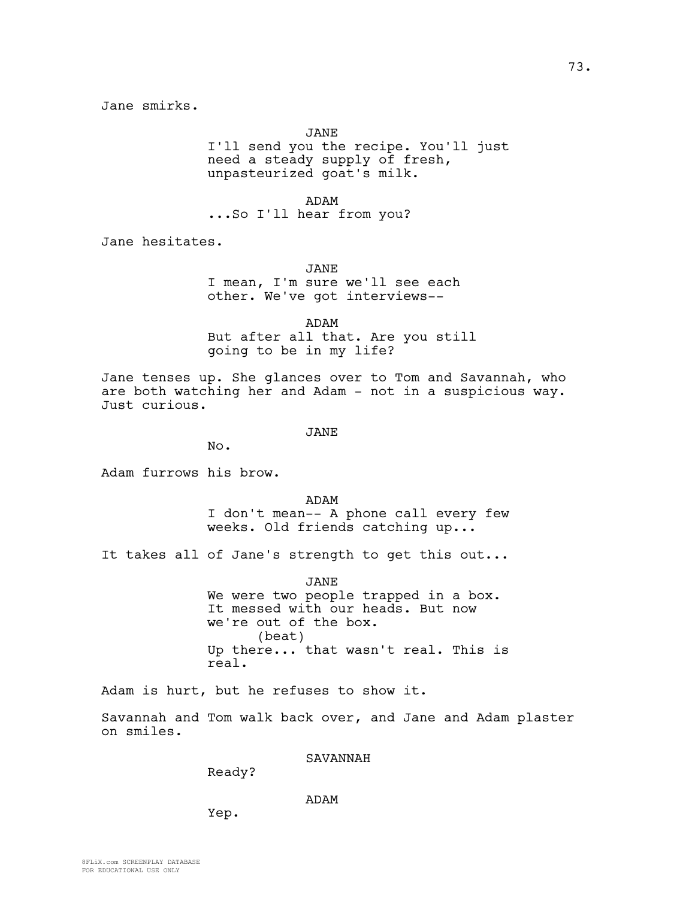Jane smirks.

JANE
I'll send you the recipe. You'll just need a steady supply of fresh, unpasteurized goat's milk.

ADAM
...So I'll hear from you?

Jane hesitates.

JANE
I mean, I'm sure we'll see each other. We've got interviews--

ADAM
But after all that. Are you still going to be in my life?

Jane tenses up. She glances over to Tom and Savannah, who are both watching her and Adam - not in a suspicious way. Just curious.

JANE
No.

Adam furrows his brow.

ADAM
I don't mean-- A phone call every few weeks. Old friends catching up...

It takes all of Jane's strength to get this out...

JANE
We were two people trapped in a box. It messed with our heads. But now we're out of the box.
(beat)
Up there... that wasn't real. This is real.

Adam is hurt, but he refuses to show it.

Savannah and Tom walk back over, and Jane and Adam plaster on smiles.

SAVANNAH
Ready?

ADAM
Yep.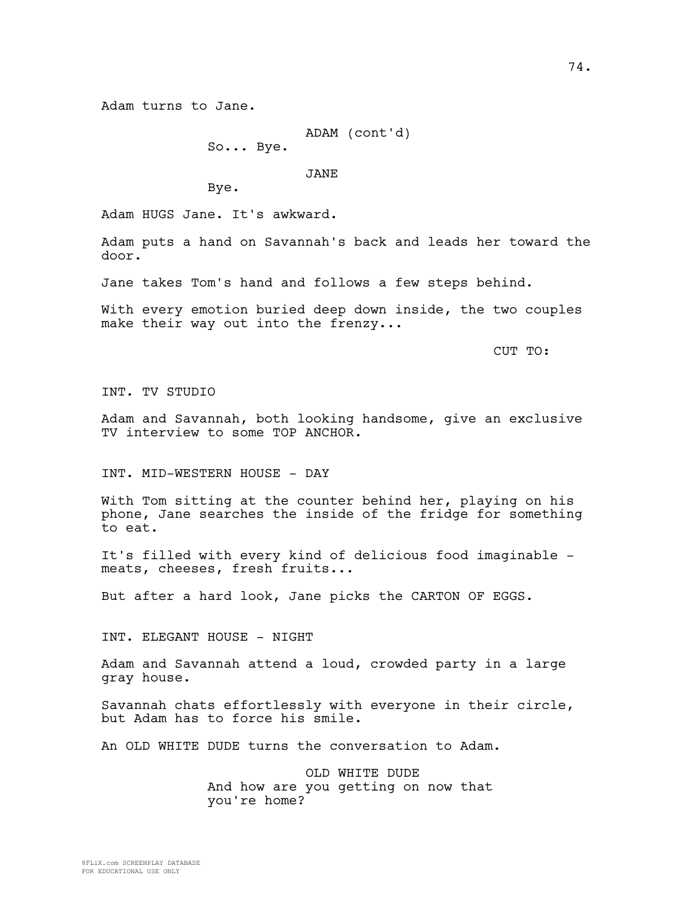Adam turns to Jane.

ADAM (cont'd)
So... Bye.

JANE
Bye.

Adam HUGS Jane. It's awkward.

Adam puts a hand on Savannah's back and leads her toward the door.

Jane takes Tom's hand and follows a few steps behind.

With every emotion buried deep down inside, the two couples make their way out into the frenzy...

CUT TO:

INT. TV STUDIO

Adam and Savannah, both looking handsome, give an exclusive TV interview to some TOP ANCHOR.

INT. MID-WESTERN HOUSE - DAY

With Tom sitting at the counter behind her, playing on his phone, Jane searches the inside of the fridge for something to eat.

It's filled with every kind of delicious food imaginable - meats, cheeses, fresh fruits...

But after a hard look, Jane picks the CARTON OF EGGS.

INT. ELEGANT HOUSE - NIGHT

Adam and Savannah attend a loud, crowded party in a large gray house.

Savannah chats effortlessly with everyone in their circle, but Adam has to force his smile.

An OLD WHITE DUDE turns the conversation to Adam.

OLD WHITE DUDE
And how are you getting on now that you're home?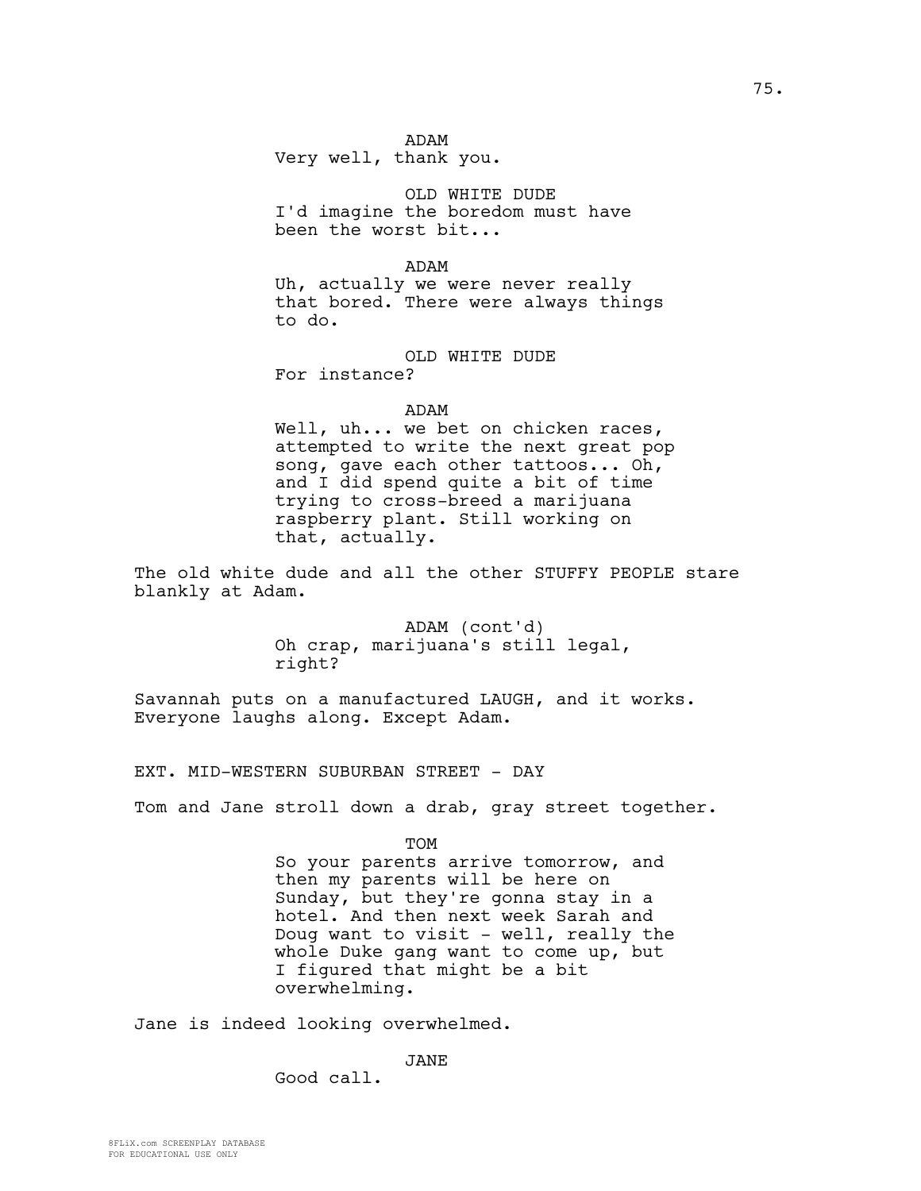ADAM
Very well, thank you.

OLD WHITE DUDE
I'd imagine the boredom must have been the worst bit...

ADAM
Uh, actually we were never really that bored. There were always things to do.

OLD WHITE DUDE
For instance?

ADAM
Well, uh... we bet on chicken races, attempted to write the next great pop song, gave each other tattoos... Oh, and I did spend quite a bit of time trying to cross-breed a marijuana raspberry plant. Still working on that, actually.

The old white dude and all the other STUFFY PEOPLE stare blankly at Adam.

ADAM (cont'd)
Oh crap, marijuana's still legal, right?

Savannah puts on a manufactured LAUGH, and it works. Everyone laughs along. Except Adam.

EXT. MID-WESTERN SUBURBAN STREET - DAY

Tom and Jane stroll down a drab, gray street together.

TOM
So your parents arrive tomorrow, and then my parents will be here on Sunday, but they're gonna stay in a hotel. And then next week Sarah and Doug want to visit - well, really the whole Duke gang want to come up, but I figured that might be a bit overwhelming.

Jane is indeed looking overwhelmed.

JANE
Good call.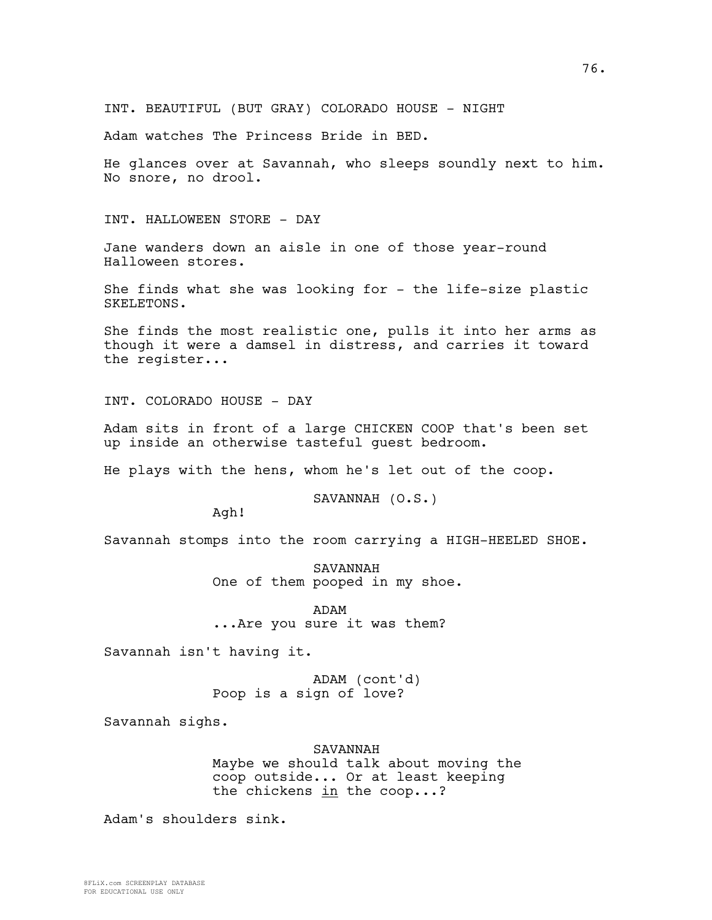INT. BEAUTIFUL (BUT GRAY) COLORADO HOUSE - NIGHT

Adam watches The Princess Bride in BED.

He glances over at Savannah, who sleeps soundly next to him. No snore, no drool.

INT. HALLOWEEN STORE - DAY

Jane wanders down an aisle in one of those year-round Halloween stores.

She finds what she was looking for - the life-size plastic SKELETONS.

She finds the most realistic one, pulls it into her arms as though it were a damsel in distress, and carries it toward the register...

INT. COLORADO HOUSE - DAY

Adam sits in front of a large CHICKEN COOP that's been set up inside an otherwise tasteful guest bedroom.

He plays with the hens, whom he's let out of the coop.

SAVANNAH (O.S.)
Agh!

Savannah stomps into the room carrying a HIGH-HEELED SHOE.

SAVANNAH
One of them pooped in my shoe.

ADAM
...Are you sure it was them?

Savannah isn't having it.

ADAM (cont'd)
Poop is a sign of love?

Savannah sighs.

SAVANNAH
Maybe we should talk about moving the coop outside... Or at least keeping the chickens <u>in</u> the coop...?

Adam's shoulders sink.

8FLiX.com SCREENPLAY DATABASE
FOR EDUCATIONAL USE ONLY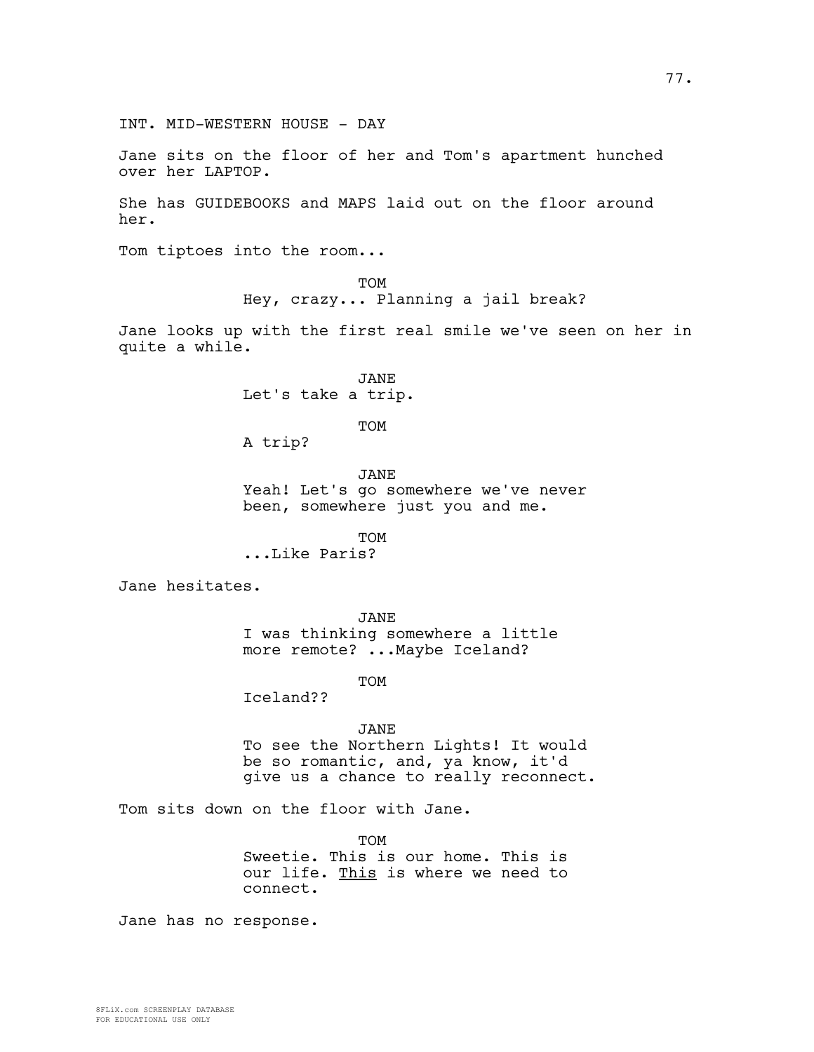INT. MID-WESTERN HOUSE - DAY

Jane sits on the floor of her and Tom's apartment hunched over her LAPTOP.

She has GUIDEBOOKS and MAPS laid out on the floor around her.

Tom tiptoes into the room...

TOM
Hey, crazy... Planning a jail break?

Jane looks up with the first real smile we've seen on her in quite a while.

JANE
Let's take a trip.

TOM
A trip?

JANE
Yeah! Let's go somewhere we've never been, somewhere just you and me.

TOM
...Like Paris?

Jane hesitates.

JANE
I was thinking somewhere a little more remote? ...Maybe Iceland?

TOM
Iceland??

JANE
To see the Northern Lights! It would be so romantic, and, ya know, it'd give us a chance to really reconnect.

Tom sits down on the floor with Jane.

TOM
Sweetie. This is our home. This is our life. <u>This</u> is where we need to connect.

Jane has no response.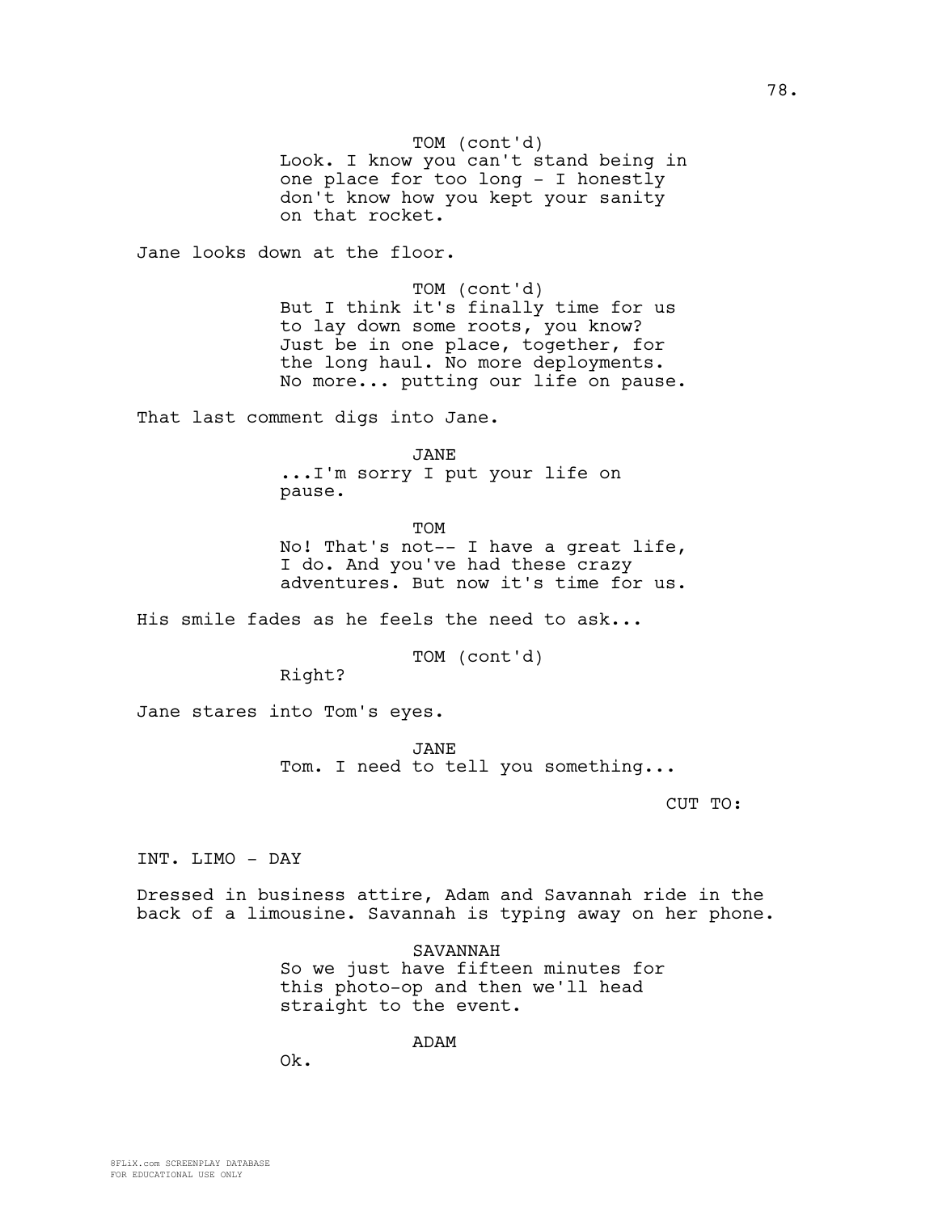TOM (cont'd)
Look. I know you can't stand being in one place for too long - I honestly don't know how you kept your sanity on that rocket.

Jane looks down at the floor.

TOM (cont'd)
But I think it's finally time for us to lay down some roots, you know? Just be in one place, together, for the long haul. No more deployments. No more... putting our life on pause.

That last comment digs into Jane.

JANE
...I'm sorry I put your life on pause.

TOM
No! That's not-- I have a great life, I do. And you've had these crazy adventures. But now it's time for us.

His smile fades as he feels the need to ask...

TOM (cont'd)
Right?

Jane stares into Tom's eyes.

JANE
Tom. I need to tell you something...

CUT TO:

INT. LIMO - DAY

Dressed in business attire, Adam and Savannah ride in the back of a limousine. Savannah is typing away on her phone.

SAVANNAH
So we just have fifteen minutes for this photo-op and then we'll head straight to the event.

ADAM
Ok.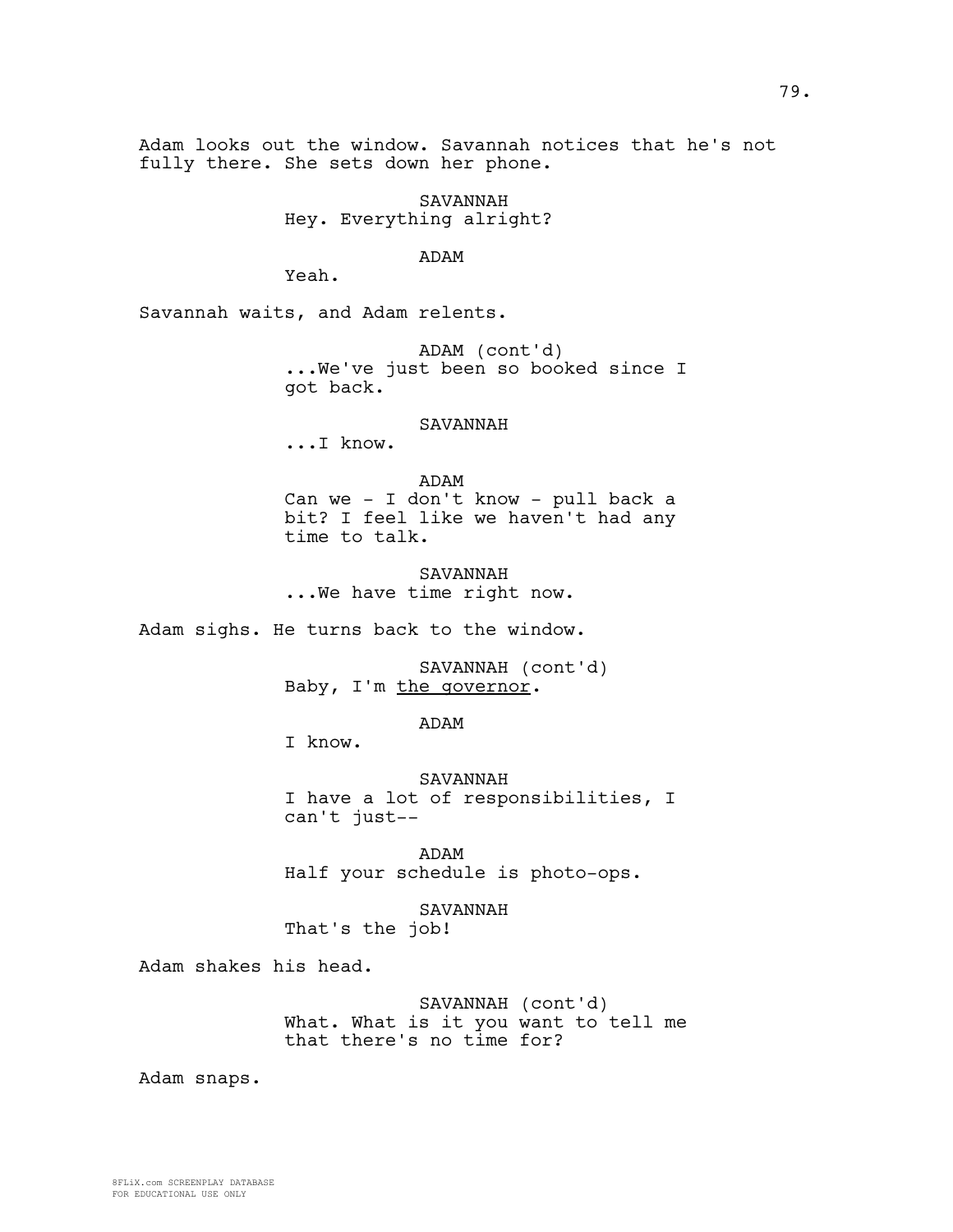Adam looks out the window. Savannah notices that he's not fully there. She sets down her phone.

SAVANNAH
Hey. Everything alright?

ADAM
Yeah.

Savannah waits, and Adam relents.

ADAM (cont'd)
...We've just been so booked since I got back.

SAVANNAH
...I know.

ADAM
Can we - I don't know - pull back a bit? I feel like we haven't had any time to talk.

SAVANNAH
...We have time right now.

Adam sighs. He turns back to the window.

SAVANNAH (cont'd)
Baby, I'm <u>the governor</u>.

ADAM
I know.

SAVANNAH
I have a lot of responsibilities, I can't just--

ADAM
Half your schedule is photo-ops.

SAVANNAH
That's the job!

Adam shakes his head.

SAVANNAH (cont'd)
What. What is it you want to tell me that there's no time for?

Adam snaps.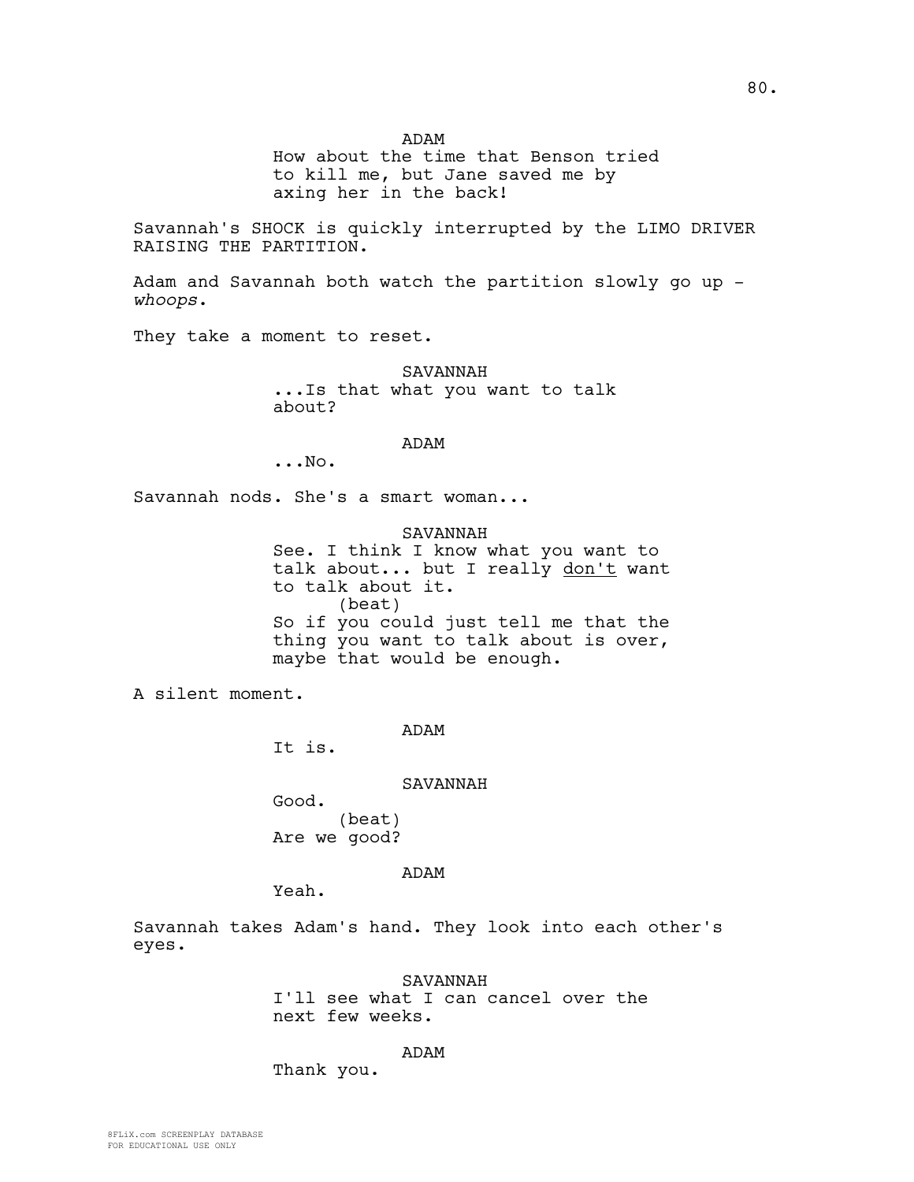ADAM

How about the time that Benson tried to kill me, but Jane saved me by axing her in the back!

Savannah's SHOCK is quickly interrupted by the LIMO DRIVER RAISING THE PARTITION.

Adam and Savannah both watch the partition slowly go up - *whoops*.

They take a moment to reset.

SAVANNAH

...Is that what you want to talk about?

ADAM

...No.

Savannah nods. She's a smart woman...

SAVANNAH

See. I think I know what you want to talk about... but I really <u>don't</u> want to talk about it.

(beat)

So if you could just tell me that the thing you want to talk about is over, maybe that would be enough.

A silent moment.

ADAM

It is.

SAVANNAH

Good.

(beat)

Are we good?

ADAM

Yeah.

Savannah takes Adam's hand. They look into each other's eyes.

SAVANNAH

I'll see what I can cancel over the next few weeks.

ADAM

Thank you.

8FLiX.com SCREENPLAY DATABASE
FOR EDUCATIONAL USE ONLY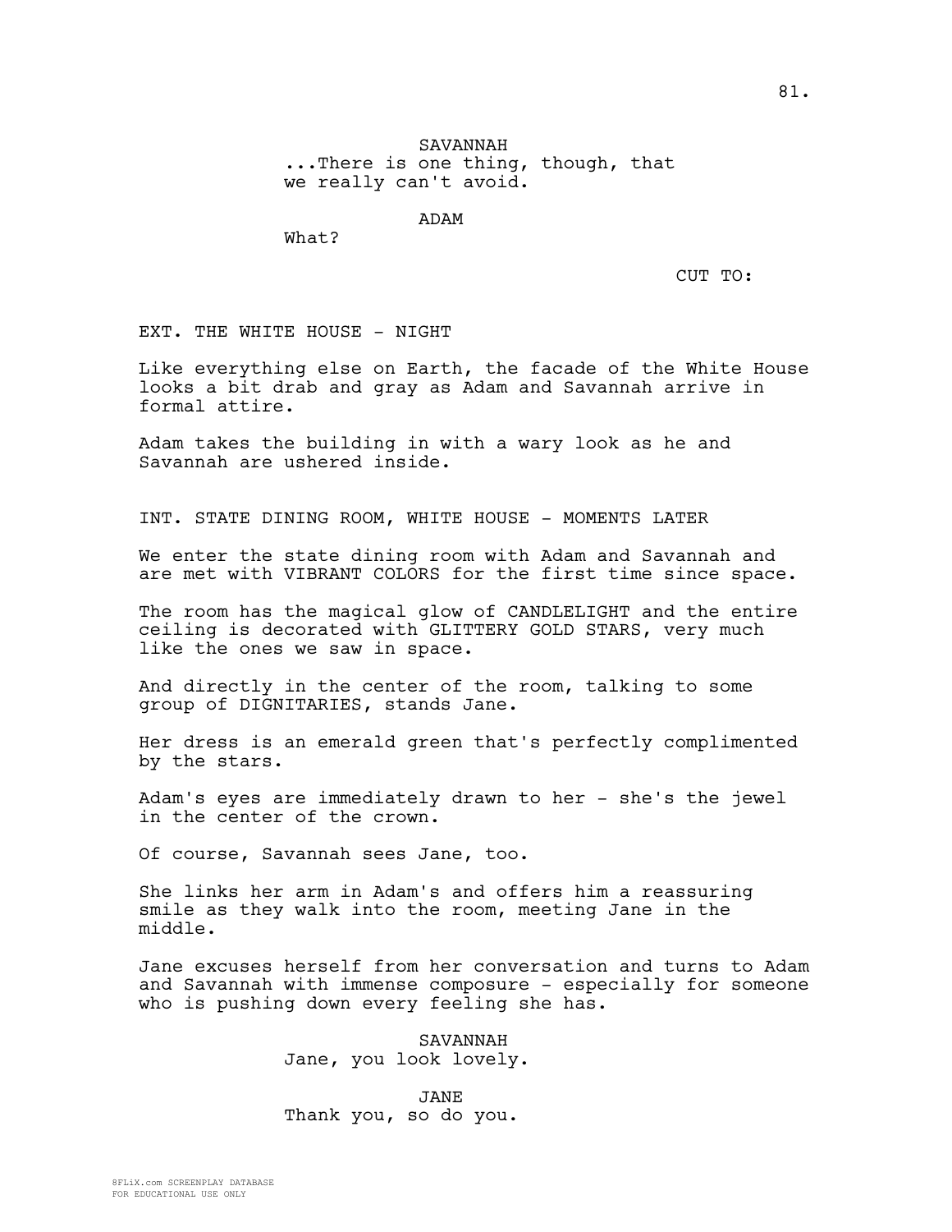SAVANNAH
...There is one thing, though, that we really can't avoid.

ADAM
What?

CUT TO:

EXT. THE WHITE HOUSE - NIGHT

Like everything else on Earth, the facade of the White House looks a bit drab and gray as Adam and Savannah arrive in formal attire.

Adam takes the building in with a wary look as he and Savannah are ushered inside.

INT. STATE DINING ROOM, WHITE HOUSE - MOMENTS LATER

We enter the state dining room with Adam and Savannah and are met with VIBRANT COLORS for the first time since space.

The room has the magical glow of CANDLELIGHT and the entire ceiling is decorated with GLITTERY GOLD STARS, very much like the ones we saw in space.

And directly in the center of the room, talking to some group of DIGNITARIES, stands Jane.

Her dress is an emerald green that's perfectly complimented by the stars.

Adam's eyes are immediately drawn to her - she's the jewel in the center of the crown.

Of course, Savannah sees Jane, too.

She links her arm in Adam's and offers him a reassuring smile as they walk into the room, meeting Jane in the middle.

Jane excuses herself from her conversation and turns to Adam and Savannah with immense composure - especially for someone who is pushing down every feeling she has.

SAVANNAH
Jane, you look lovely.

JANE
Thank you, so do you.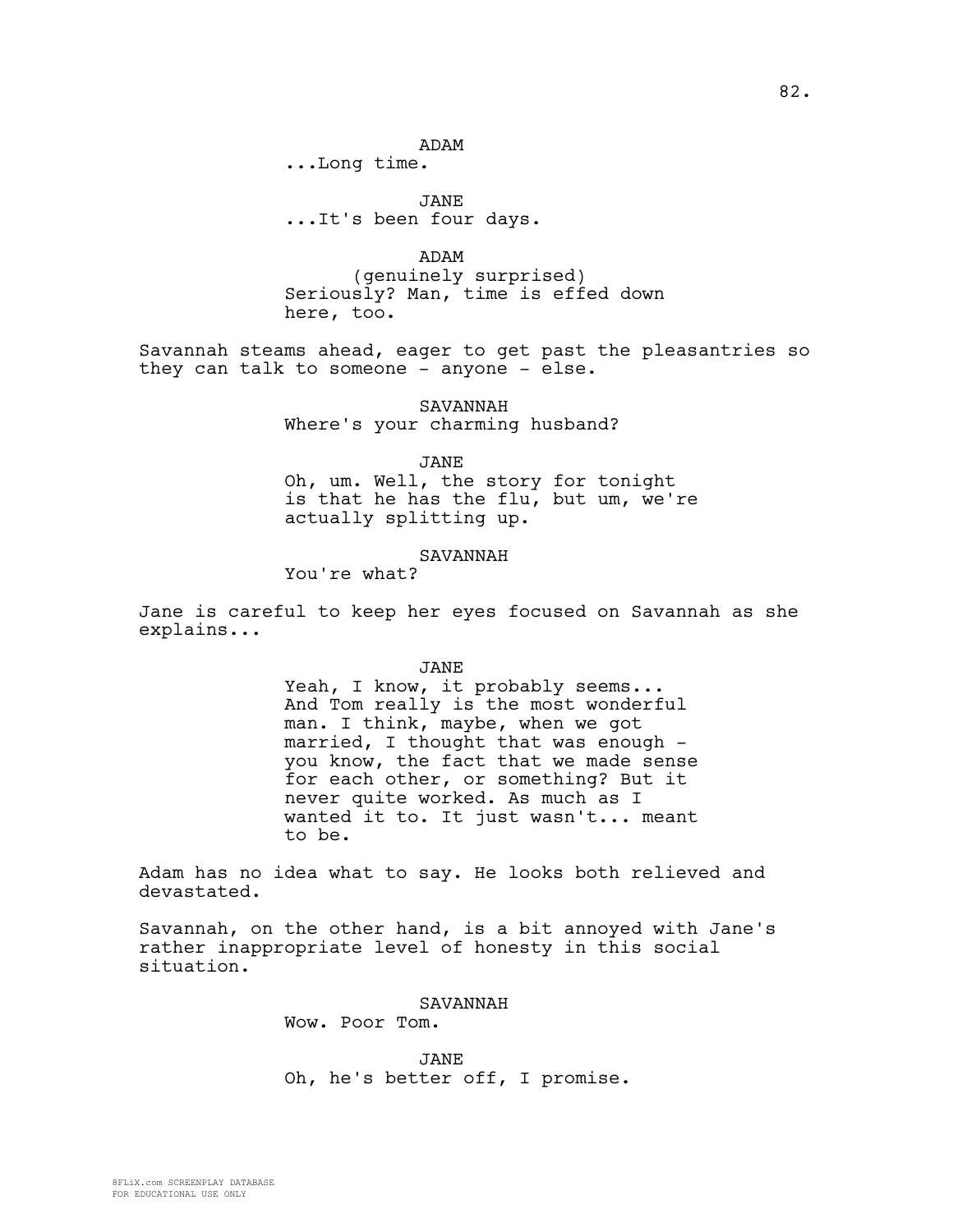ADAM
...Long time.

JANE
...It's been four days.

ADAM
(genuinely surprised)
Seriously? Man, time is effed down here, too.

Savannah steams ahead, eager to get past the pleasantries so they can talk to someone - anyone - else.

SAVANNAH
Where's your charming husband?

JANE
Oh, um. Well, the story for tonight is that he has the flu, but um, we're actually splitting up.

SAVANNAH
You're what?

Jane is careful to keep her eyes focused on Savannah as she explains...

JANE
Yeah, I know, it probably seems... And Tom really is the most wonderful man. I think, maybe, when we got married, I thought that was enough - you know, the fact that we made sense for each other, or something? But it never quite worked. As much as I wanted it to. It just wasn't... meant to be.

Adam has no idea what to say. He looks both relieved and devastated.

Savannah, on the other hand, is a bit annoyed with Jane's rather inappropriate level of honesty in this social situation.

SAVANNAH
Wow. Poor Tom.

JANE
Oh, he's better off, I promise.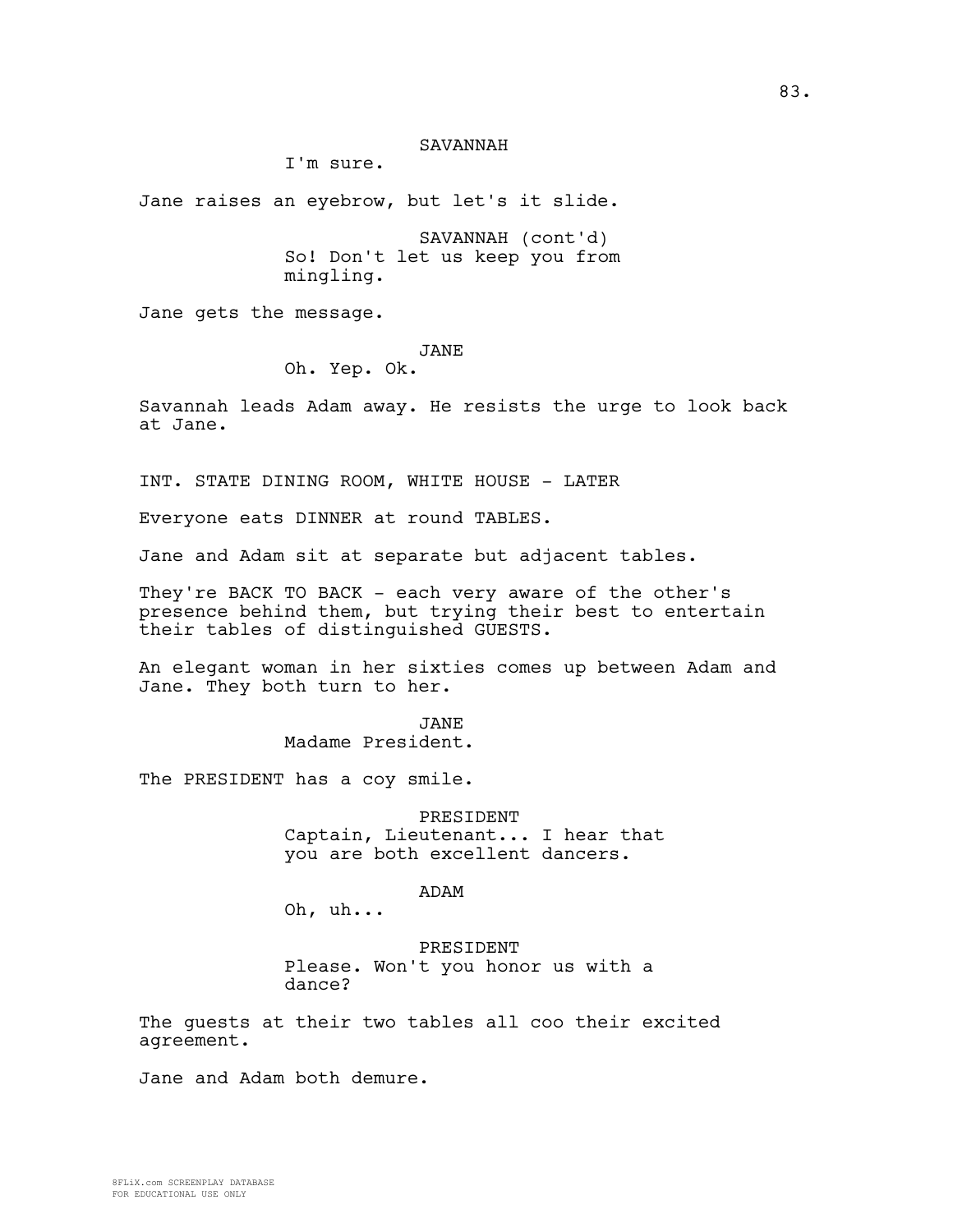SAVANNAH
I'm sure.

Jane raises an eyebrow, but let's it slide.

SAVANNAH (cont'd)
So! Don't let us keep you from mingling.

Jane gets the message.

JANE
Oh. Yep. Ok.

Savannah leads Adam away. He resists the urge to look back at Jane.

INT. STATE DINING ROOM, WHITE HOUSE - LATER

Everyone eats DINNER at round TABLES.

Jane and Adam sit at separate but adjacent tables.

They're BACK TO BACK - each very aware of the other's presence behind them, but trying their best to entertain their tables of distinguished GUESTS.

An elegant woman in her sixties comes up between Adam and Jane. They both turn to her.

JANE
Madame President.

The PRESIDENT has a coy smile.

PRESIDENT
Captain, Lieutenant... I hear that you are both excellent dancers.

ADAM
Oh, uh...

PRESIDENT
Please. Won't you honor us with a dance?

The guests at their two tables all coo their excited agreement.

Jane and Adam both demure.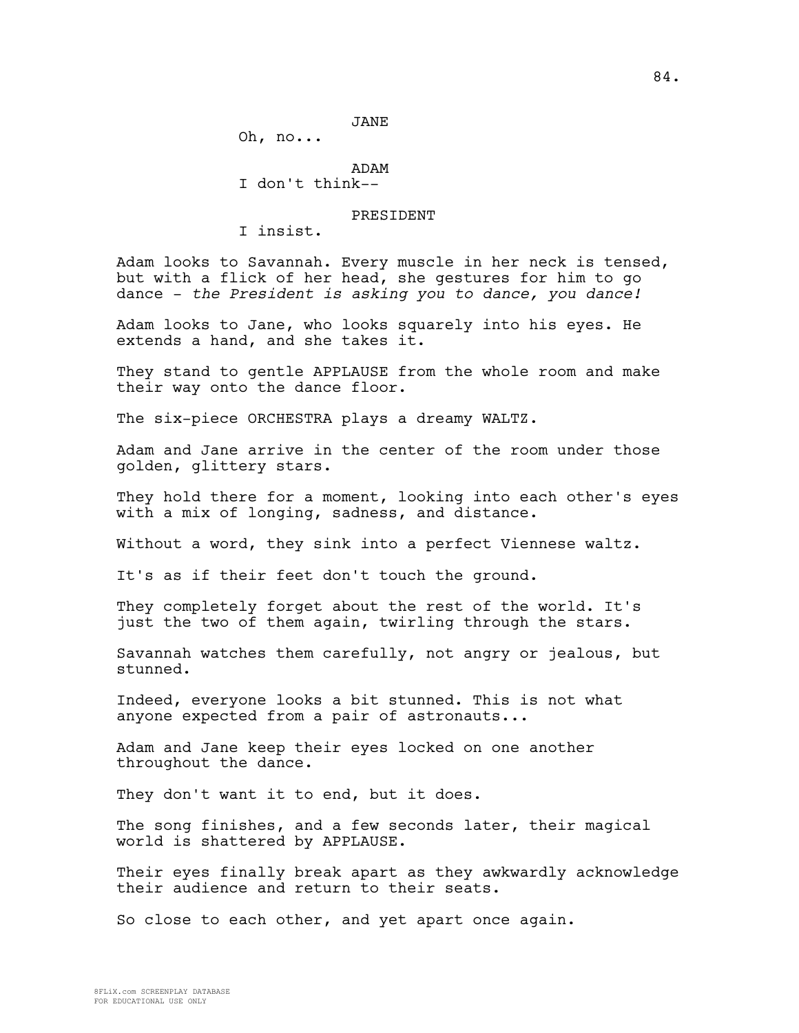JANE

Oh, no...

ADAM

I don't think--

PRESIDENT

I insist.

Adam looks to Savannah. Every muscle in her neck is tensed, but with a flick of her head, she gestures for him to go dance - *the President is asking you to dance, you dance!*

Adam looks to Jane, who looks squarely into his eyes. He extends a hand, and she takes it.

They stand to gentle APPLAUSE from the whole room and make their way onto the dance floor.

The six-piece ORCHESTRA plays a dreamy WALTZ.

Adam and Jane arrive in the center of the room under those golden, glittery stars.

They hold there for a moment, looking into each other's eyes with a mix of longing, sadness, and distance.

Without a word, they sink into a perfect Viennese waltz.

It's as if their feet don't touch the ground.

They completely forget about the rest of the world. It's just the two of them again, twirling through the stars.

Savannah watches them carefully, not angry or jealous, but stunned.

Indeed, everyone looks a bit stunned. This is not what anyone expected from a pair of astronauts...

Adam and Jane keep their eyes locked on one another throughout the dance.

They don't want it to end, but it does.

The song finishes, and a few seconds later, their magical world is shattered by APPLAUSE.

Their eyes finally break apart as they awkwardly acknowledge their audience and return to their seats.

So close to each other, and yet apart once again.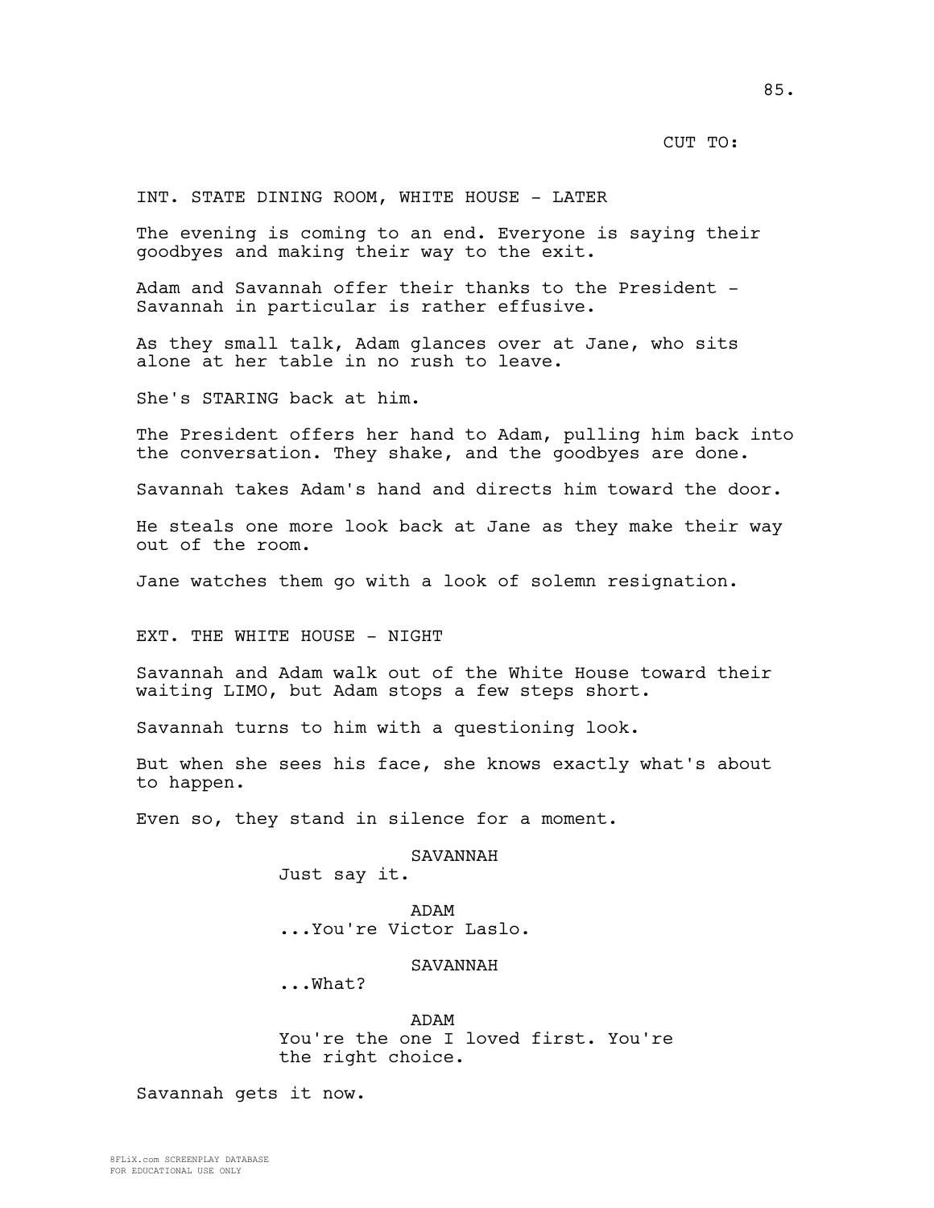CUT TO:

INT. STATE DINING ROOM, WHITE HOUSE - LATER

The evening is coming to an end. Everyone is saying their goodbyes and making their way to the exit.

Adam and Savannah offer their thanks to the President - Savannah in particular is rather effusive.

As they small talk, Adam glances over at Jane, who sits alone at her table in no rush to leave.

She's STARING back at him.

The President offers her hand to Adam, pulling him back into the conversation. They shake, and the goodbyes are done.

Savannah takes Adam's hand and directs him toward the door.

He steals one more look back at Jane as they make their way out of the room.

Jane watches them go with a look of solemn resignation.

EXT. THE WHITE HOUSE - NIGHT

Savannah and Adam walk out of the White House toward their waiting LIMO, but Adam stops a few steps short.

Savannah turns to him with a questioning look.

But when she sees his face, she knows exactly what's about to happen.

Even so, they stand in silence for a moment.

SAVANNAH
Just say it.

ADAM
...You're Victor Laslo.

SAVANNAH
...What?

ADAM
You're the one I loved first. You're the right choice.

Savannah gets it now.

8FLiX.com SCREENPLAY DATABASE
FOR EDUCATIONAL USE ONLY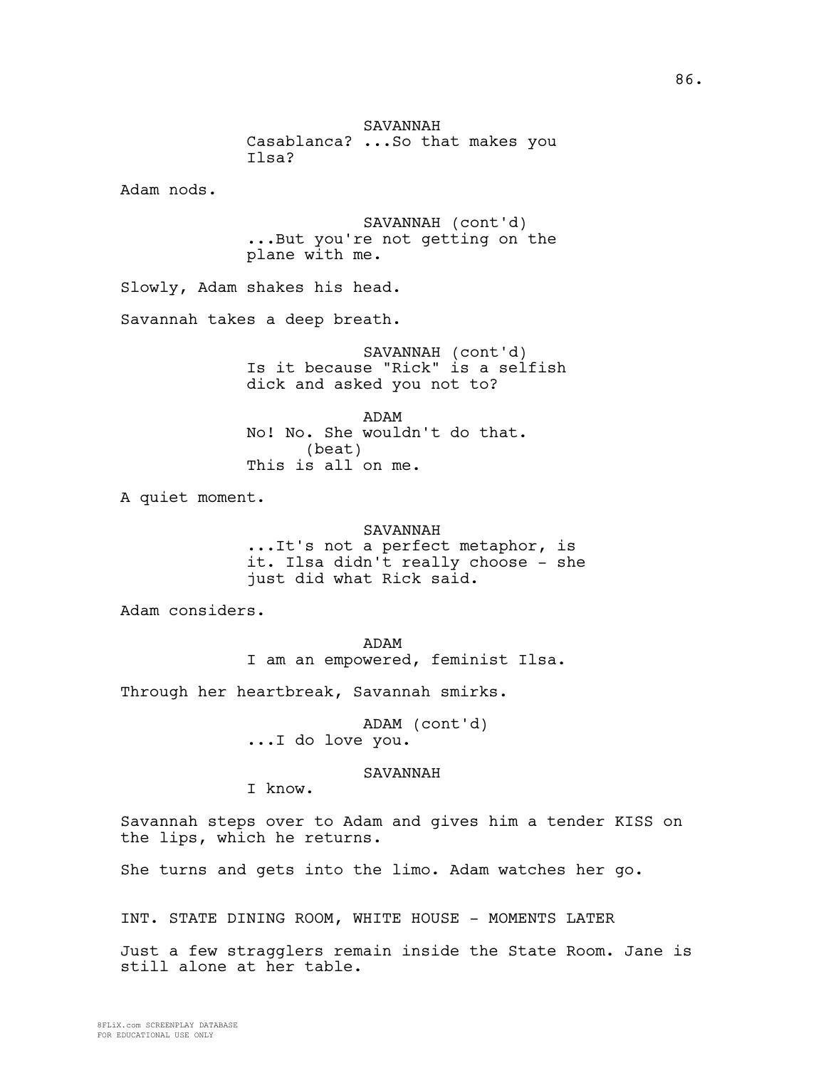SAVANNAH
Casablanca? ...So that makes you Ilsa?

Adam nods.

SAVANNAH (cont'd)
...But you're not getting on the plane with me.

Slowly, Adam shakes his head.

Savannah takes a deep breath.

SAVANNAH (cont'd)
Is it because "Rick" is a selfish dick and asked you not to?

ADAM
No! No. She wouldn't do that.
(beat)
This is all on me.

A quiet moment.

SAVANNAH
...It's not a perfect metaphor, is it. Ilsa didn't really choose - she just did what Rick said.

Adam considers.

ADAM
I am an empowered, feminist Ilsa.

Through her heartbreak, Savannah smirks.

ADAM (cont'd)
...I do love you.

SAVANNAH
I know.

Savannah steps over to Adam and gives him a tender KISS on the lips, which he returns.

She turns and gets into the limo. Adam watches her go.

INT. STATE DINING ROOM, WHITE HOUSE - MOMENTS LATER

Just a few stragglers remain inside the State Room. Jane is still alone at her table.

8FLiX.com SCREENPLAY DATABASE
FOR EDUCATIONAL USE ONLY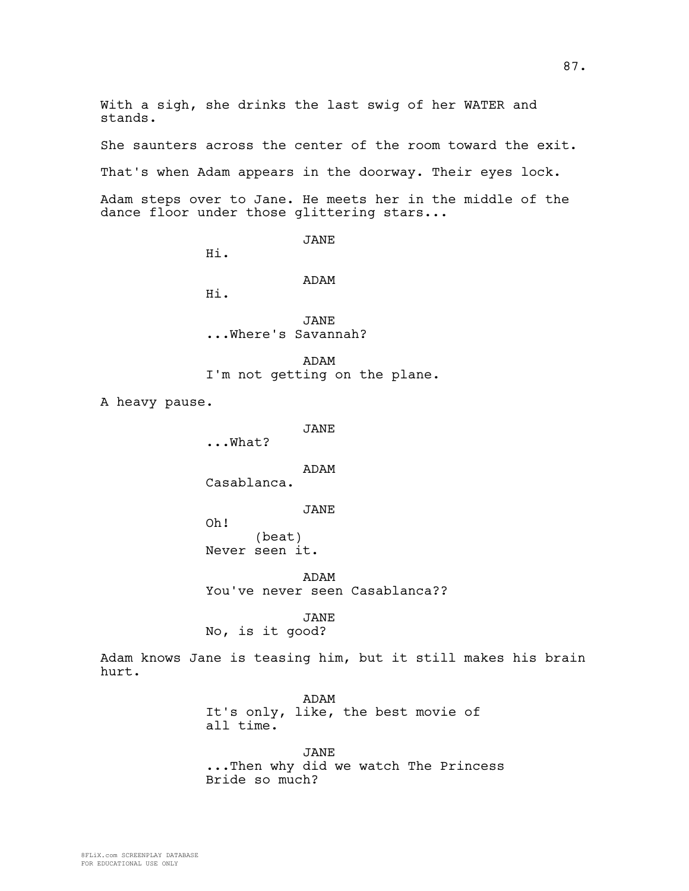With a sigh, she drinks the last swig of her WATER and stands.

She saunters across the center of the room toward the exit.

That's when Adam appears in the doorway. Their eyes lock.

Adam steps over to Jane. He meets her in the middle of the dance floor under those glittering stars...

JANE
Hi.

ADAM
Hi.

JANE
...Where's Savannah?

ADAM
I'm not getting on the plane.

A heavy pause.

JANE
...What?

ADAM
Casablanca.

JANE
Oh!
(beat)
Never seen it.

ADAM
You've never seen Casablanca??

JANE
No, is it good?

Adam knows Jane is teasing him, but it still makes his brain hurt.

ADAM
It's only, like, the best movie of all time.

JANE
...Then why did we watch The Princess Bride so much?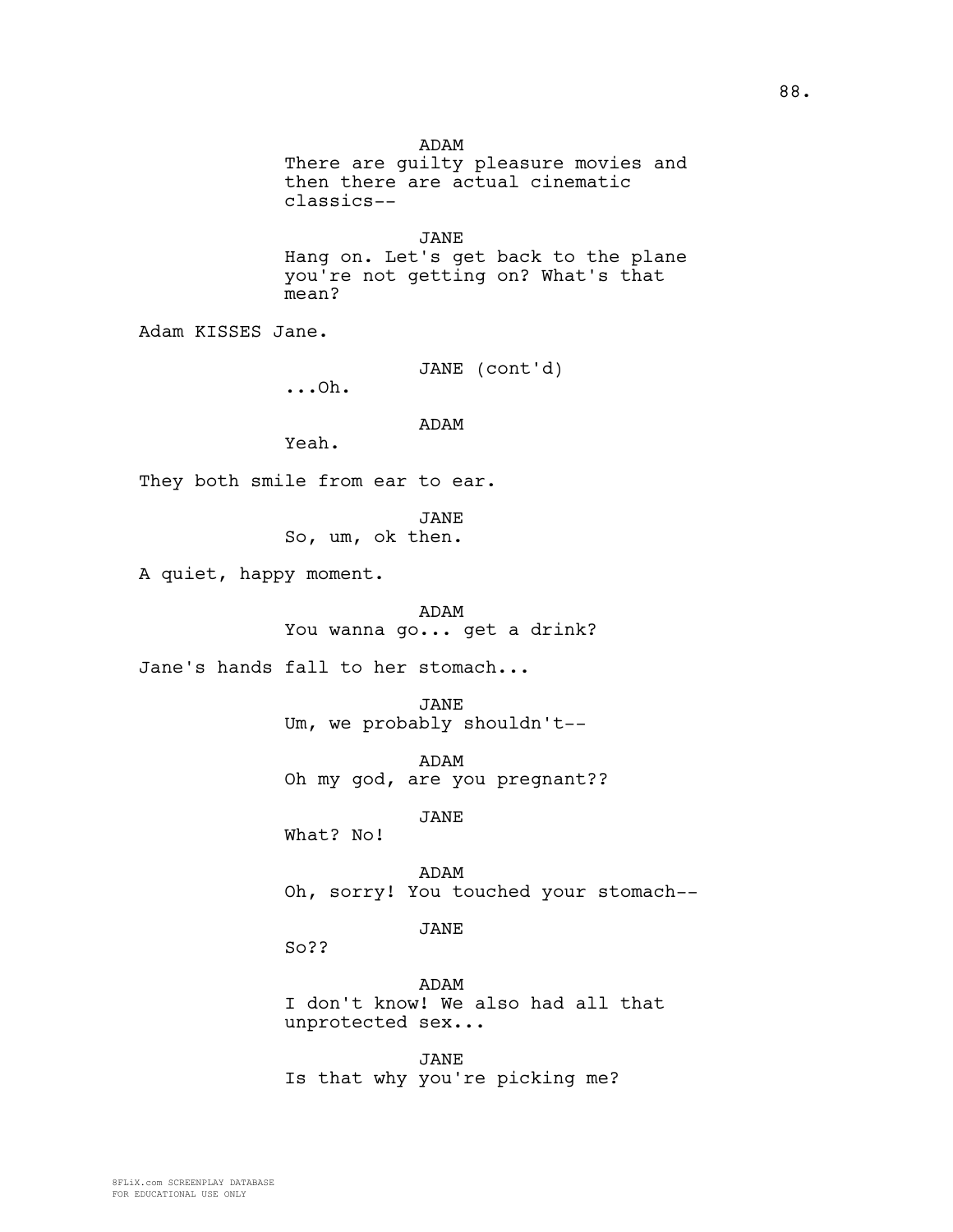ADAM
There are guilty pleasure movies and then there are actual cinematic classics--

JANE
Hang on. Let's get back to the plane you're not getting on? What's that mean?

Adam KISSES Jane.

JANE (cont'd)
...Oh.

ADAM
Yeah.

They both smile from ear to ear.

JANE
So, um, ok then.

A quiet, happy moment.

ADAM
You wanna go... get a drink?

Jane's hands fall to her stomach...

JANE
Um, we probably shouldn't--

ADAM
Oh my god, are you pregnant??

JANE
What? No!

ADAM
Oh, sorry! You touched your stomach--

JANE
So??

ADAM
I don't know! We also had all that unprotected sex...

JANE
Is that why you're picking me?

8FLiX.com SCREENPLAY DATABASE
FOR EDUCATIONAL USE ONLY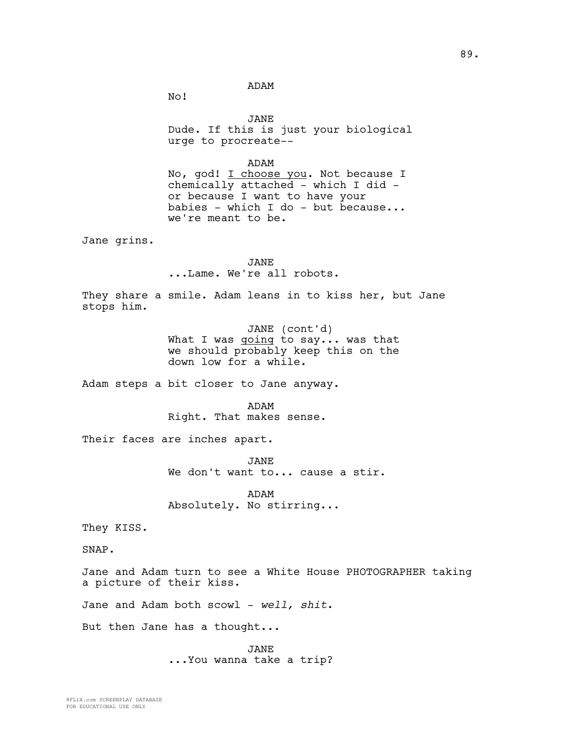ADAM

No!

JANE

Dude. If this is just your biological urge to procreate--

ADAM

No, god! <u>I choose you</u>. Not because I chemically attached - which I did - or because I want to have your babies - which I do - but because... we're meant to be.

Jane grins.

JANE

...Lame. We're all robots.

They share a smile. Adam leans in to kiss her, but Jane stops him.

JANE (cont'd)

What I was <u>going</u> to say... was that we should probably keep this on the down low for a while.

Adam steps a bit closer to Jane anyway.

ADAM

Right. That makes sense.

Their faces are inches apart.

JANE

We don't want to... cause a stir.

ADAM

Absolutely. No stirring...

They KISS.

SNAP.

Jane and Adam turn to see a White House PHOTOGRAPHER taking a picture of their kiss.

Jane and Adam both scowl - *well, shit*.

But then Jane has a thought...

JANE

...You wanna take a trip?

8FLiX.com SCREENPLAY DATABASE
FOR EDUCATIONAL USE ONLY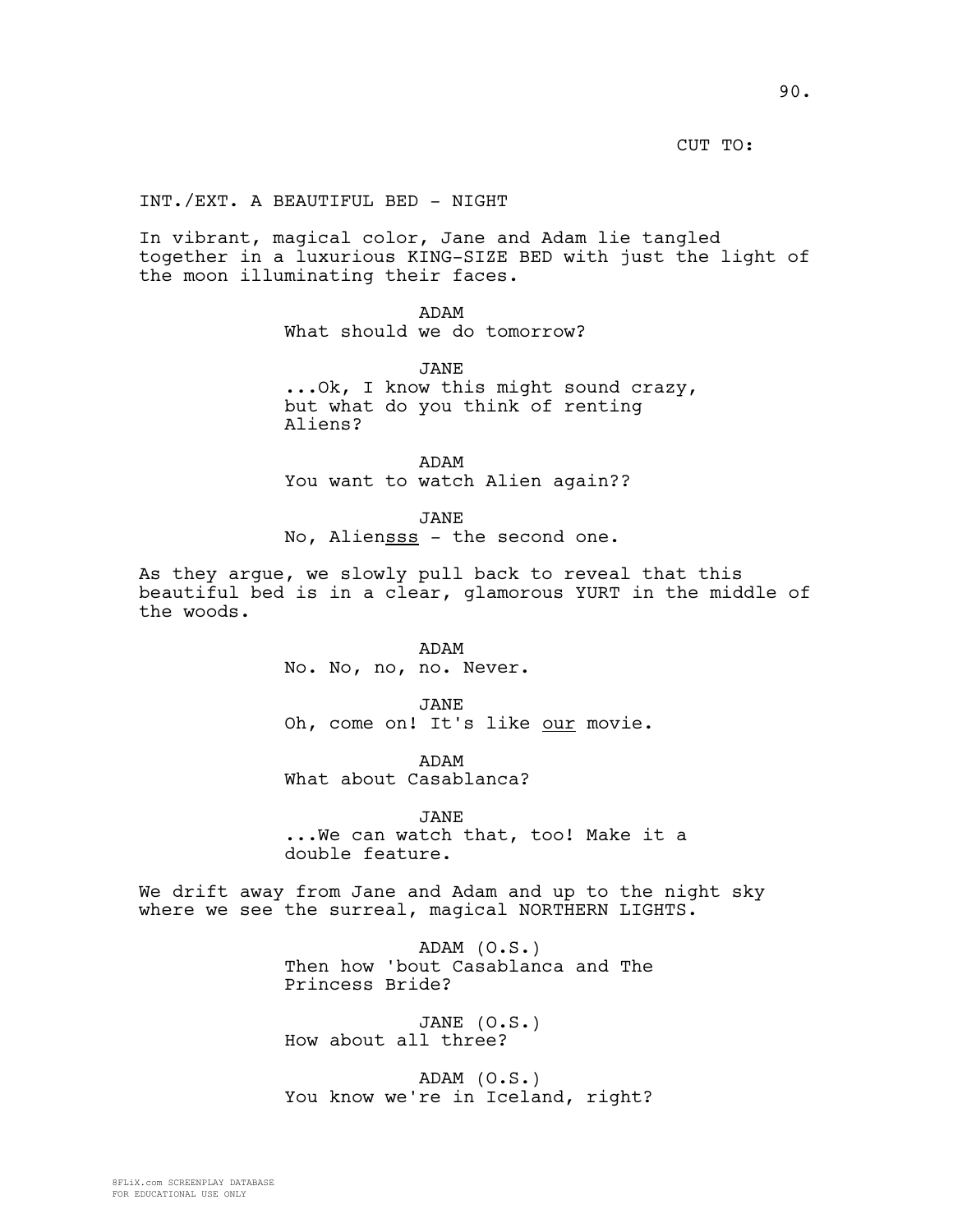CUT TO:

INT./EXT. A BEAUTIFUL BED - NIGHT

In vibrant, magical color, Jane and Adam lie tangled together in a luxurious KING-SIZE BED with just the light of the moon illuminating their faces.

ADAM
What should we do tomorrow?

JANE
...Ok, I know this might sound crazy, but what do you think of renting Aliens?

ADAM
You want to watch Alien again??

JANE
No, Alien<u>sss</u> - the second one.

As they argue, we slowly pull back to reveal that this beautiful bed is in a clear, glamorous YURT in the middle of the woods.

ADAM
No. No, no, no. Never.

JANE
Oh, come on! It's like <u>our</u> movie.

ADAM
What about Casablanca?

JANE
...We can watch that, too! Make it a double feature.

We drift away from Jane and Adam and up to the night sky where we see the surreal, magical NORTHERN LIGHTS.

ADAM (O.S.)
Then how 'bout Casablanca and The Princess Bride?

JANE (O.S.)
How about all three?

ADAM (O.S.)
You know we're in Iceland, right?

8FLiX.com SCREENPLAY DATABASE
FOR EDUCATIONAL USE ONLY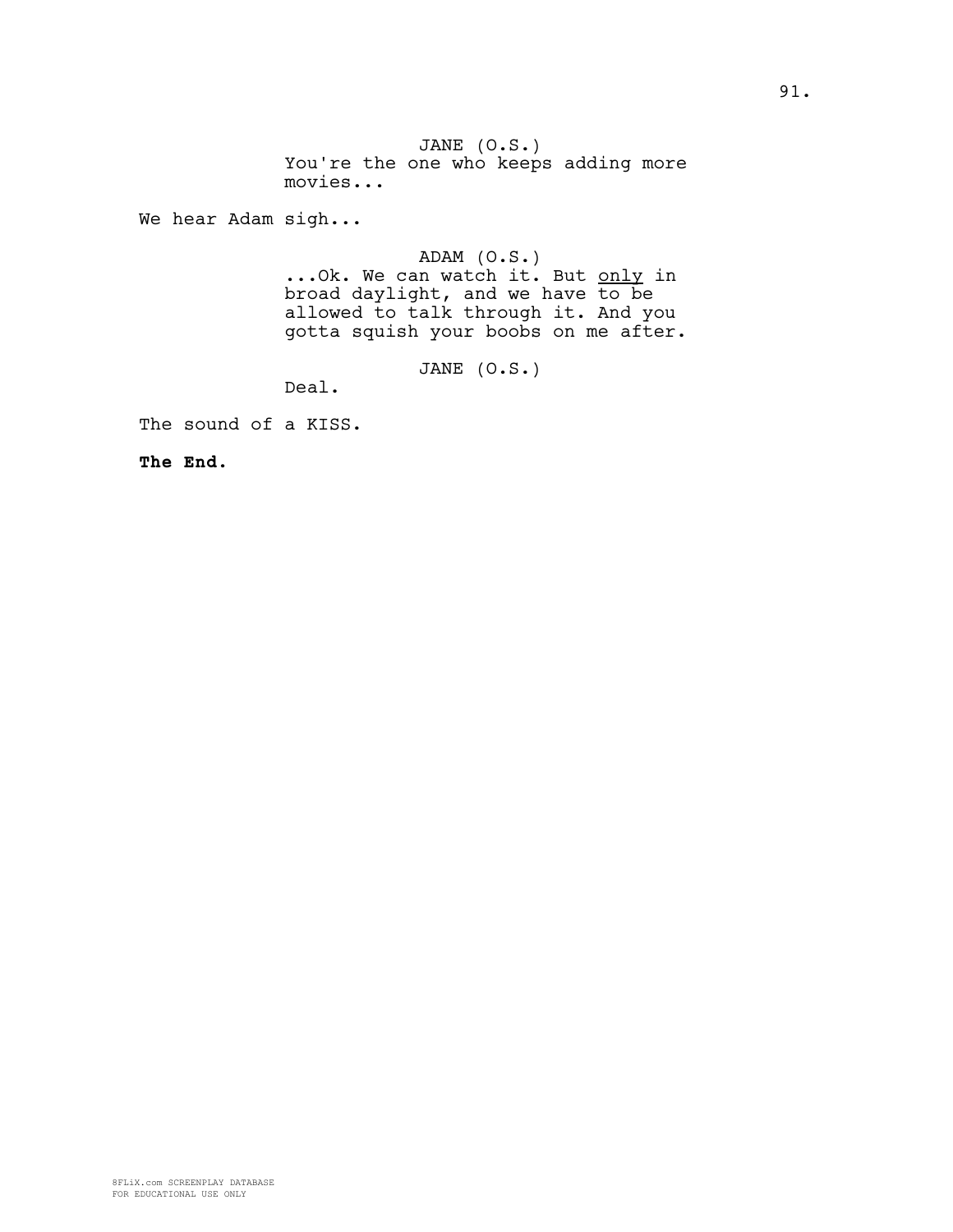JANE (O.S.)
You're the one who keeps adding more movies...

We hear Adam sigh...

ADAM (O.S.)
...Ok. We can watch it. But <u>only</u> in broad daylight, and we have to be allowed to talk through it. And you gotta squish your boobs on me after.

JANE (O.S.)
Deal.

The sound of a KISS.

**The End.**

8FLiX.com SCREENPLAY DATABASE
FOR EDUCATIONAL USE ONLY